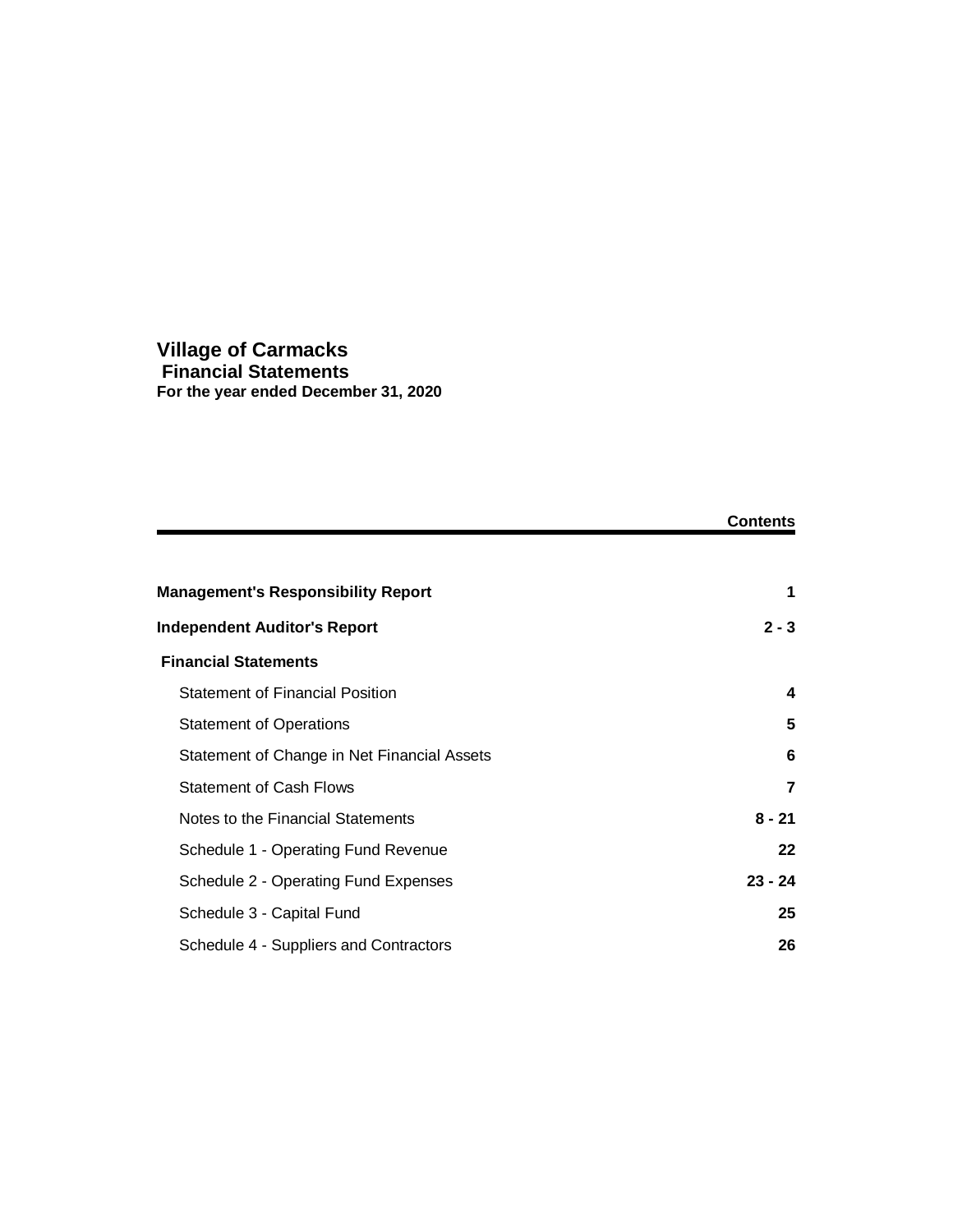# Village of Carmacks
## Financial Statements
**For the year ended December 31, 2020**

| | **Contents** |
|---|---|
| **Management's Responsibility Report** | **1** |
| **Independent Auditor's Report** | **2 - 3** |
| **Financial Statements** | |
| Statement of Financial Position | **4** |
| Statement of Operations | **5** |
| Statement of Change in Net Financial Assets | **6** |
| Statement of Cash Flows | **7** |
| Notes to the Financial Statements | **8 - 21** |
| Schedule 1 - Operating Fund Revenue | **22** |
| Schedule 2 - Operating Fund Expenses | **23 - 24** |
| Schedule 3 - Capital Fund | **25** |
| Schedule 4 - Suppliers and Contractors | **26** |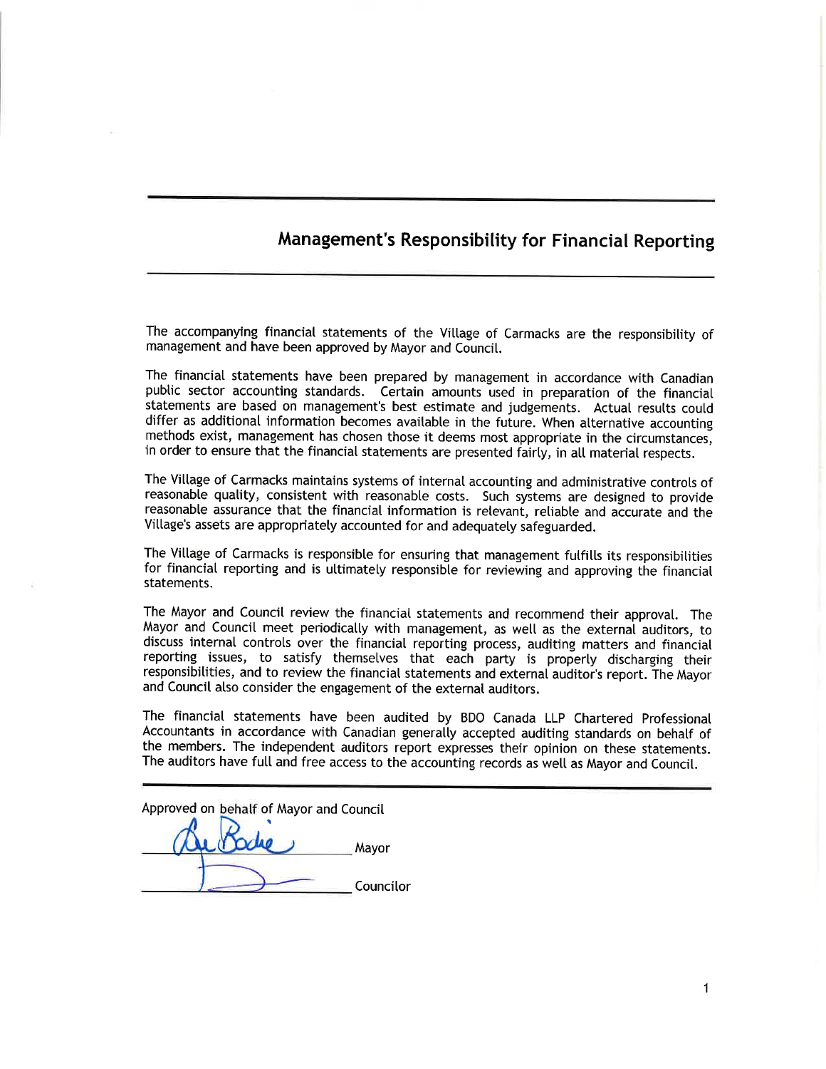# Management's Responsibility for Financial Reporting

The accompanying financial statements of the Village of Carmacks are the responsibility of management and have been approved by Mayor and Council.

The financial statements have been prepared by management in accordance with Canadian public sector accounting standards. Certain amounts used in preparation of the financial statements are based on management's best estimate and judgements. Actual results could differ as additional information becomes available in the future. When alternative accounting methods exist, management has chosen those it deems most appropriate in the circumstances, in order to ensure that the financial statements are presented fairly, in all material respects.

The Village of Carmacks maintains systems of internal accounting and administrative controls of reasonable quality, consistent with reasonable costs. Such systems are designed to provide reasonable assurance that the financial information is relevant, reliable and accurate and the Village's assets are appropriately accounted for and adequately safeguarded.

The Village of Carmacks is responsible for ensuring that management fulfills its responsibilities for financial reporting and is ultimately responsible for reviewing and approving the financial statements.

The Mayor and Council review the financial statements and recommend their approval. The Mayor and Council meet periodically with management, as well as the external auditors, to discuss internal controls over the financial reporting process, auditing matters and financial reporting issues, to satisfy themselves that each party is properly discharging their responsibilities, and to review the financial statements and external auditor's report. The Mayor and Council also consider the engagement of the external auditors.

The financial statements have been audited by BDO Canada LLP Chartered Professional Accountants in accordance with Canadian generally accepted auditing standards on behalf of the members. The independent auditors report expresses their opinion on these statements. The auditors have full and free access to the accounting records as well as Mayor and Council.

Approved on behalf of Mayor and Council

_______________ Mayor

_______________ Councilor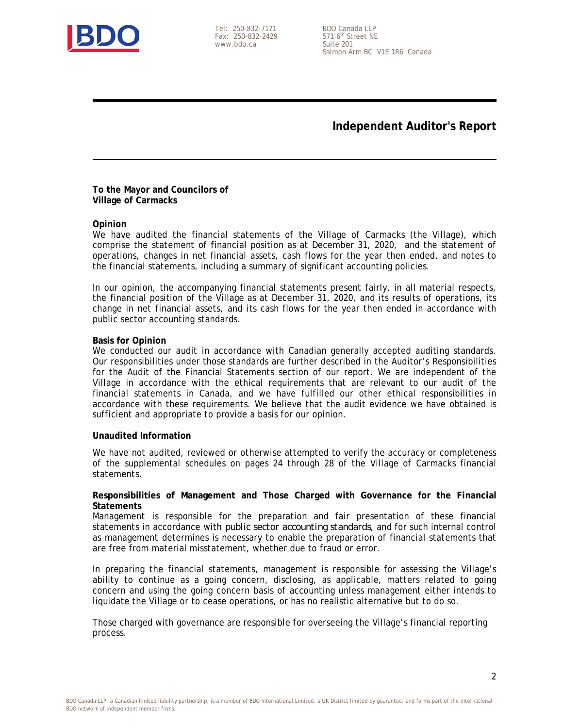Tel: 250-832-7171
Fax: 250-832-2429
www.bdo.ca

BDO Canada LLP
571 6th Street NE
Suite 201
Salmon Arm BC V1E 1R6 Canada

# Independent Auditor's Report

**To the Mayor and Councilors of**
**Village of Carmacks**

**Opinion**

We have audited the financial statements of the Village of Carmacks (the Village), which comprise the statement of financial position as at December 31, 2020, and the statement of operations, changes in net financial assets, cash flows for the year then ended, and notes to the financial statements, including a summary of significant accounting policies.

In our opinion, the accompanying financial statements present fairly, in all material respects, the financial position of the Village as at December 31, 2020, and its results of operations, its change in net financial assets, and its cash flows for the year then ended in accordance with public sector accounting standards.

**Basis for Opinion**

We conducted our audit in accordance with Canadian generally accepted auditing standards. Our responsibilities under those standards are further described in the Auditor's Responsibilities for the Audit of the Financial Statements section of our report. We are independent of the Village in accordance with the ethical requirements that are relevant to our audit of the financial statements in Canada, and we have fulfilled our other ethical responsibilities in accordance with these requirements. We believe that the audit evidence we have obtained is sufficient and appropriate to provide a basis for our opinion.

**Unaudited Information**

We have not audited, reviewed or otherwise attempted to verify the accuracy or completeness of the supplemental schedules on pages 24 through 28 of the Village of Carmacks financial statements.

**Responsibilities of Management and Those Charged with Governance for the Financial Statements**

Management is responsible for the preparation and fair presentation of these financial statements in accordance with public sector accounting standards, and for such internal control as management determines is necessary to enable the preparation of financial statements that are free from material misstatement, whether due to fraud or error.

In preparing the financial statements, management is responsible for assessing the Village's ability to continue as a going concern, disclosing, as applicable, matters related to going concern and using the going concern basis of accounting unless management either intends to liquidate the Village or to cease operations, or has no realistic alternative but to do so.

Those charged with governance are responsible for overseeing the Village's financial reporting process.

BDO Canada LLP, a Canadian limited liability partnership, is a member of BDO International Limited, a UK District limited by guarantee, and forms part of the international BDO network of independent member firms.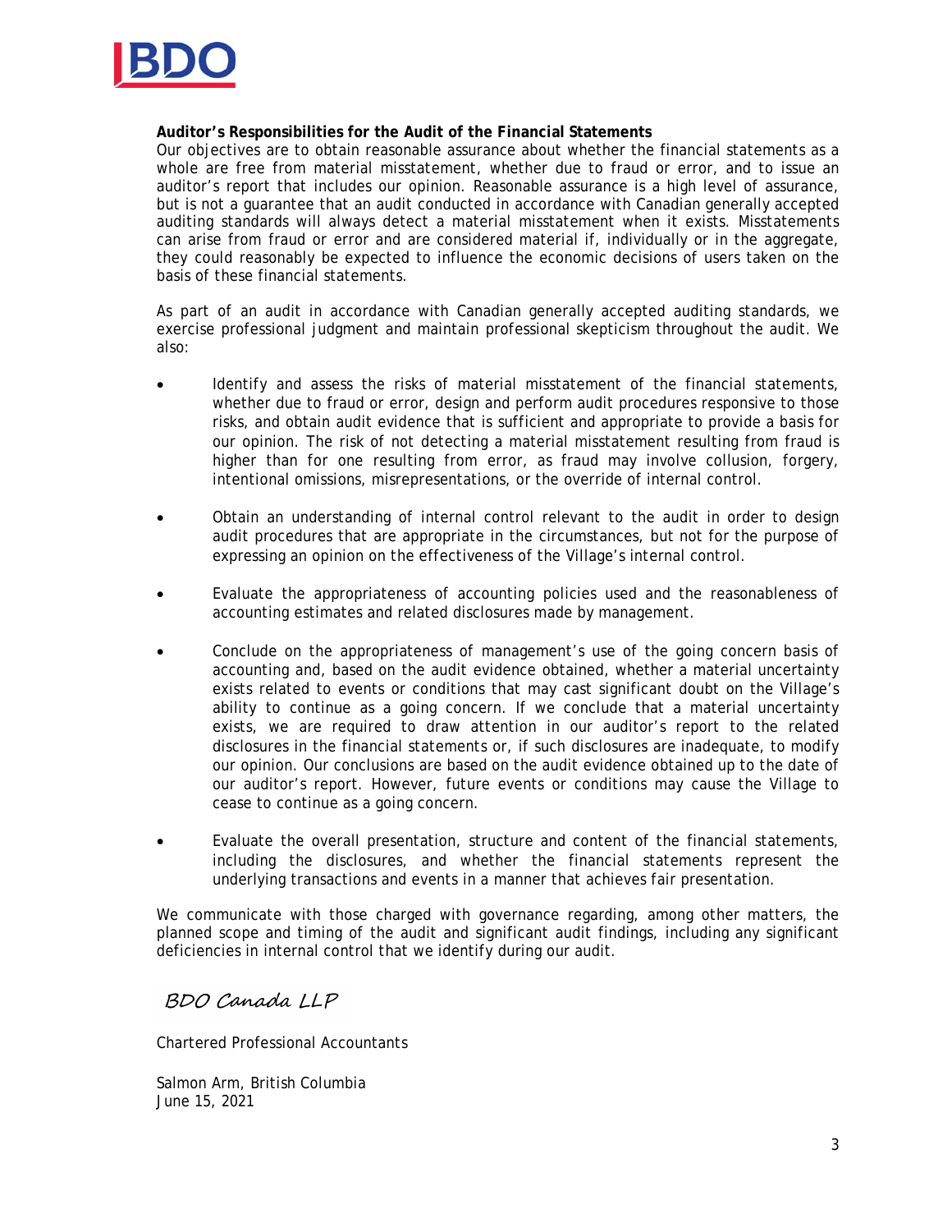**Auditor's Responsibilities for the Audit of the Financial Statements**

Our objectives are to obtain reasonable assurance about whether the financial statements as a whole are free from material misstatement, whether due to fraud or error, and to issue an auditor's report that includes our opinion. Reasonable assurance is a high level of assurance, but is not a guarantee that an audit conducted in accordance with Canadian generally accepted auditing standards will always detect a material misstatement when it exists. Misstatements can arise from fraud or error and are considered material if, individually or in the aggregate, they could reasonably be expected to influence the economic decisions of users taken on the basis of these financial statements.

As part of an audit in accordance with Canadian generally accepted auditing standards, we exercise professional judgment and maintain professional skepticism throughout the audit. We also:

- Identify and assess the risks of material misstatement of the financial statements, whether due to fraud or error, design and perform audit procedures responsive to those risks, and obtain audit evidence that is sufficient and appropriate to provide a basis for our opinion. The risk of not detecting a material misstatement resulting from fraud is higher than for one resulting from error, as fraud may involve collusion, forgery, intentional omissions, misrepresentations, or the override of internal control.

- Obtain an understanding of internal control relevant to the audit in order to design audit procedures that are appropriate in the circumstances, but not for the purpose of expressing an opinion on the effectiveness of the Village's internal control.

- Evaluate the appropriateness of accounting policies used and the reasonableness of accounting estimates and related disclosures made by management.

- Conclude on the appropriateness of management's use of the going concern basis of accounting and, based on the audit evidence obtained, whether a material uncertainty exists related to events or conditions that may cast significant doubt on the Village's ability to continue as a going concern. If we conclude that a material uncertainty exists, we are required to draw attention in our auditor's report to the related disclosures in the financial statements or, if such disclosures are inadequate, to modify our opinion. Our conclusions are based on the audit evidence obtained up to the date of our auditor's report. However, future events or conditions may cause the Village to cease to continue as a going concern.

- Evaluate the overall presentation, structure and content of the financial statements, including the disclosures, and whether the financial statements represent the underlying transactions and events in a manner that achieves fair presentation.

We communicate with those charged with governance regarding, among other matters, the planned scope and timing of the audit and significant audit findings, including any significant deficiencies in internal control that we identify during our audit.

*BDO Canada LLP*

Chartered Professional Accountants

Salmon Arm, British Columbia
June 15, 2021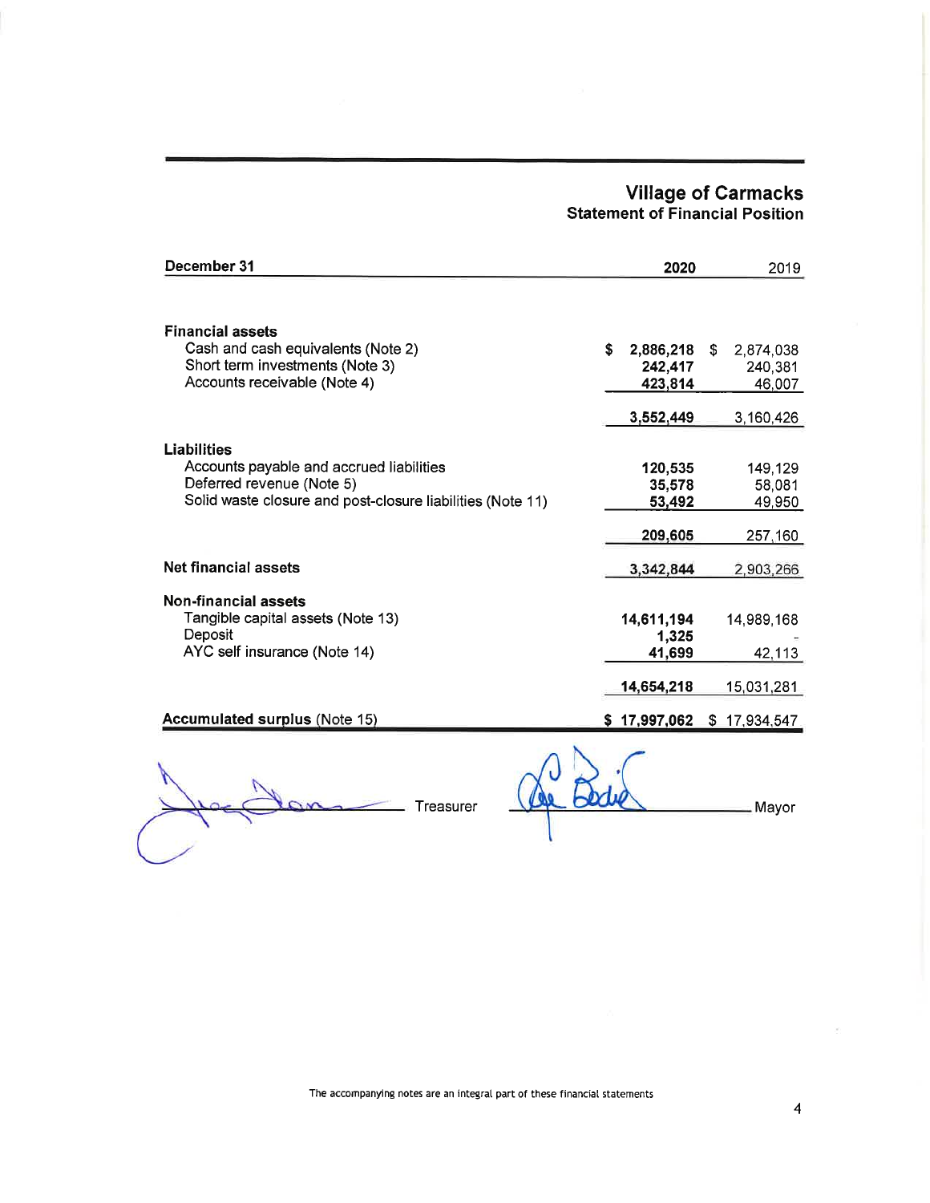# Village of Carmacks

## Statement of Financial Position

| December 31 | 2020 | 2019 |
|---|---|---|
| **Financial assets** | | |
| Cash and cash equivalents (Note 2) | $ 2,886,218 | $ 2,874,038 |
| Short term investments (Note 3) | 242,417 | 240,381 |
| Accounts receivable (Note 4) | 423,814 | 46,007 |
| | 3,552,449 | 3,160,426 |
| **Liabilities** | | |
| Accounts payable and accrued liabilities | 120,535 | 149,129 |
| Deferred revenue (Note 5) | 35,578 | 58,081 |
| Solid waste closure and post-closure liabilities (Note 11) | 53,492 | 49,950 |
| | 209,605 | 257,160 |
| **Net financial assets** | 3,342,844 | 2,903,266 |
| **Non-financial assets** | | |
| Tangible capital assets (Note 13) | 14,611,194 | 14,989,168 |
| Deposit | 1,325 | - |
| AYC self insurance (Note 14) | 41,699 | 42,113 |
| | 14,654,218 | 15,031,281 |
| **Accumulated surplus** (Note 15) | $ 17,997,062 | $ 17,934,547 |

Treasurer

Mayor

The accompanying notes are an integral part of these financial statements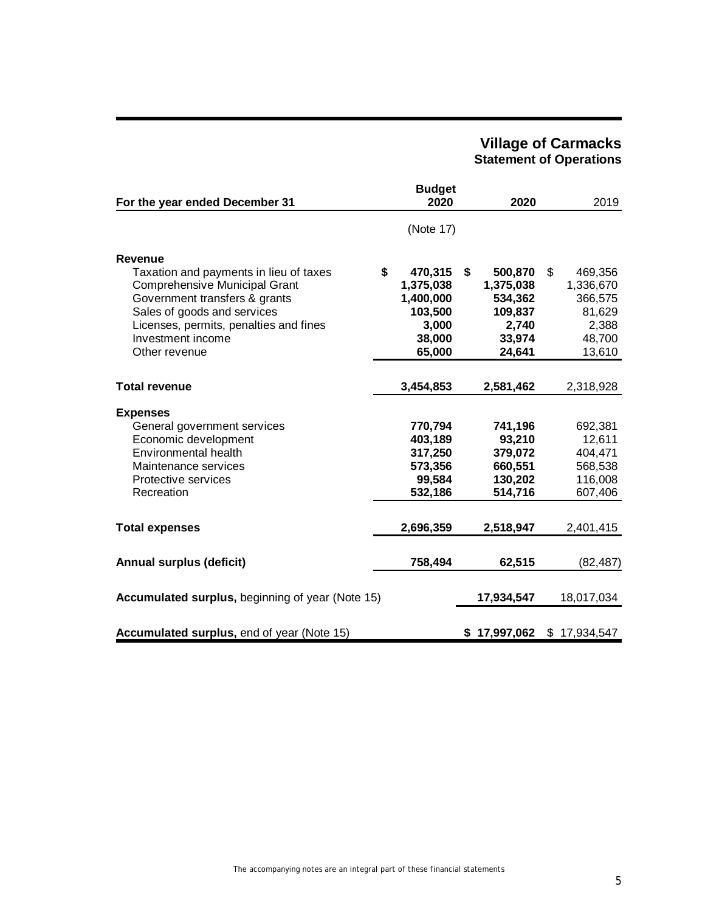# Village of Carmacks
## Statement of Operations

| For the year ended December 31 | Budget 2020 | 2020 | 2019 |
|---|---|---|---|
| | (Note 17) | | |
| **Revenue** | | | |
| Taxation and payments in lieu of taxes | **$ 470,315** | **$ 500,870** | $ 469,356 |
| Comprehensive Municipal Grant | **1,375,038** | **1,375,038** | 1,336,670 |
| Government transfers & grants | **1,400,000** | **534,362** | 366,575 |
| Sales of goods and services | **103,500** | **109,837** | 81,629 |
| Licenses, permits, penalties and fines | **3,000** | **2,740** | 2,388 |
| Investment income | **38,000** | **33,974** | 48,700 |
| Other revenue | **65,000** | **24,641** | 13,610 |
| **Total revenue** | **3,454,853** | **2,581,462** | 2,318,928 |
| **Expenses** | | | |
| General government services | **770,794** | **741,196** | 692,381 |
| Economic development | **403,189** | **93,210** | 12,611 |
| Environmental health | **317,250** | **379,072** | 404,471 |
| Maintenance services | **573,356** | **660,551** | 568,538 |
| Protective services | **99,584** | **130,202** | 116,008 |
| Recreation | **532,186** | **514,716** | 607,406 |
| **Total expenses** | **2,696,359** | **2,518,947** | 2,401,415 |
| **Annual surplus (deficit)** | **758,494** | **62,515** | (82,487) |
| **Accumulated surplus,** beginning of year (Note 15) | | **17,934,547** | 18,017,034 |
| **Accumulated surplus,** end of year (Note 15) | | **$ 17,997,062** | $ 17,934,547 |

The accompanying notes are an integral part of these financial statements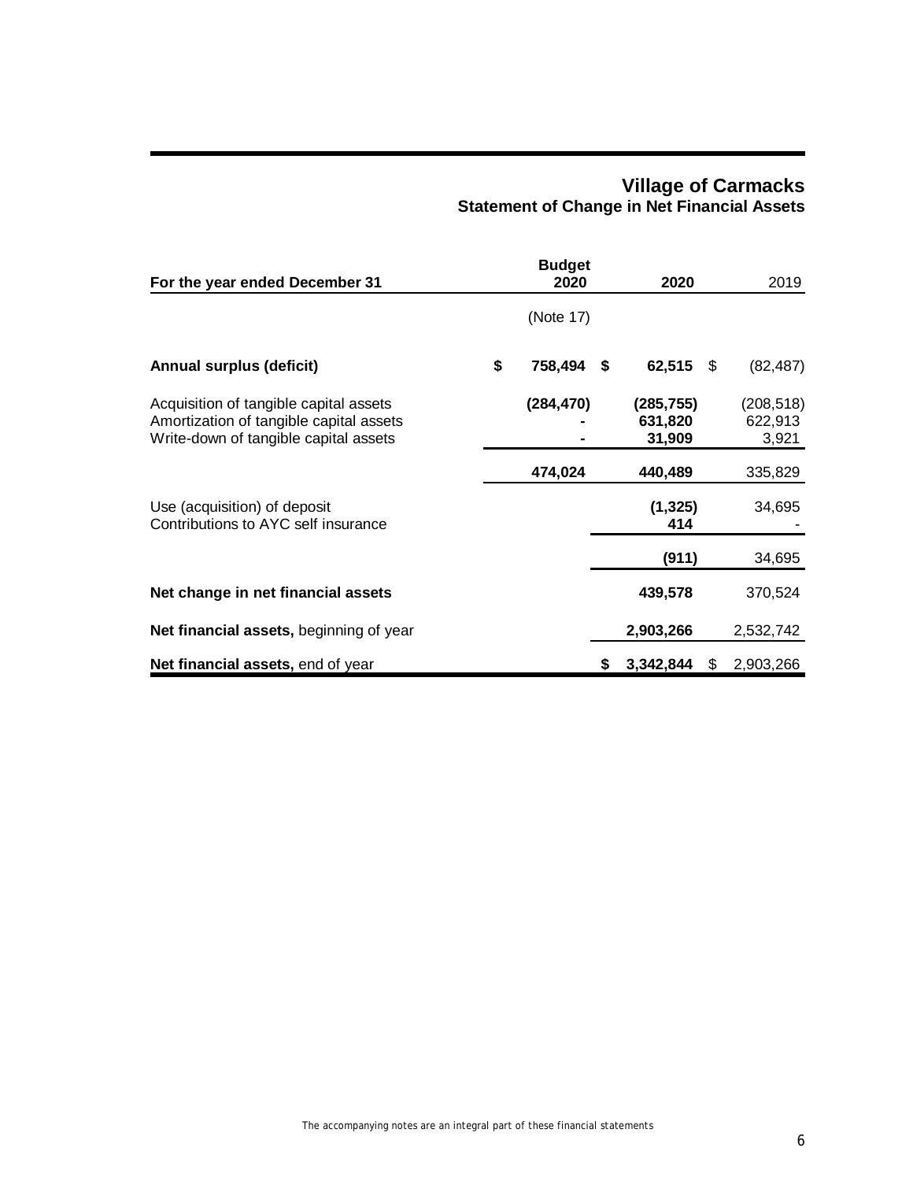# Village of Carmacks

## Statement of Change in Net Financial Assets

| For the year ended December 31 | Budget 2020 | 2020 | 2019 |
|---|---|---|---|
| | (Note 17) | | |
| **Annual surplus (deficit)** | **$ 758,494** | **$ 62,515** | $ (82,487) |
| Acquisition of tangible capital assets | **(284,470)** | **(285,755)** | (208,518) |
| Amortization of tangible capital assets | **-** | **631,820** | 622,913 |
| Write-down of tangible capital assets | **-** | **31,909** | 3,921 |
| | **474,024** | **440,489** | 335,829 |
| Use (acquisition) of deposit | | **(1,325)** | 34,695 |
| Contributions to AYC self insurance | | **414** | - |
| | | **(911)** | 34,695 |
| **Net change in net financial assets** | | **439,578** | 370,524 |
| **Net financial assets,** beginning of year | | **2,903,266** | 2,532,742 |
| **Net financial assets,** end of year | | **$ 3,342,844** | $ 2,903,266 |

The accompanying notes are an integral part of these financial statements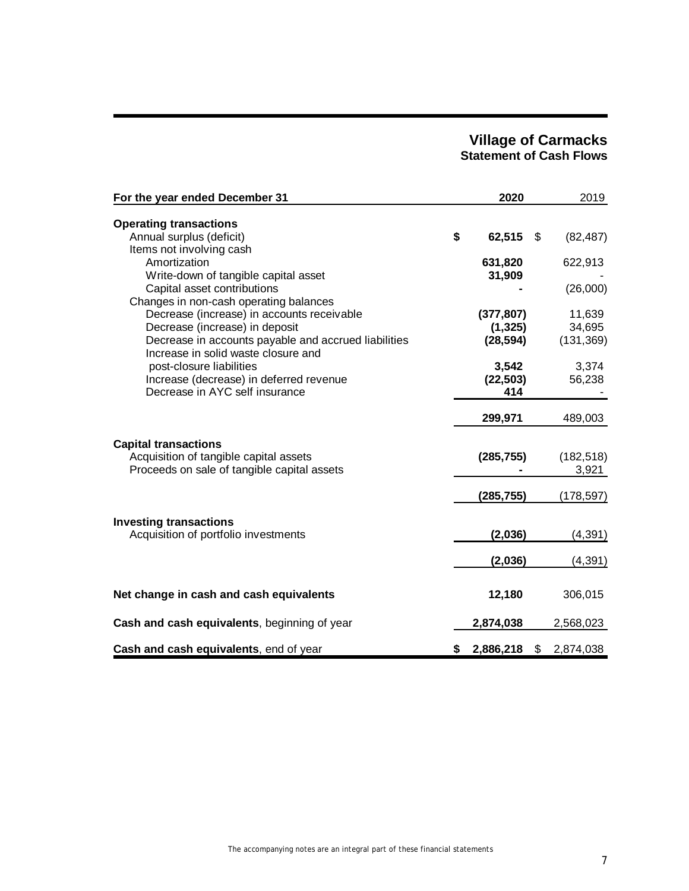# Village of Carmacks
## Statement of Cash Flows

| For the year ended December 31 | 2020 | 2019 |
|---|---|---|
| **Operating transactions** | | |
| Annual surplus (deficit) | **$ 62,515** | $ (82,487) |
| Items not involving cash | | |
| Amortization | **631,820** | 622,913 |
| Write-down of tangible capital asset | **31,909** | - |
| Capital asset contributions | **-** | (26,000) |
| Changes in non-cash operating balances | | |
| Decrease (increase) in accounts receivable | **(377,807)** | 11,639 |
| Decrease (increase) in deposit | **(1,325)** | 34,695 |
| Decrease in accounts payable and accrued liabilities | **(28,594)** | (131,369) |
| Increase in solid waste closure and post-closure liabilities | **3,542** | 3,374 |
| Increase (decrease) in deferred revenue | **(22,503)** | 56,238 |
| Decrease in AYC self insurance | **414** | - |
| | **299,971** | 489,003 |
| **Capital transactions** | | |
| Acquisition of tangible capital assets | **(285,755)** | (182,518) |
| Proceeds on sale of tangible capital assets | **-** | 3,921 |
| | **(285,755)** | (178,597) |
| **Investing transactions** | | |
| Acquisition of portfolio investments | **(2,036)** | (4,391) |
| | **(2,036)** | (4,391) |
| **Net change in cash and cash equivalents** | **12,180** | 306,015 |
| **Cash and cash equivalents**, beginning of year | **2,874,038** | 2,568,023 |
| **Cash and cash equivalents**, end of year | **$ 2,886,218** | $ 2,874,038 |

The accompanying notes are an integral part of these financial statements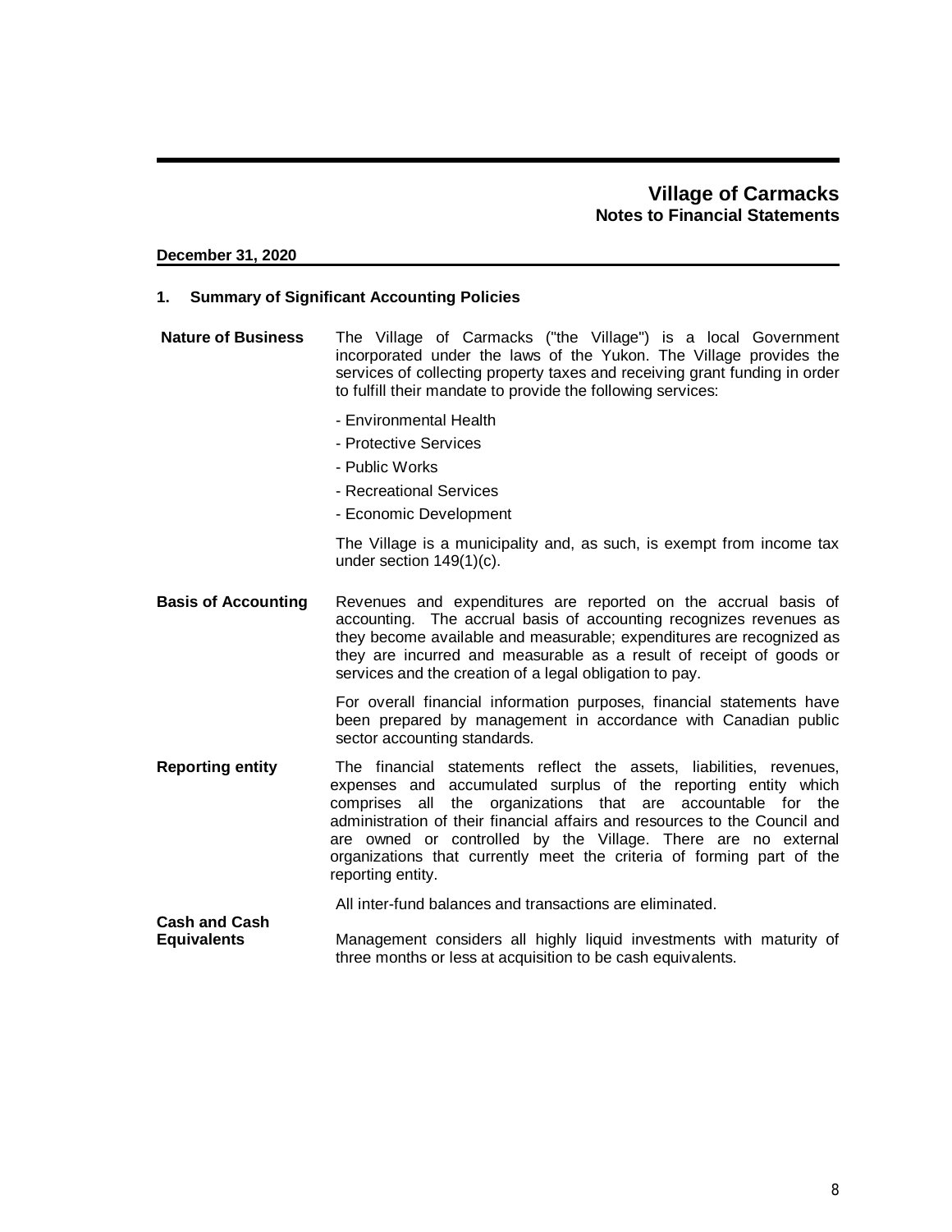# Village of Carmacks
## Notes to Financial Statements

**December 31, 2020**

### 1. Summary of Significant Accounting Policies

**Nature of Business**

The Village of Carmacks ("the Village") is a local Government incorporated under the laws of the Yukon. The Village provides the services of collecting property taxes and receiving grant funding in order to fulfill their mandate to provide the following services:

- Environmental Health
- Protective Services
- Public Works
- Recreational Services
- Economic Development

The Village is a municipality and, as such, is exempt from income tax under section 149(1)(c).

**Basis of Accounting**

Revenues and expenditures are reported on the accrual basis of accounting. The accrual basis of accounting recognizes revenues as they become available and measurable; expenditures are recognized as they are incurred and measurable as a result of receipt of goods or services and the creation of a legal obligation to pay.

For overall financial information purposes, financial statements have been prepared by management in accordance with Canadian public sector accounting standards.

**Reporting entity**

The financial statements reflect the assets, liabilities, revenues, expenses and accumulated surplus of the reporting entity which comprises all the organizations that are accountable for the administration of their financial affairs and resources to the Council and are owned or controlled by the Village. There are no external organizations that currently meet the criteria of forming part of the reporting entity.

All inter-fund balances and transactions are eliminated.

**Cash and Cash Equivalents**

Management considers all highly liquid investments with maturity of three months or less at acquisition to be cash equivalents.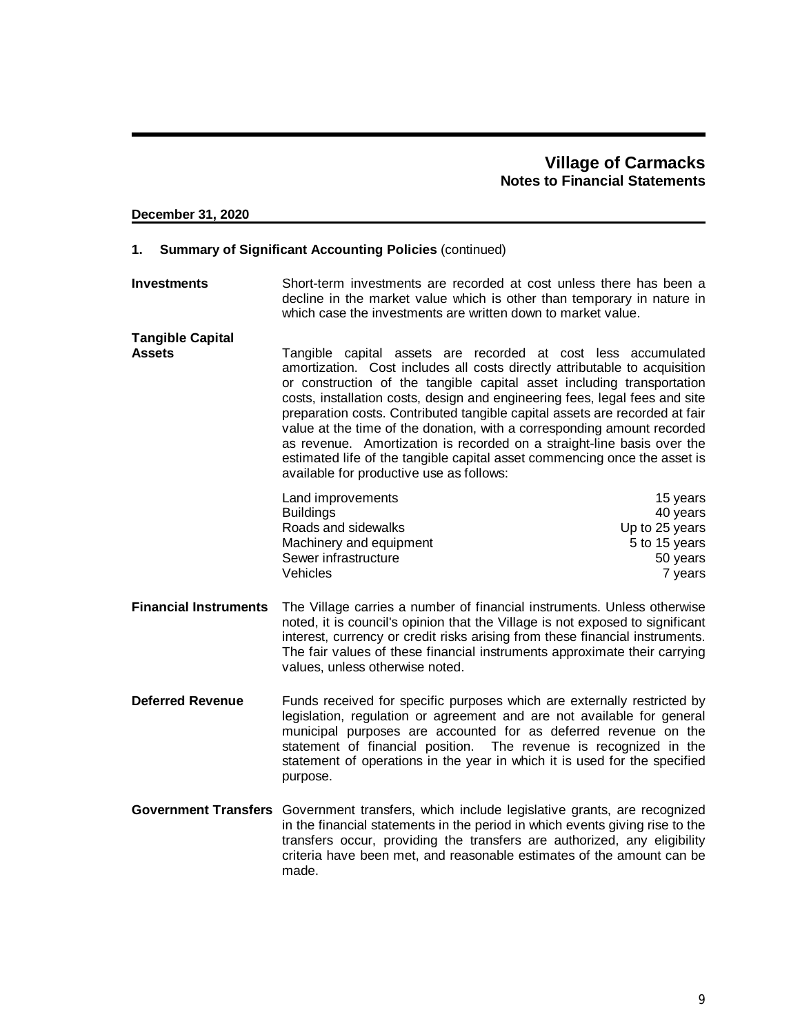**Village of Carmacks**
**Notes to Financial Statements**

**December 31, 2020**

## 1. Summary of Significant Accounting Policies (continued)

**Investments**

Short-term investments are recorded at cost unless there has been a decline in the market value which is other than temporary in nature in which case the investments are written down to market value.

**Tangible Capital Assets**

Tangible capital assets are recorded at cost less accumulated amortization. Cost includes all costs directly attributable to acquisition or construction of the tangible capital asset including transportation costs, installation costs, design and engineering fees, legal fees and site preparation costs. Contributed tangible capital assets are recorded at fair value at the time of the donation, with a corresponding amount recorded as revenue. Amortization is recorded on a straight-line basis over the estimated life of the tangible capital asset commencing once the asset is available for productive use as follows:

| | |
|---|---|
| Land improvements | 15 years |
| Buildings | 40 years |
| Roads and sidewalks | Up to 25 years |
| Machinery and equipment | 5 to 15 years |
| Sewer infrastructure | 50 years |
| Vehicles | 7 years |

**Financial Instruments**

The Village carries a number of financial instruments. Unless otherwise noted, it is council's opinion that the Village is not exposed to significant interest, currency or credit risks arising from these financial instruments. The fair values of these financial instruments approximate their carrying values, unless otherwise noted.

**Deferred Revenue**

Funds received for specific purposes which are externally restricted by legislation, regulation or agreement and are not available for general municipal purposes are accounted for as deferred revenue on the statement of financial position. The revenue is recognized in the statement of operations in the year in which it is used for the specified purpose.

**Government Transfers**

Government transfers, which include legislative grants, are recognized in the financial statements in the period in which events giving rise to the transfers occur, providing the transfers are authorized, any eligibility criteria have been met, and reasonable estimates of the amount can be made.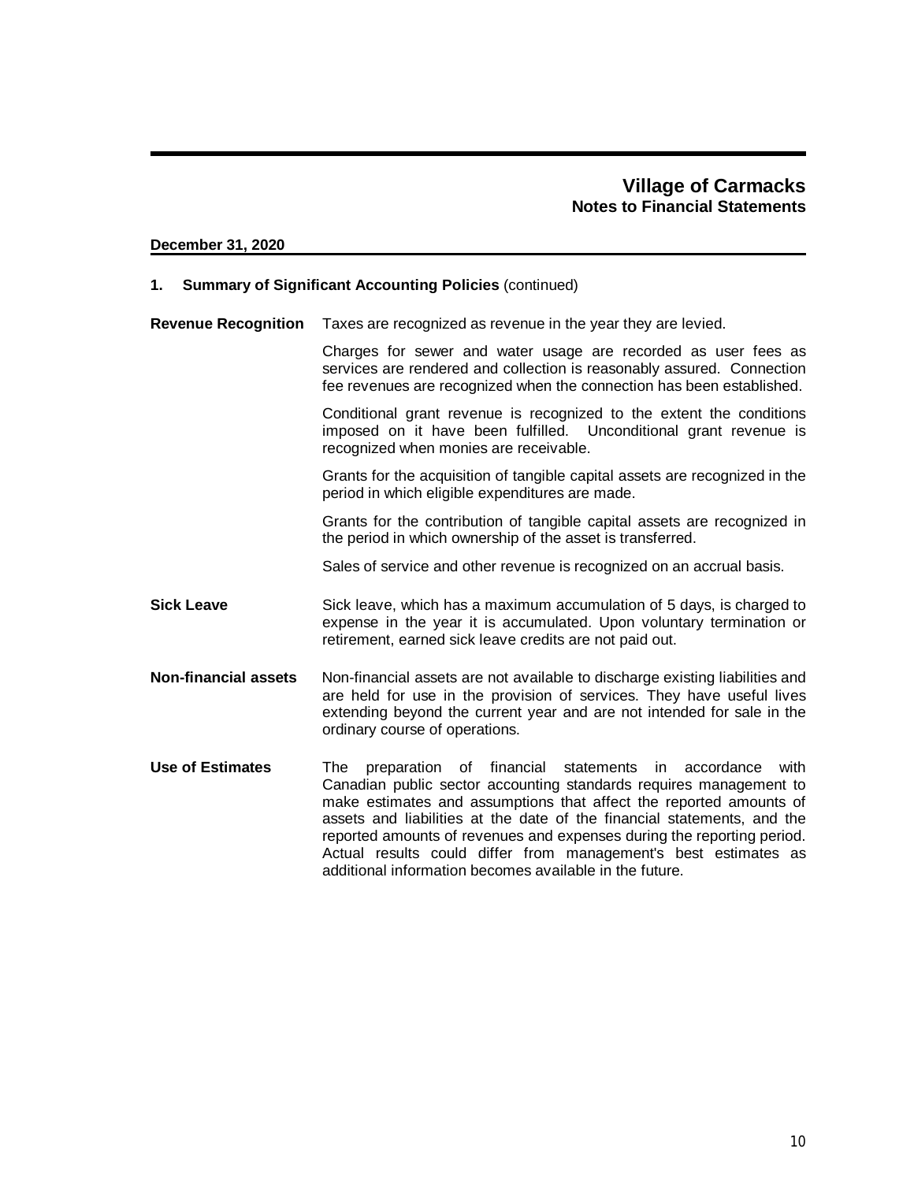# Village of Carmacks
## Notes to Financial Statements

**December 31, 2020**

### 1. Summary of Significant Accounting Policies (continued)

**Revenue Recognition**

Taxes are recognized as revenue in the year they are levied.

Charges for sewer and water usage are recorded as user fees as services are rendered and collection is reasonably assured. Connection fee revenues are recognized when the connection has been established.

Conditional grant revenue is recognized to the extent the conditions imposed on it have been fulfilled. Unconditional grant revenue is recognized when monies are receivable.

Grants for the acquisition of tangible capital assets are recognized in the period in which eligible expenditures are made.

Grants for the contribution of tangible capital assets are recognized in the period in which ownership of the asset is transferred.

Sales of service and other revenue is recognized on an accrual basis.

**Sick Leave**

Sick leave, which has a maximum accumulation of 5 days, is charged to expense in the year it is accumulated. Upon voluntary termination or retirement, earned sick leave credits are not paid out.

**Non-financial assets**

Non-financial assets are not available to discharge existing liabilities and are held for use in the provision of services. They have useful lives extending beyond the current year and are not intended for sale in the ordinary course of operations.

**Use of Estimates**

The preparation of financial statements in accordance with Canadian public sector accounting standards requires management to make estimates and assumptions that affect the reported amounts of assets and liabilities at the date of the financial statements, and the reported amounts of revenues and expenses during the reporting period. Actual results could differ from management's best estimates as additional information becomes available in the future.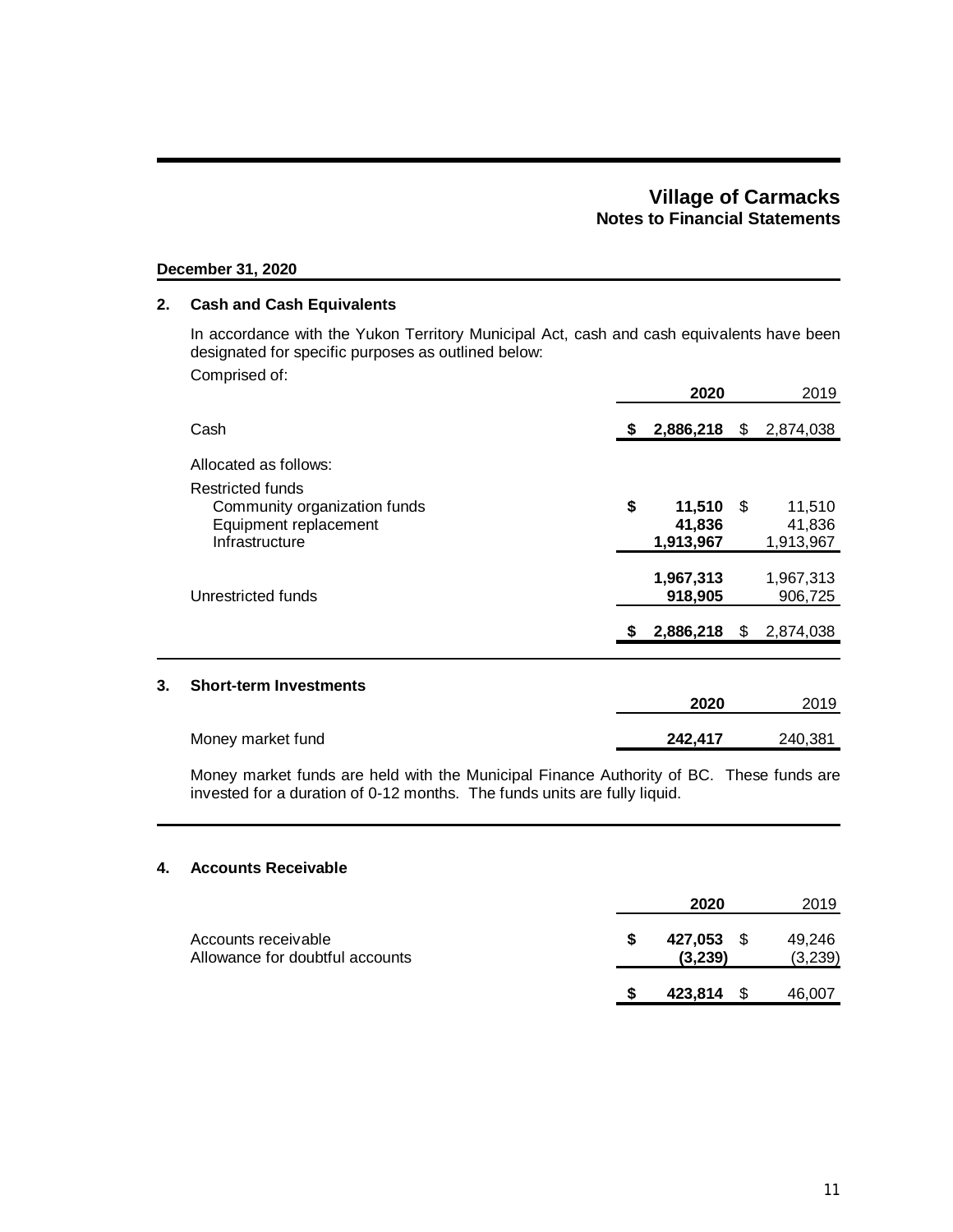# Village of Carmacks
## Notes to Financial Statements

**December 31, 2020**

### 2. Cash and Cash Equivalents

In accordance with the Yukon Territory Municipal Act, cash and cash equivalents have been designated for specific purposes as outlined below:

Comprised of:

| | 2020 | 2019 |
|---|---|---|
| Cash | **$ 2,886,218** | $ 2,874,038 |
| Allocated as follows: | | |
| Restricted funds | | |
| Community organization funds | **$ 11,510** | $ 11,510 |
| Equipment replacement | **41,836** | 41,836 |
| Infrastructure | **1,913,967** | 1,913,967 |
| | **1,967,313** | 1,967,313 |
| Unrestricted funds | **918,905** | 906,725 |
| | **$ 2,886,218** | $ 2,874,038 |

### 3. Short-term Investments

| | 2020 | 2019 |
|---|---|---|
| Money market fund | **242,417** | 240,381 |

Money market funds are held with the Municipal Finance Authority of BC. These funds are invested for a duration of 0-12 months. The funds units are fully liquid.

### 4. Accounts Receivable

| | 2020 | 2019 |
|---|---|---|
| Accounts receivable | **$ 427,053** | $ 49,246 |
| Allowance for doubtful accounts | **(3,239)** | (3,239) |
| | **$ 423,814** | $ 46,007 |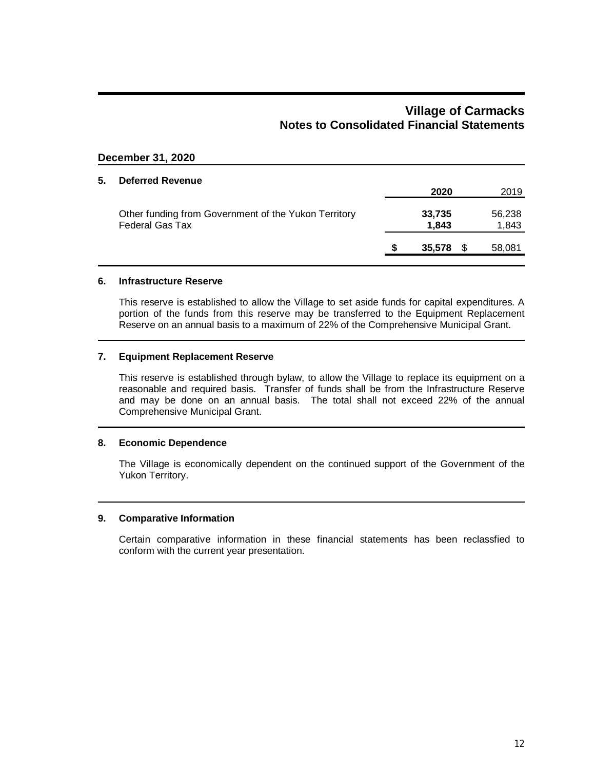# Village of Carmacks
## Notes to Consolidated Financial Statements

**December 31, 2020**

### 5. Deferred Revenue

| | 2020 | 2019 |
|---|---|---|
| Other funding from Government of the Yukon Territory | **33,735** | 56,238 |
| Federal Gas Tax | **1,843** | 1,843 |
| | **$ 35,578** | $ 58,081 |

### 6. Infrastructure Reserve

This reserve is established to allow the Village to set aside funds for capital expenditures. A portion of the funds from this reserve may be transferred to the Equipment Replacement Reserve on an annual basis to a maximum of 22% of the Comprehensive Municipal Grant.

### 7. Equipment Replacement Reserve

This reserve is established through bylaw, to allow the Village to replace its equipment on a reasonable and required basis. Transfer of funds shall be from the Infrastructure Reserve and may be done on an annual basis. The total shall not exceed 22% of the annual Comprehensive Municipal Grant.

### 8. Economic Dependence

The Village is economically dependent on the continued support of the Government of the Yukon Territory.

### 9. Comparative Information

Certain comparative information in these financial statements has been reclassfied to conform with the current year presentation.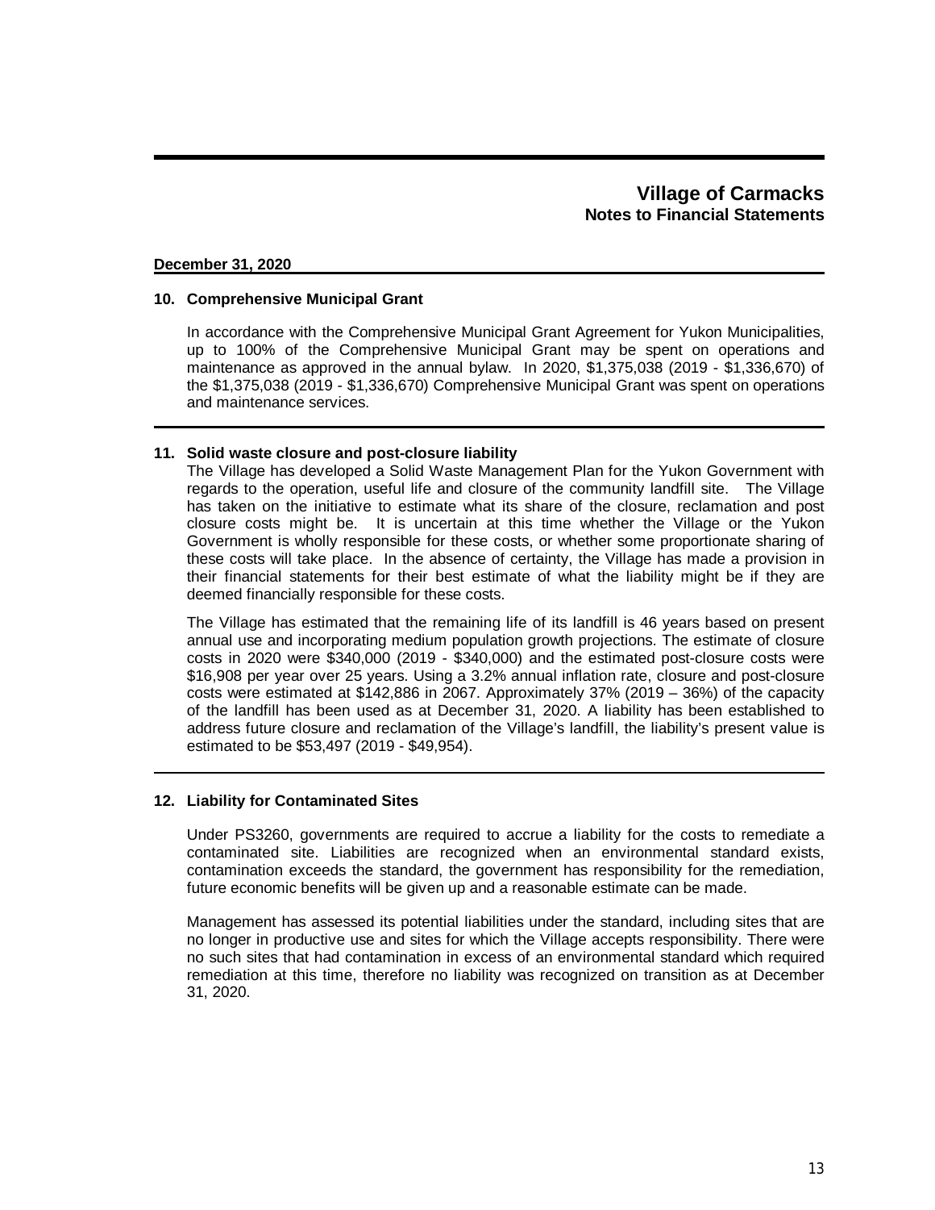# Village of Carmacks
## Notes to Financial Statements

**December 31, 2020**

### 10. Comprehensive Municipal Grant

In accordance with the Comprehensive Municipal Grant Agreement for Yukon Municipalities, up to 100% of the Comprehensive Municipal Grant may be spent on operations and maintenance as approved in the annual bylaw. In 2020, $1,375,038 (2019 - $1,336,670) of the $1,375,038 (2019 - $1,336,670) Comprehensive Municipal Grant was spent on operations and maintenance services.

### 11. Solid waste closure and post-closure liability

The Village has developed a Solid Waste Management Plan for the Yukon Government with regards to the operation, useful life and closure of the community landfill site. The Village has taken on the initiative to estimate what its share of the closure, reclamation and post closure costs might be. It is uncertain at this time whether the Village or the Yukon Government is wholly responsible for these costs, or whether some proportionate sharing of these costs will take place. In the absence of certainty, the Village has made a provision in their financial statements for their best estimate of what the liability might be if they are deemed financially responsible for these costs.

The Village has estimated that the remaining life of its landfill is 46 years based on present annual use and incorporating medium population growth projections. The estimate of closure costs in 2020 were $340,000 (2019 - $340,000) and the estimated post-closure costs were $16,908 per year over 25 years. Using a 3.2% annual inflation rate, closure and post-closure costs were estimated at $142,886 in 2067. Approximately 37% (2019 – 36%) of the capacity of the landfill has been used as at December 31, 2020. A liability has been established to address future closure and reclamation of the Village's landfill, the liability's present value is estimated to be $53,497 (2019 - $49,954).

### 12. Liability for Contaminated Sites

Under PS3260, governments are required to accrue a liability for the costs to remediate a contaminated site. Liabilities are recognized when an environmental standard exists, contamination exceeds the standard, the government has responsibility for the remediation, future economic benefits will be given up and a reasonable estimate can be made.

Management has assessed its potential liabilities under the standard, including sites that are no longer in productive use and sites for which the Village accepts responsibility. There were no such sites that had contamination in excess of an environmental standard which required remediation at this time, therefore no liability was recognized on transition as at December 31, 2020.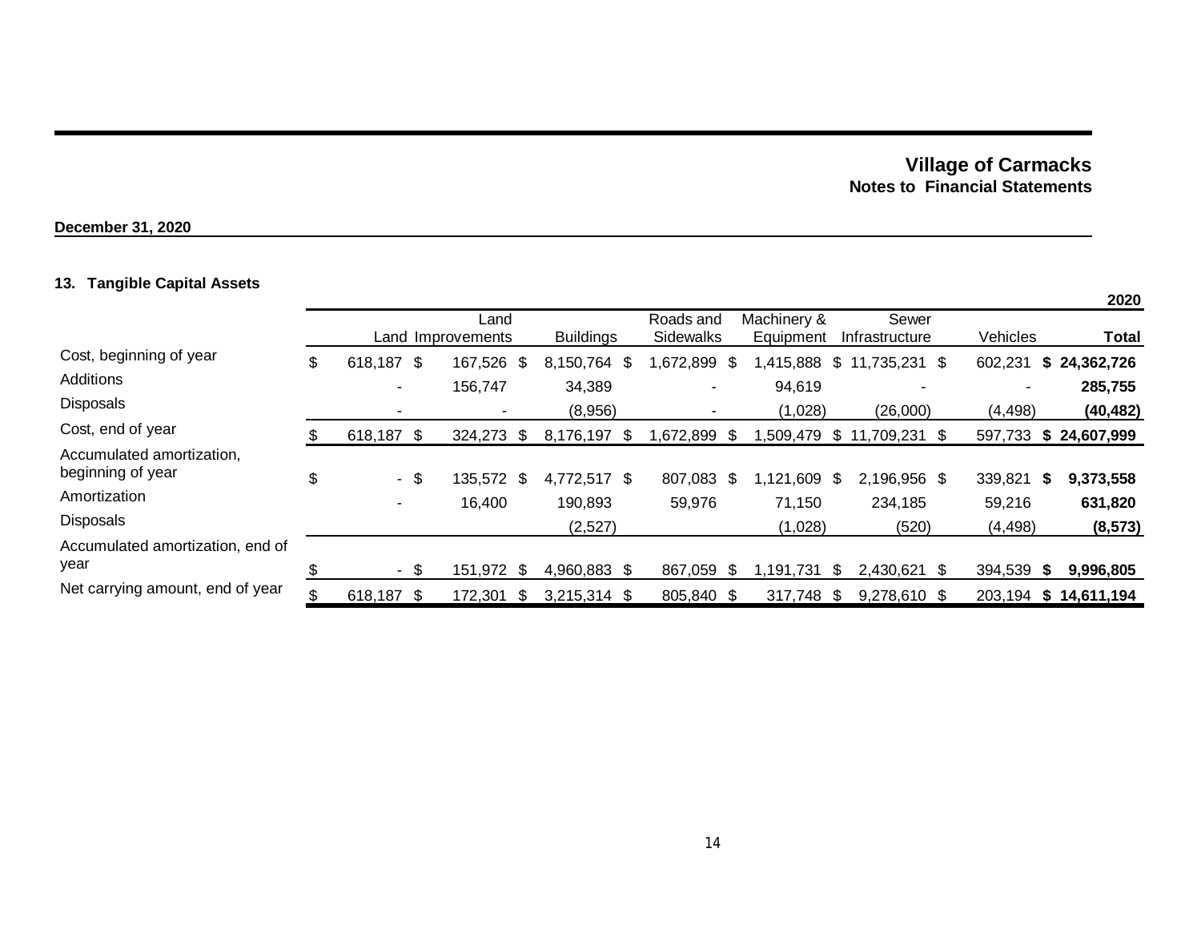**Village of Carmacks**
**Notes to Financial Statements**

**December 31, 2020**

### 13. Tangible Capital Assets

| | Land | Land Improvements | Buildings | Roads and Sidewalks | Machinery & Equipment | Sewer Infrastructure | Vehicles | **2020 Total** |
|---|---|---|---|---|---|---|---|---|
| Cost, beginning of year | $ 618,187 | $ 167,526 | $ 8,150,764 | $ 1,672,899 | $ 1,415,888 | $ 11,735,231 | $ 602,231 | **$ 24,362,726** |
| Additions | - | 156,747 | 34,389 | - | 94,619 | - | - | **285,755** |
| Disposals | - | - | (8,956) | - | (1,028) | (26,000) | (4,498) | **(40,482)** |
| Cost, end of year | $ 618,187 | $ 324,273 | $ 8,176,197 | $ 1,672,899 | $ 1,509,479 | $ 11,709,231 | $ 597,733 | **$ 24,607,999** |
| Accumulated amortization, beginning of year | $ - | $ 135,572 | $ 4,772,517 | $ 807,083 | $ 1,121,609 | $ 2,196,956 | $ 339,821 | **$ 9,373,558** |
| Amortization | - | 16,400 | 190,893 | 59,976 | 71,150 | 234,185 | 59,216 | **631,820** |
| Disposals | | | (2,527) | | (1,028) | (520) | (4,498) | **(8,573)** |
| Accumulated amortization, end of year | $ - | $ 151,972 | $ 4,960,883 | $ 867,059 | $ 1,191,731 | $ 2,430,621 | $ 394,539 | **$ 9,996,805** |
| Net carrying amount, end of year | $ 618,187 | $ 172,301 | $ 3,215,314 | $ 805,840 | $ 317,748 | $ 9,278,610 | $ 203,194 | **$ 14,611,194** |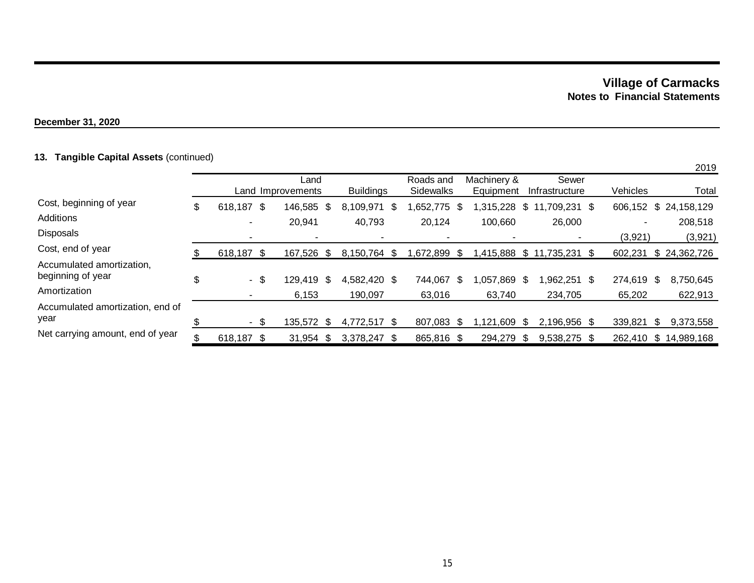**Village of Carmacks**
**Notes to Financial Statements**

**December 31, 2020**

**13. Tangible Capital Assets** (continued)

2019

| | Land | Land Improvements | Buildings | Roads and Sidewalks | Machinery & Equipment | Sewer Infrastructure | Vehicles | Total |
|---|---|---|---|---|---|---|---|---|
| Cost, beginning of year | $ 618,187 | $ 146,585 | $ 8,109,971 | $ 1,652,775 | $ 1,315,228 | $ 11,709,231 | $ 606,152 | $ 24,158,129 |
| Additions | - | 20,941 | 40,793 | 20,124 | 100,660 | 26,000 | - | 208,518 |
| Disposals | - | - | - | - | - | - | (3,921) | (3,921) |
| Cost, end of year | $ 618,187 | $ 167,526 | $ 8,150,764 | $ 1,672,899 | $ 1,415,888 | $ 11,735,231 | $ 602,231 | $ 24,362,726 |
| Accumulated amortization, beginning of year | $ - | $ 129,419 | $ 4,582,420 | $ 744,067 | $ 1,057,869 | $ 1,962,251 | $ 274,619 | $ 8,750,645 |
| Amortization | - | 6,153 | 190,097 | 63,016 | 63,740 | 234,705 | 65,202 | 622,913 |
| Accumulated amortization, end of year | $ - | $ 135,572 | $ 4,772,517 | $ 807,083 | $ 1,121,609 | $ 2,196,956 | $ 339,821 | $ 9,373,558 |
| Net carrying amount, end of year | $ 618,187 | $ 31,954 | $ 3,378,247 | $ 865,816 | $ 294,279 | $ 9,538,275 | $ 262,410 | $ 14,989,168 |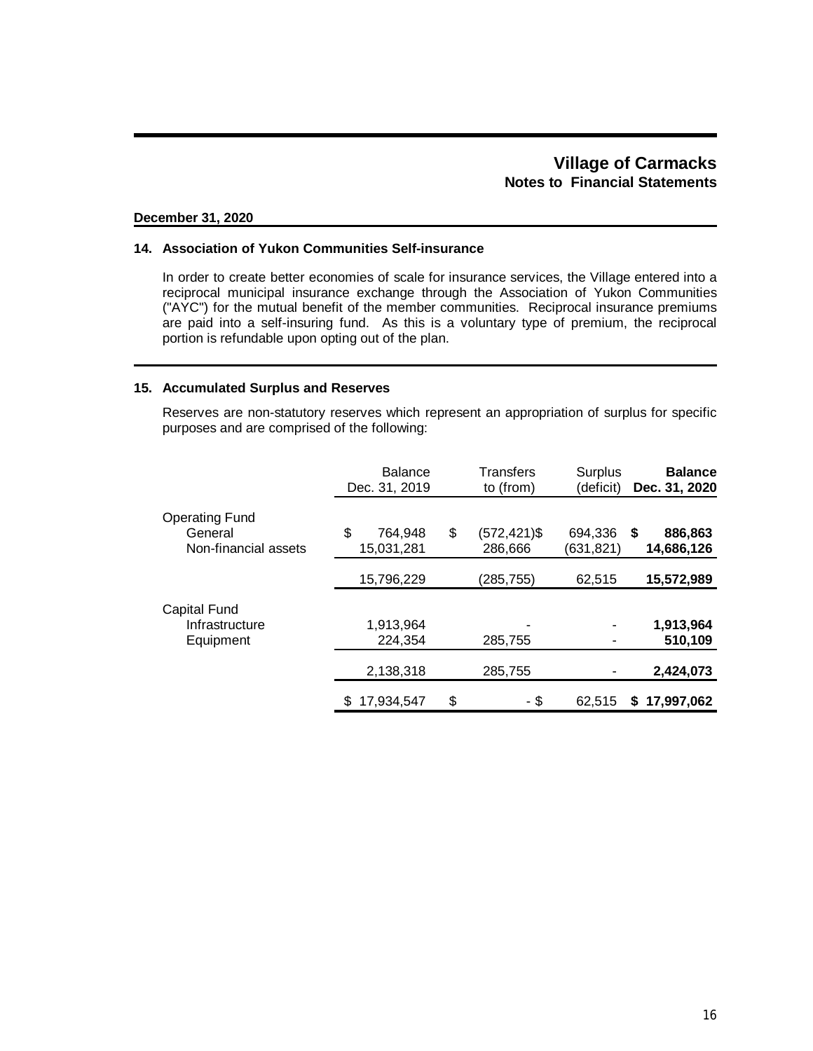# Village of Carmacks
## Notes to Financial Statements

**December 31, 2020**

### 14. Association of Yukon Communities Self-insurance

In order to create better economies of scale for insurance services, the Village entered into a reciprocal municipal insurance exchange through the Association of Yukon Communities ("AYC") for the mutual benefit of the member communities. Reciprocal insurance premiums are paid into a self-insuring fund. As this is a voluntary type of premium, the reciprocal portion is refundable upon opting out of the plan.

### 15. Accumulated Surplus and Reserves

Reserves are non-statutory reserves which represent an appropriation of surplus for specific purposes and are comprised of the following:

| | Balance Dec. 31, 2019 | Transfers to (from) | Surplus (deficit) | **Balance Dec. 31, 2020** |
|---|---|---|---|---|
| Operating Fund | | | | |
| General | $ 764,948 | $ (572,421) | $ 694,336 | **$ 886,863** |
| Non-financial assets | 15,031,281 | 286,666 | (631,821) | **14,686,126** |
| | 15,796,229 | (285,755) | 62,515 | **15,572,989** |
| Capital Fund | | | | |
| Infrastructure | 1,913,964 | - | - | **1,913,964** |
| Equipment | 224,354 | 285,755 | - | **510,109** |
| | 2,138,318 | 285,755 | - | **2,424,073** |
| | $ 17,934,547 | $ - | $ 62,515 | **$ 17,997,062** |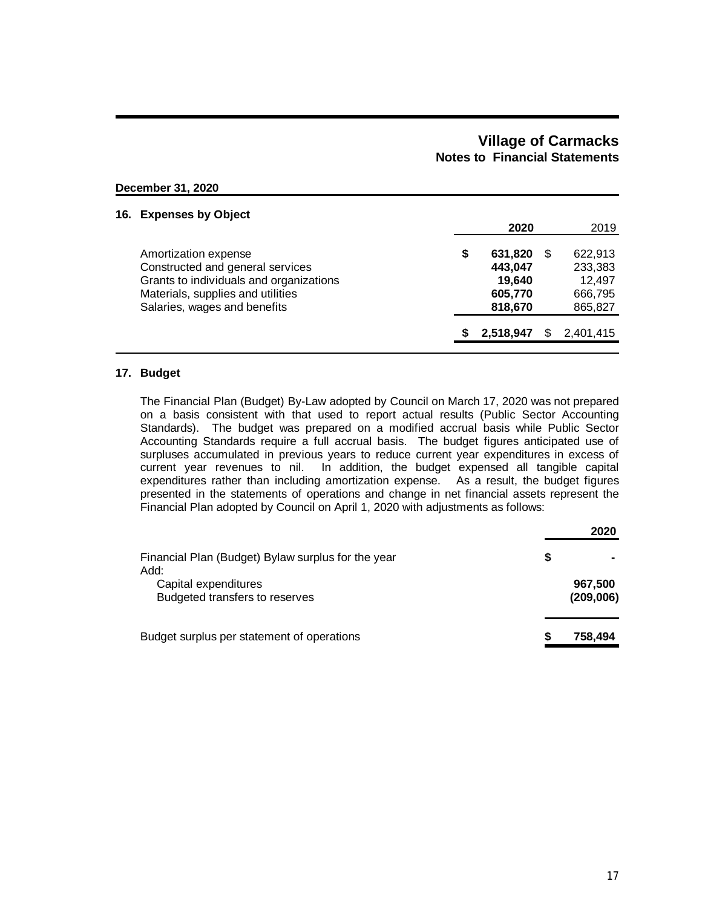# Village of Carmacks
## Notes to Financial Statements

**December 31, 2020**

### 16. Expenses by Object

| | 2020 | 2019 |
|---|---|---|
| Amortization expense | $ 631,820 | $ 622,913 |
| Constructed and general services | 443,047 | 233,383 |
| Grants to individuals and organizations | 19,640 | 12,497 |
| Materials, supplies and utilities | 605,770 | 666,795 |
| Salaries, wages and benefits | 818,670 | 865,827 |
| | $ 2,518,947 | $ 2,401,415 |

### 17. Budget

The Financial Plan (Budget) By-Law adopted by Council on March 17, 2020 was not prepared on a basis consistent with that used to report actual results (Public Sector Accounting Standards). The budget was prepared on a modified accrual basis while Public Sector Accounting Standards require a full accrual basis. The budget figures anticipated use of surpluses accumulated in previous years to reduce current year expenditures in excess of current year revenues to nil. In addition, the budget expensed all tangible capital expenditures rather than including amortization expense. As a result, the budget figures presented in the statements of operations and change in net financial assets represent the Financial Plan adopted by Council on April 1, 2020 with adjustments as follows:

| | 2020 |
|---|---|
| Financial Plan (Budget) Bylaw surplus for the year | $ - |
| Add: | |
| Capital expenditures | 967,500 |
| Budgeted transfers to reserves | (209,006) |
| Budget surplus per statement of operations | $ 758,494 |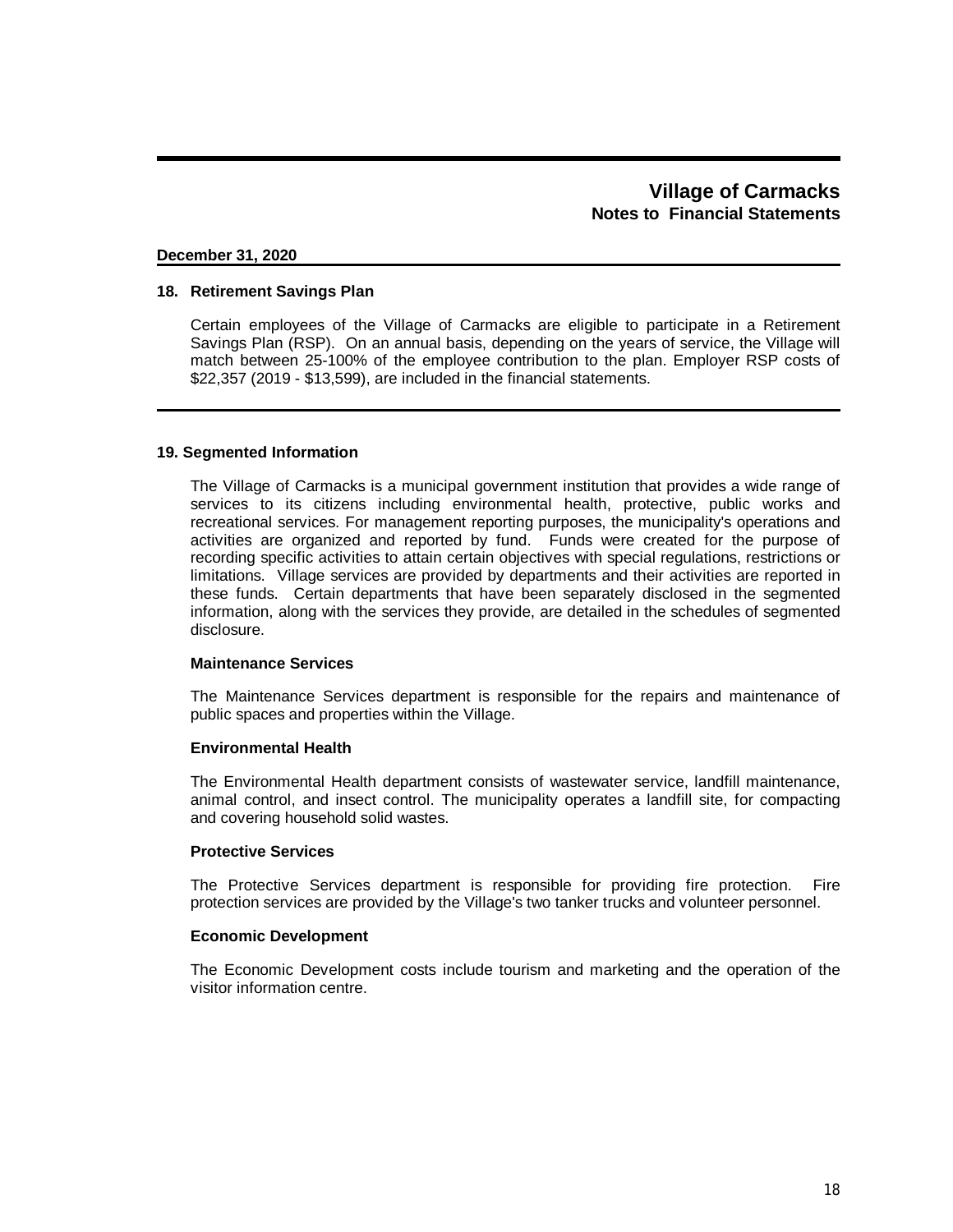# Village of Carmacks
## Notes to Financial Statements

**December 31, 2020**

### 18. Retirement Savings Plan

Certain employees of the Village of Carmacks are eligible to participate in a Retirement Savings Plan (RSP). On an annual basis, depending on the years of service, the Village will match between 25-100% of the employee contribution to the plan. Employer RSP costs of $22,357 (2019 - $13,599), are included in the financial statements.

### 19. Segmented Information

The Village of Carmacks is a municipal government institution that provides a wide range of services to its citizens including environmental health, protective, public works and recreational services. For management reporting purposes, the municipality's operations and activities are organized and reported by fund. Funds were created for the purpose of recording specific activities to attain certain objectives with special regulations, restrictions or limitations. Village services are provided by departments and their activities are reported in these funds. Certain departments that have been separately disclosed in the segmented information, along with the services they provide, are detailed in the schedules of segmented disclosure.

**Maintenance Services**

The Maintenance Services department is responsible for the repairs and maintenance of public spaces and properties within the Village.

**Environmental Health**

The Environmental Health department consists of wastewater service, landfill maintenance, animal control, and insect control. The municipality operates a landfill site, for compacting and covering household solid wastes.

**Protective Services**

The Protective Services department is responsible for providing fire protection. Fire protection services are provided by the Village's two tanker trucks and volunteer personnel.

**Economic Development**

The Economic Development costs include tourism and marketing and the operation of the visitor information centre.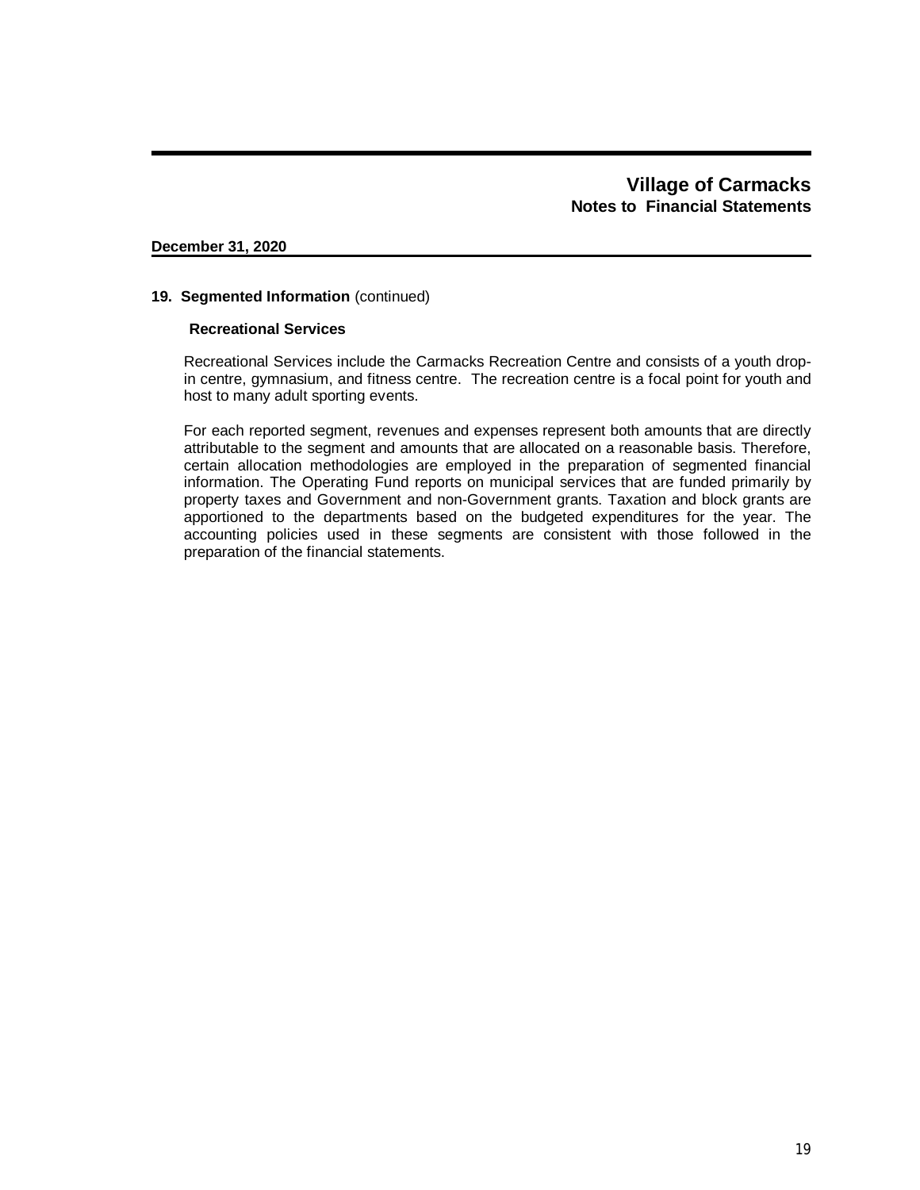**Village of Carmacks**
**Notes to Financial Statements**

**December 31, 2020**

**19. Segmented Information** (continued)

**Recreational Services**

Recreational Services include the Carmacks Recreation Centre and consists of a youth drop-in centre, gymnasium, and fitness centre. The recreation centre is a focal point for youth and host to many adult sporting events.

For each reported segment, revenues and expenses represent both amounts that are directly attributable to the segment and amounts that are allocated on a reasonable basis. Therefore, certain allocation methodologies are employed in the preparation of segmented financial information. The Operating Fund reports on municipal services that are funded primarily by property taxes and Government and non-Government grants. Taxation and block grants are apportioned to the departments based on the budgeted expenditures for the year. The accounting policies used in these segments are consistent with those followed in the preparation of the financial statements.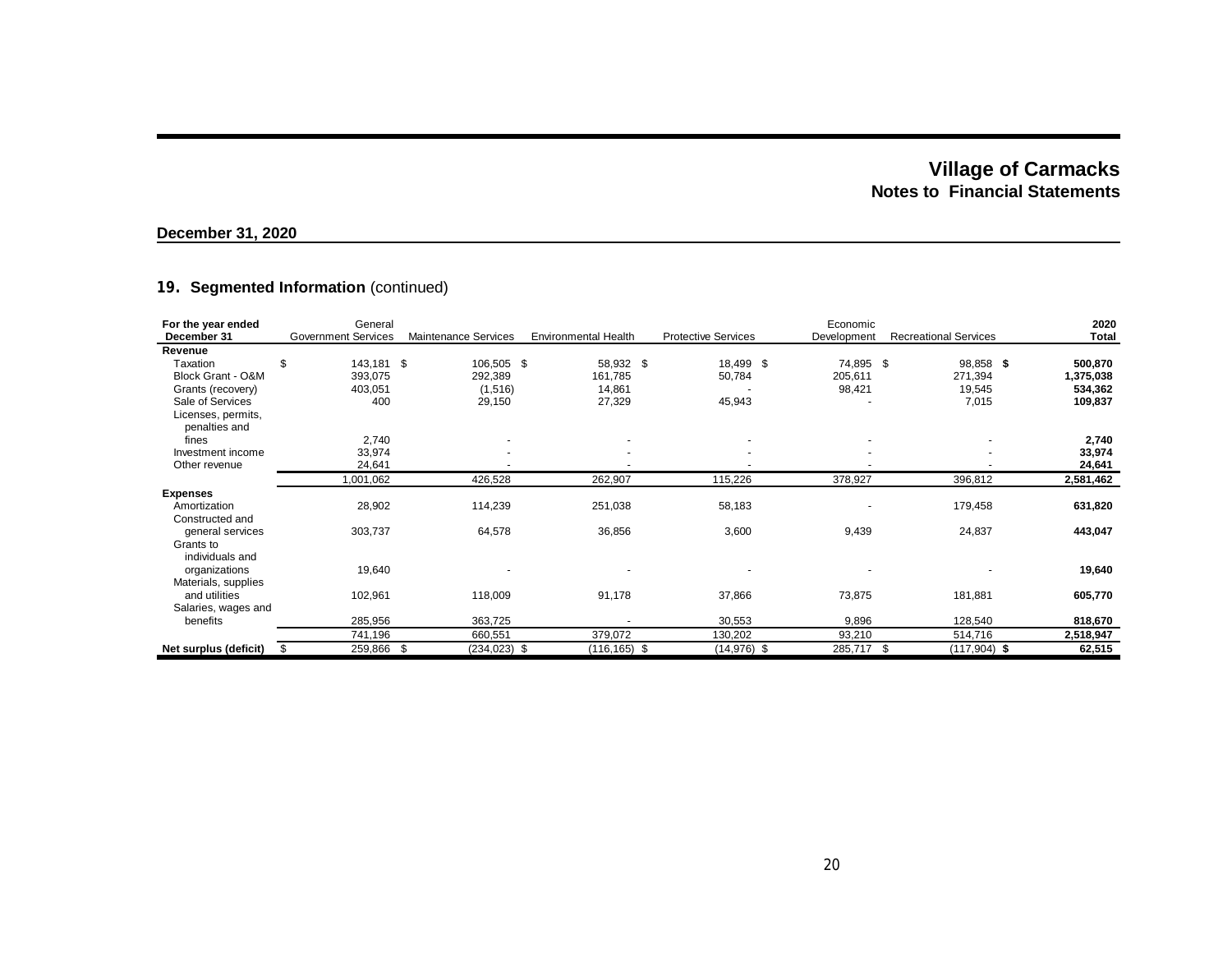# Village of Carmacks
## Notes to Financial Statements

**December 31, 2020**

### 19. Segmented Information (continued)

| For the year ended December 31 | General Government Services | Maintenance Services | Environmental Health | Protective Services | Economic Development | Recreational Services | 2020 Total |
|---|---|---|---|---|---|---|---|
| **Revenue** | | | | | | | |
| Taxation | $ 143,181 | $ 106,505 | $ 58,932 | $ 18,499 | $ 74,895 | $ 98,858 | **$ 500,870** |
| Block Grant - O&M | 393,075 | 292,389 | 161,785 | 50,784 | 205,611 | 271,394 | **1,375,038** |
| Grants (recovery) | 403,051 | (1,516) | 14,861 | - | 98,421 | 19,545 | **534,362** |
| Sale of Services | 400 | 29,150 | 27,329 | 45,943 | - | 7,015 | **109,837** |
| Licenses, permits, penalties and fines | 2,740 | - | - | - | - | - | **2,740** |
| Investment income | 33,974 | - | - | - | - | - | **33,974** |
| Other revenue | 24,641 | - | - | - | - | - | **24,641** |
| | 1,001,062 | 426,528 | 262,907 | 115,226 | 378,927 | 396,812 | **2,581,462** |
| **Expenses** | | | | | | | |
| Amortization | 28,902 | 114,239 | 251,038 | 58,183 | - | 179,458 | **631,820** |
| Constructed and general services | 303,737 | 64,578 | 36,856 | 3,600 | 9,439 | 24,837 | **443,047** |
| Grants to individuals and organizations | 19,640 | - | - | - | - | - | **19,640** |
| Materials, supplies and utilities | 102,961 | 118,009 | 91,178 | 37,866 | 73,875 | 181,881 | **605,770** |
| Salaries, wages and benefits | 285,956 | 363,725 | - | 30,553 | 9,896 | 128,540 | **818,670** |
| | 741,196 | 660,551 | 379,072 | 130,202 | 93,210 | 514,716 | **2,518,947** |
| **Net surplus (deficit)** | $ 259,866 | $ (234,023) | $ (116,165) | $ (14,976) | $ 285,717 | $ (117,904) | **$ 62,515** |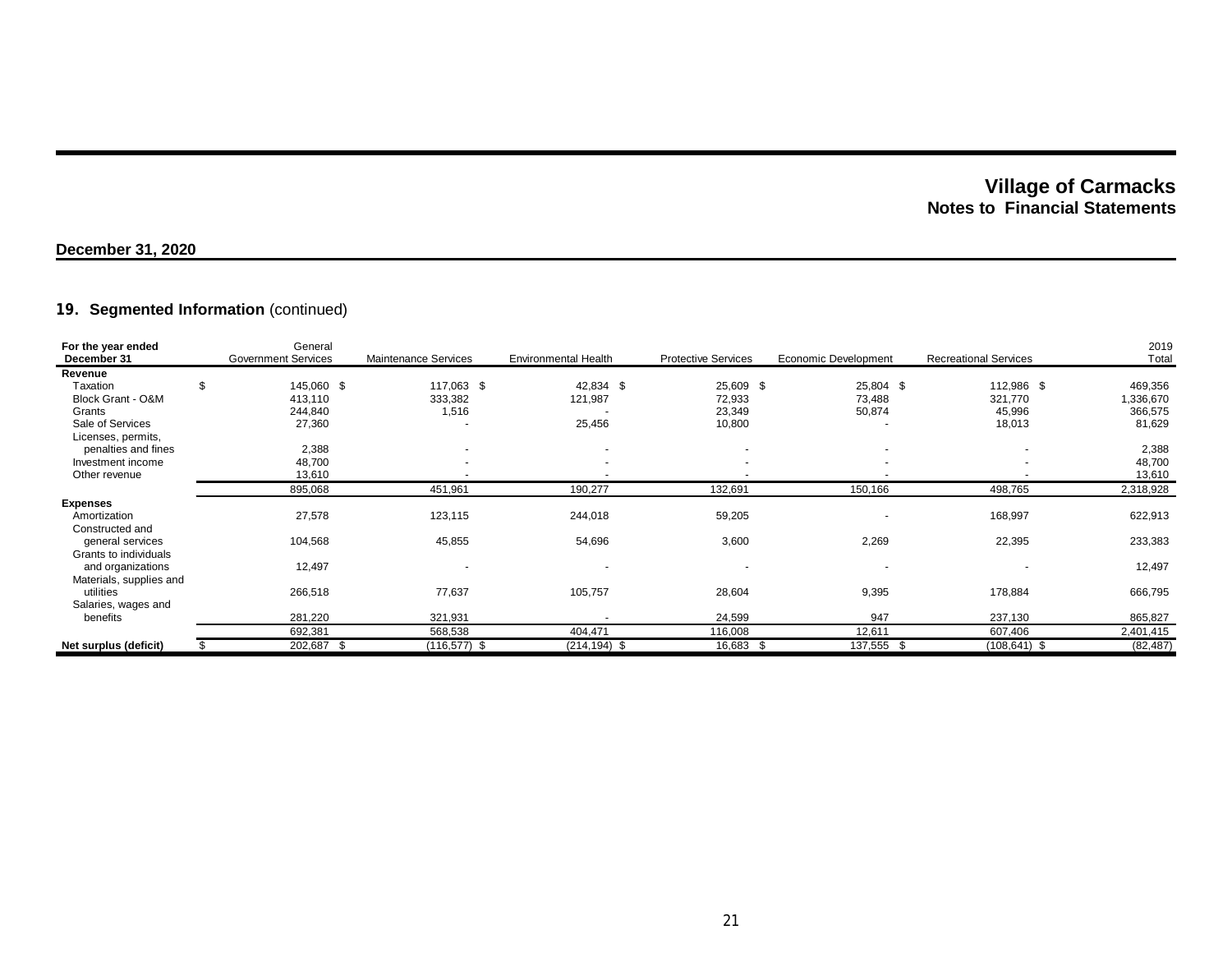# Village of Carmacks
## Notes to Financial Statements

**December 31, 2020**

### 19. Segmented Information (continued)

| For the year ended December 31 | General Government Services | Maintenance Services | Environmental Health | Protective Services | Economic Development | Recreational Services | 2019 Total |
|---|---|---|---|---|---|---|---|
| **Revenue** | | | | | | | |
| Taxation | $ 145,060 | $ 117,063 | $ 42,834 | $ 25,609 | $ 25,804 | $ 112,986 | $ 469,356 |
| Block Grant - O&M | 413,110 | 333,382 | 121,987 | 72,933 | 73,488 | 321,770 | 1,336,670 |
| Grants | 244,840 | 1,516 | - | 23,349 | 50,874 | 45,996 | 366,575 |
| Sale of Services | 27,360 | - | 25,456 | 10,800 | - | 18,013 | 81,629 |
| Licenses, permits, penalties and fines | 2,388 | - | - | - | - | - | 2,388 |
| Investment income | 48,700 | - | - | - | - | - | 48,700 |
| Other revenue | 13,610 | - | - | - | - | - | 13,610 |
| | 895,068 | 451,961 | 190,277 | 132,691 | 150,166 | 498,765 | 2,318,928 |
| **Expenses** | | | | | | | |
| Amortization | 27,578 | 123,115 | 244,018 | 59,205 | - | 168,997 | 622,913 |
| Constructed and general services | 104,568 | 45,855 | 54,696 | 3,600 | 2,269 | 22,395 | 233,383 |
| Grants to individuals and organizations | 12,497 | - | - | - | - | - | 12,497 |
| Materials, supplies and utilities | 266,518 | 77,637 | 105,757 | 28,604 | 9,395 | 178,884 | 666,795 |
| Salaries, wages and benefits | 281,220 | 321,931 | - | 24,599 | 947 | 237,130 | 865,827 |
| | 692,381 | 568,538 | 404,471 | 116,008 | 12,611 | 607,406 | 2,401,415 |
| **Net surplus (deficit)** | $ 202,687 | $ (116,577) | $ (214,194) | $ 16,683 | $ 137,555 | $ (108,641) | $ (82,487) |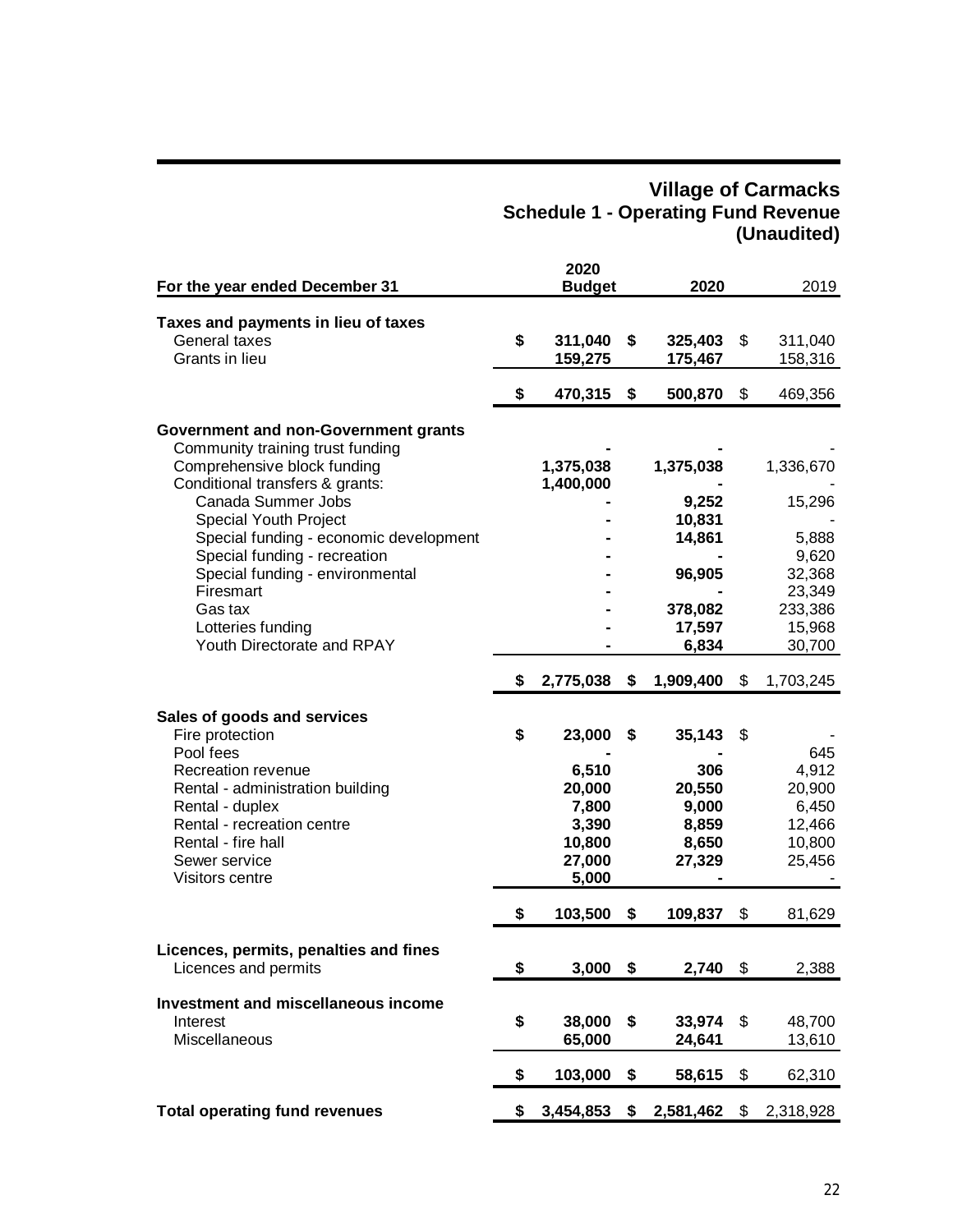# Village of Carmacks
## Schedule 1 - Operating Fund Revenue
### (Unaudited)

| For the year ended December 31 | 2020 Budget | 2020 | 2019 |
|---|---|---|---|
| **Taxes and payments in lieu of taxes** | | | |
| General taxes | $ 311,040 | $ 325,403 | $ 311,040 |
| Grants in lieu | 159,275 | 175,467 | 158,316 |
| | $ 470,315 | $ 500,870 | $ 469,356 |
| **Government and non-Government grants** | | | |
| Community training trust funding | - | - | - |
| Comprehensive block funding | 1,375,038 | 1,375,038 | 1,336,670 |
| Conditional transfers & grants: | 1,400,000 | - | - |
| Canada Summer Jobs | - | 9,252 | 15,296 |
| Special Youth Project | - | 10,831 | - |
| Special funding - economic development | - | 14,861 | 5,888 |
| Special funding - recreation | - | - | 9,620 |
| Special funding - environmental | - | 96,905 | 32,368 |
| Firesmart | - | - | 23,349 |
| Gas tax | - | 378,082 | 233,386 |
| Lotteries funding | - | 17,597 | 15,968 |
| Youth Directorate and RPAY | - | 6,834 | 30,700 |
| | $ 2,775,038 | $ 1,909,400 | $ 1,703,245 |
| **Sales of goods and services** | | | |
| Fire protection | $ 23,000 | $ 35,143 | $ - |
| Pool fees | - | - | 645 |
| Recreation revenue | 6,510 | 306 | 4,912 |
| Rental - administration building | 20,000 | 20,550 | 20,900 |
| Rental - duplex | 7,800 | 9,000 | 6,450 |
| Rental - recreation centre | 3,390 | 8,859 | 12,466 |
| Rental - fire hall | 10,800 | 8,650 | 10,800 |
| Sewer service | 27,000 | 27,329 | 25,456 |
| Visitors centre | 5,000 | - | - |
| | $ 103,500 | $ 109,837 | $ 81,629 |
| **Licences, permits, penalties and fines** | | | |
| Licences and permits | $ 3,000 | $ 2,740 | $ 2,388 |
| **Investment and miscellaneous income** | | | |
| Interest | $ 38,000 | $ 33,974 | $ 48,700 |
| Miscellaneous | 65,000 | 24,641 | 13,610 |
| | $ 103,000 | $ 58,615 | $ 62,310 |
| **Total operating fund revenues** | $ 3,454,853 | $ 2,581,462 | $ 2,318,928 |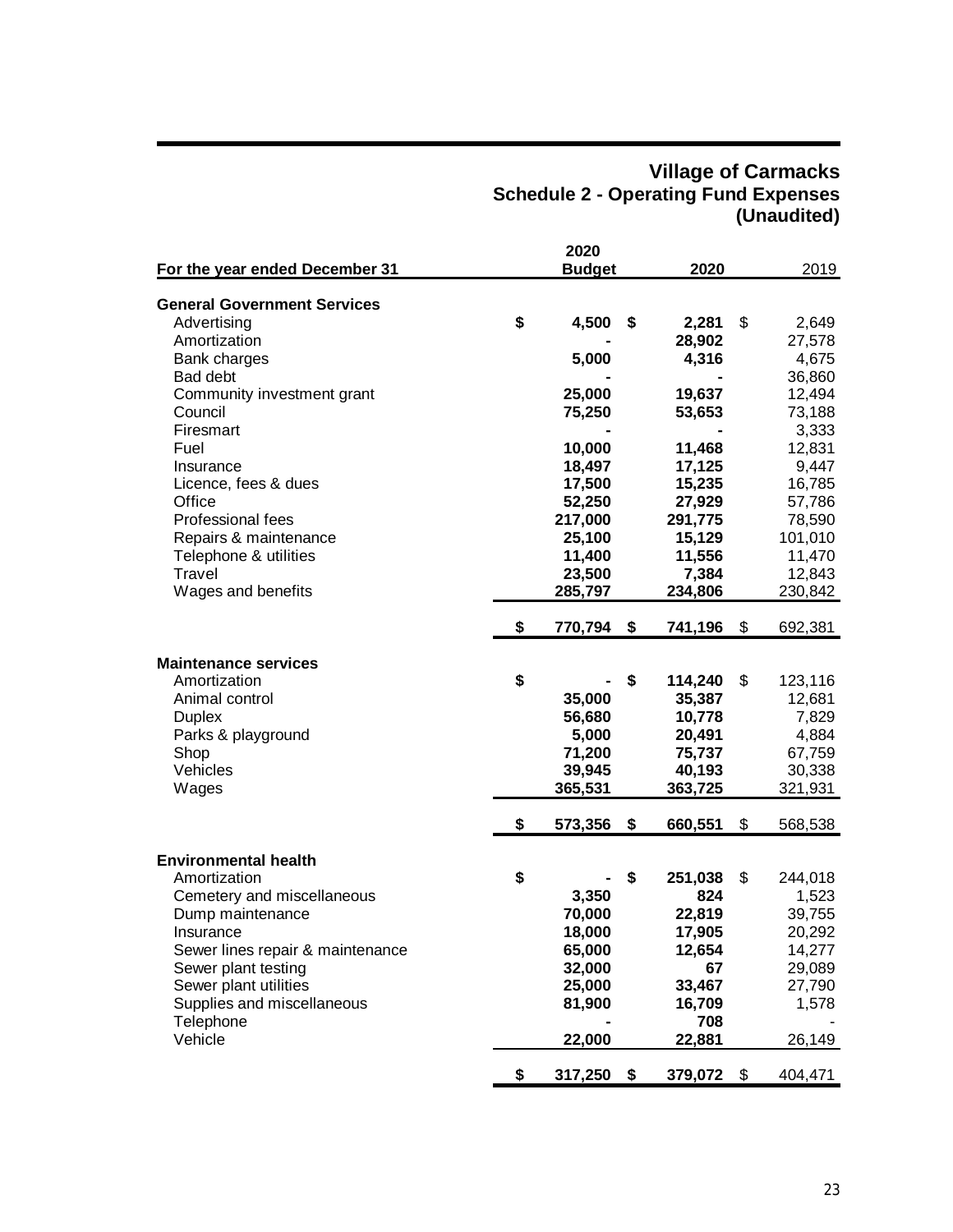# Village of Carmacks
## Schedule 2 - Operating Fund Expenses
### (Unaudited)

| For the year ended December 31 | 2020 Budget | 2020 | 2019 |
|---|---|---|---|
| **General Government Services** | | | |
| Advertising | $ 4,500 | $ 2,281 | $ 2,649 |
| Amortization | - | 28,902 | 27,578 |
| Bank charges | 5,000 | 4,316 | 4,675 |
| Bad debt | - | - | 36,860 |
| Community investment grant | 25,000 | 19,637 | 12,494 |
| Council | 75,250 | 53,653 | 73,188 |
| Firesmart | - | - | 3,333 |
| Fuel | 10,000 | 11,468 | 12,831 |
| Insurance | 18,497 | 17,125 | 9,447 |
| Licence, fees & dues | 17,500 | 15,235 | 16,785 |
| Office | 52,250 | 27,929 | 57,786 |
| Professional fees | 217,000 | 291,775 | 78,590 |
| Repairs & maintenance | 25,100 | 15,129 | 101,010 |
| Telephone & utilities | 11,400 | 11,556 | 11,470 |
| Travel | 23,500 | 7,384 | 12,843 |
| Wages and benefits | 285,797 | 234,806 | 230,842 |
| | $ 770,794 | $ 741,196 | $ 692,381 |
| **Maintenance services** | | | |
| Amortization | $ - | $ 114,240 | $ 123,116 |
| Animal control | 35,000 | 35,387 | 12,681 |
| Duplex | 56,680 | 10,778 | 7,829 |
| Parks & playground | 5,000 | 20,491 | 4,884 |
| Shop | 71,200 | 75,737 | 67,759 |
| Vehicles | 39,945 | 40,193 | 30,338 |
| Wages | 365,531 | 363,725 | 321,931 |
| | $ 573,356 | $ 660,551 | $ 568,538 |
| **Environmental health** | | | |
| Amortization | $ - | $ 251,038 | $ 244,018 |
| Cemetery and miscellaneous | 3,350 | 824 | 1,523 |
| Dump maintenance | 70,000 | 22,819 | 39,755 |
| Insurance | 18,000 | 17,905 | 20,292 |
| Sewer lines repair & maintenance | 65,000 | 12,654 | 14,277 |
| Sewer plant testing | 32,000 | 67 | 29,089 |
| Sewer plant utilities | 25,000 | 33,467 | 27,790 |
| Supplies and miscellaneous | 81,900 | 16,709 | 1,578 |
| Telephone | - | 708 | - |
| Vehicle | 22,000 | 22,881 | 26,149 |
| | $ 317,250 | $ 379,072 | $ 404,471 |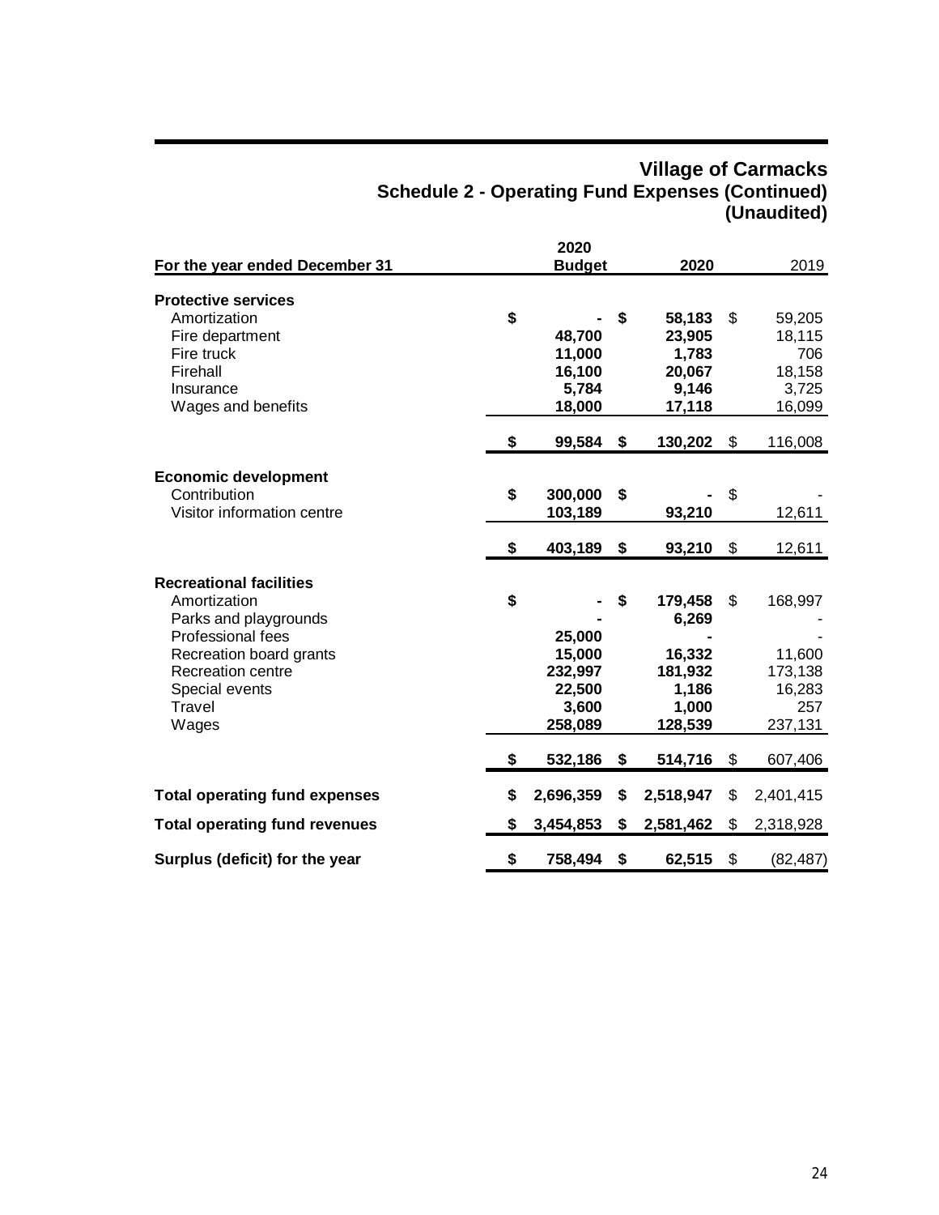# Village of Carmacks
## Schedule 2 - Operating Fund Expenses (Continued)
### (Unaudited)

| For the year ended December 31 | 2020 Budget | 2020 | 2019 |
|---|---|---|---|
| **Protective services** | | | |
| Amortization | $ - | $ 58,183 | $ 59,205 |
| Fire department | 48,700 | 23,905 | 18,115 |
| Fire truck | 11,000 | 1,783 | 706 |
| Firehall | 16,100 | 20,067 | 18,158 |
| Insurance | 5,784 | 9,146 | 3,725 |
| Wages and benefits | 18,000 | 17,118 | 16,099 |
| | $ 99,584 | $ 130,202 | $ 116,008 |
| **Economic development** | | | |
| Contribution | $ 300,000 | $ - | $ - |
| Visitor information centre | 103,189 | 93,210 | 12,611 |
| | $ 403,189 | $ 93,210 | $ 12,611 |
| **Recreational facilities** | | | |
| Amortization | $ - | $ 179,458 | $ 168,997 |
| Parks and playgrounds | - | 6,269 | - |
| Professional fees | 25,000 | - | - |
| Recreation board grants | 15,000 | 16,332 | 11,600 |
| Recreation centre | 232,997 | 181,932 | 173,138 |
| Special events | 22,500 | 1,186 | 16,283 |
| Travel | 3,600 | 1,000 | 257 |
| Wages | 258,089 | 128,539 | 237,131 |
| | $ 532,186 | $ 514,716 | $ 607,406 |
| **Total operating fund expenses** | $ 2,696,359 | $ 2,518,947 | $ 2,401,415 |
| **Total operating fund revenues** | $ 3,454,853 | $ 2,581,462 | $ 2,318,928 |
| **Surplus (deficit) for the year** | $ 758,494 | $ 62,515 | $ (82,487) |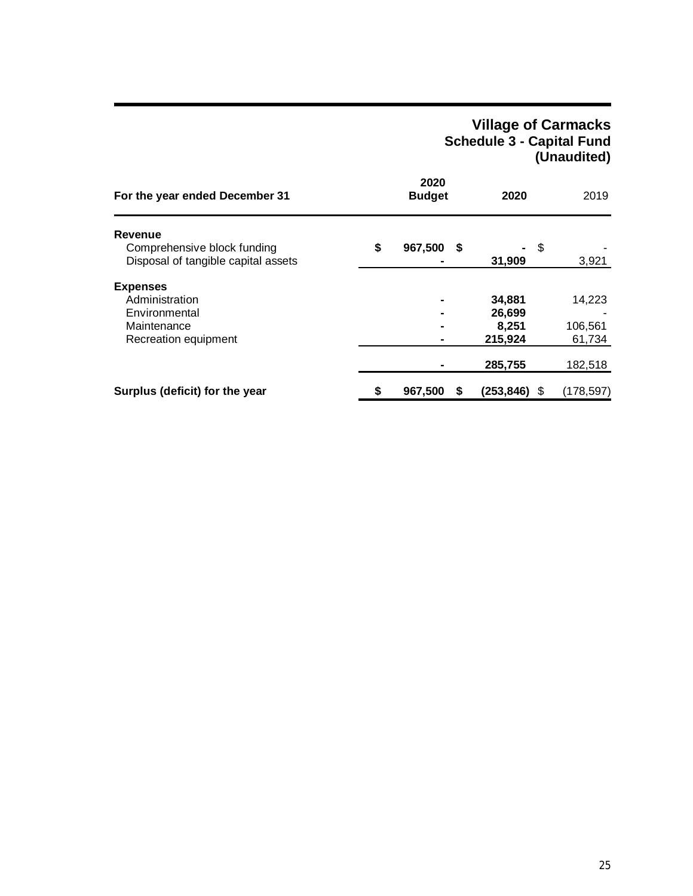# Village of Carmacks
## Schedule 3 - Capital Fund
### (Unaudited)

| For the year ended December 31 | 2020 Budget | 2020 | 2019 |
|---|---|---|---|
| **Revenue** | | | |
| Comprehensive block funding | $ 967,500 | $ - | $ - |
| Disposal of tangible capital assets | - | 31,909 | 3,921 |
| **Expenses** | | | |
| Administration | - | 34,881 | 14,223 |
| Environmental | - | 26,699 | - |
| Maintenance | - | 8,251 | 106,561 |
| Recreation equipment | - | 215,924 | 61,734 |
| | - | 285,755 | 182,518 |
| **Surplus (deficit) for the year** | $ 967,500 | $ (253,846) | $ (178,597) |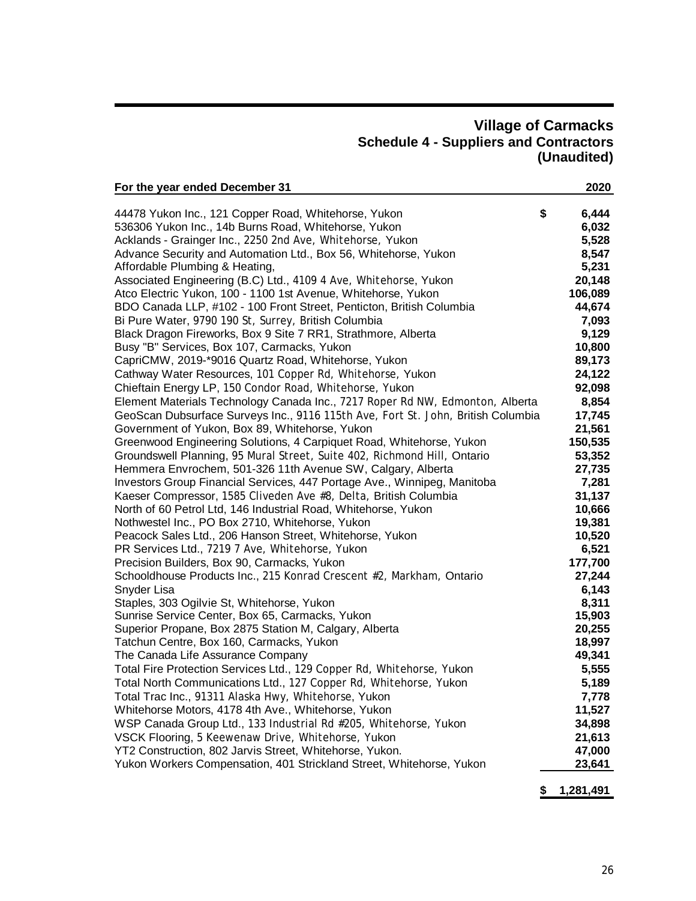# Village of Carmacks
## Schedule 4 - Suppliers and Contractors
### (Unaudited)

| For the year ended December 31 | 2020 |
|---|---|
| 44478 Yukon Inc., 121 Copper Road, Whitehorse, Yukon | $ 6,444 |
| 536306 Yukon Inc., 14b Burns Road, Whitehorse, Yukon | 6,032 |
| Acklands - Grainger Inc., 2250 2nd Ave, Whitehorse, Yukon | 5,528 |
| Advance Security and Automation Ltd., Box 56, Whitehorse, Yukon | 8,547 |
| Affordable Plumbing & Heating, | 5,231 |
| Associated Engineering (B.C) Ltd., 4109 4 Ave, Whitehorse, Yukon | 20,148 |
| Atco Electric Yukon, 100 - 1100 1st Avenue, Whitehorse, Yukon | 106,089 |
| BDO Canada LLP, #102 - 100 Front Street, Penticton, British Columbia | 44,674 |
| Bi Pure Water, 9790 190 St, Surrey, British Columbia | 7,093 |
| Black Dragon Fireworks, Box 9 Site 7 RR1, Strathmore, Alberta | 9,129 |
| Busy "B" Services, Box 107, Carmacks, Yukon | 10,800 |
| CapriCMW, 2019-*9016 Quartz Road, Whitehorse, Yukon | 89,173 |
| Cathway Water Resources, 101 Copper Rd, Whitehorse, Yukon | 24,122 |
| Chieftain Energy LP, 150 Condor Road, Whitehorse, Yukon | 92,098 |
| Element Materials Technology Canada Inc., 7217 Roper Rd NW, Edmonton, Alberta | 8,854 |
| GeoScan Dubsurface Surveys Inc., 9116 115th Ave, Fort St. John, British Columbia | 17,745 |
| Government of Yukon, Box 89, Whitehorse, Yukon | 21,561 |
| Greenwood Engineering Solutions, 4 Carpiquet Road, Whitehorse, Yukon | 150,535 |
| Groundswell Planning, 95 Mural Street, Suite 402, Richmond Hill, Ontario | 53,352 |
| Hemmera Envrochem, 501-326 11th Avenue SW, Calgary, Alberta | 27,735 |
| Investors Group Financial Services, 447 Portage Ave., Winnipeg, Manitoba | 7,281 |
| Kaeser Compressor, 1585 Cliveden Ave #8, Delta, British Columbia | 31,137 |
| North of 60 Petrol Ltd, 146 Industrial Road, Whitehorse, Yukon | 10,666 |
| Nothwestel Inc., PO Box 2710, Whitehorse, Yukon | 19,381 |
| Peacock Sales Ltd., 206 Hanson Street, Whitehorse, Yukon | 10,520 |
| PR Services Ltd., 7219 7 Ave, Whitehorse, Yukon | 6,521 |
| Precision Builders, Box 90, Carmacks, Yukon | 177,700 |
| Schooldhouse Products Inc., 215 Konrad Crescent #2, Markham, Ontario | 27,244 |
| Snyder Lisa | 6,143 |
| Staples, 303 Ogilvie St, Whitehorse, Yukon | 8,311 |
| Sunrise Service Center, Box 65, Carmacks, Yukon | 15,903 |
| Superior Propane, Box 2875 Station M, Calgary, Alberta | 20,255 |
| Tatchun Centre, Box 160, Carmacks, Yukon | 18,997 |
| The Canada Life Assurance Company | 49,341 |
| Total Fire Protection Services Ltd., 129 Copper Rd, Whitehorse, Yukon | 5,555 |
| Total North Communications Ltd., 127 Copper Rd, Whitehorse, Yukon | 5,189 |
| Total Trac Inc., 91311 Alaska Hwy, Whitehorse, Yukon | 7,778 |
| Whitehorse Motors, 4178 4th Ave., Whitehorse, Yukon | 11,527 |
| WSP Canada Group Ltd., 133 Industrial Rd #205, Whitehorse, Yukon | 34,898 |
| VSCK Flooring, 5 Keewenaw Drive, Whitehorse, Yukon | 21,613 |
| YT2 Construction, 802 Jarvis Street, Whitehorse, Yukon. | 47,000 |
| Yukon Workers Compensation, 401 Strickland Street, Whitehorse, Yukon | 23,641 |
| | $ 1,281,491 |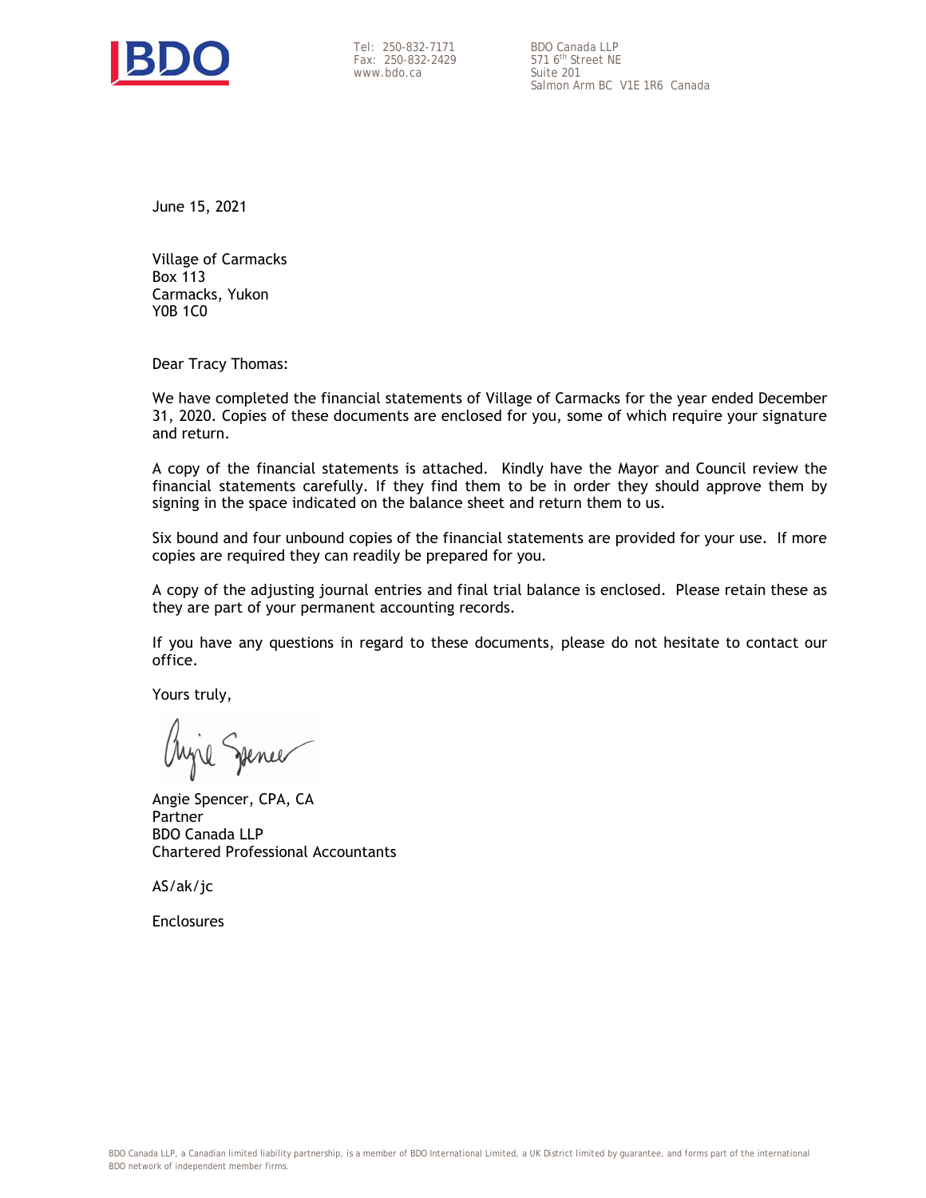BDO

Tel: 250-832-7171
Fax: 250-832-2429
www.bdo.ca

BDO Canada LLP
571 6th Street NE
Suite 201
Salmon Arm BC V1E 1R6 Canada

June 15, 2021

Village of Carmacks
Box 113
Carmacks, Yukon
Y0B 1C0

Dear Tracy Thomas:

We have completed the financial statements of Village of Carmacks for the year ended December 31, 2020. Copies of these documents are enclosed for you, some of which require your signature and return.

A copy of the financial statements is attached. Kindly have the Mayor and Council review the financial statements carefully. If they find them to be in order they should approve them by signing in the space indicated on the balance sheet and return them to us.

Six bound and four unbound copies of the financial statements are provided for your use. If more copies are required they can readily be prepared for you.

A copy of the adjusting journal entries and final trial balance is enclosed. Please retain these as they are part of your permanent accounting records.

If you have any questions in regard to these documents, please do not hesitate to contact our office.

Yours truly,

Angie Spencer, CPA, CA
Partner
BDO Canada LLP
Chartered Professional Accountants

AS/ak/jc

Enclosures

BDO Canada LLP, a Canadian limited liability partnership, is a member of BDO International Limited, a UK District limited by guarantee, and forms part of the international BDO network of independent member firms.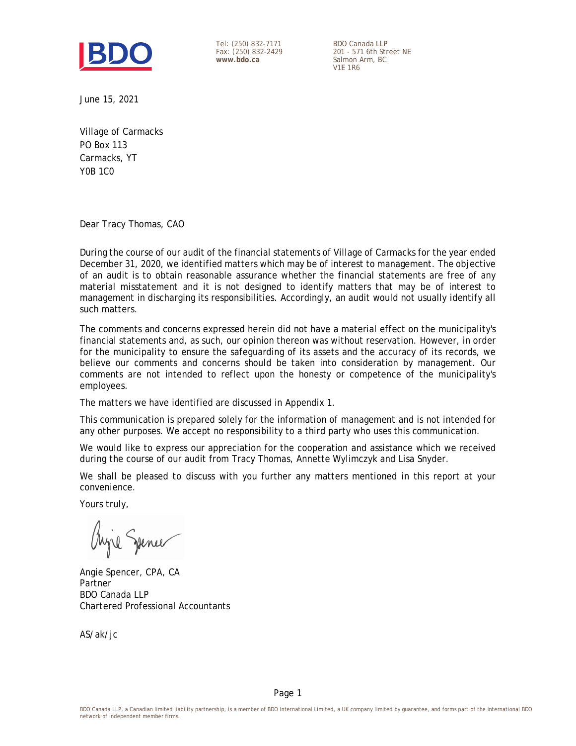Tel: (250) 832-7171
Fax: (250) 832-2429
**www.bdo.ca**

BDO Canada LLP
201 - 571 6th Street NE
Salmon Arm, BC
V1E 1R6

June 15, 2021

Village of Carmacks
PO Box 113
Carmacks, YT
Y0B 1C0

Dear Tracy Thomas, CAO

During the course of our audit of the financial statements of Village of Carmacks for the year ended December 31, 2020, we identified matters which may be of interest to management. The objective of an audit is to obtain reasonable assurance whether the financial statements are free of any material misstatement and it is not designed to identify matters that may be of interest to management in discharging its responsibilities. Accordingly, an audit would not usually identify all such matters.

The comments and concerns expressed herein did not have a material effect on the municipality's financial statements and, as such, our opinion thereon was without reservation. However, in order for the municipality to ensure the safeguarding of its assets and the accuracy of its records, we believe our comments and concerns should be taken into consideration by management. Our comments are not intended to reflect upon the honesty or competence of the municipality's employees.

The matters we have identified are discussed in Appendix 1.

This communication is prepared solely for the information of management and is not intended for any other purposes. We accept no responsibility to a third party who uses this communication.

We would like to express our appreciation for the cooperation and assistance which we received during the course of our audit from Tracy Thomas, Annette Wylimczyk and Lisa Snyder.

We shall be pleased to discuss with you further any matters mentioned in this report at your convenience.

Yours truly,

Angie Spencer, CPA, CA
Partner
BDO Canada LLP
Chartered Professional Accountants

AS/ak/jc

BDO Canada LLP, a Canadian limited liability partnership, is a member of BDO International Limited, a UK company limited by guarantee, and forms part of the international BDO network of independent member firms.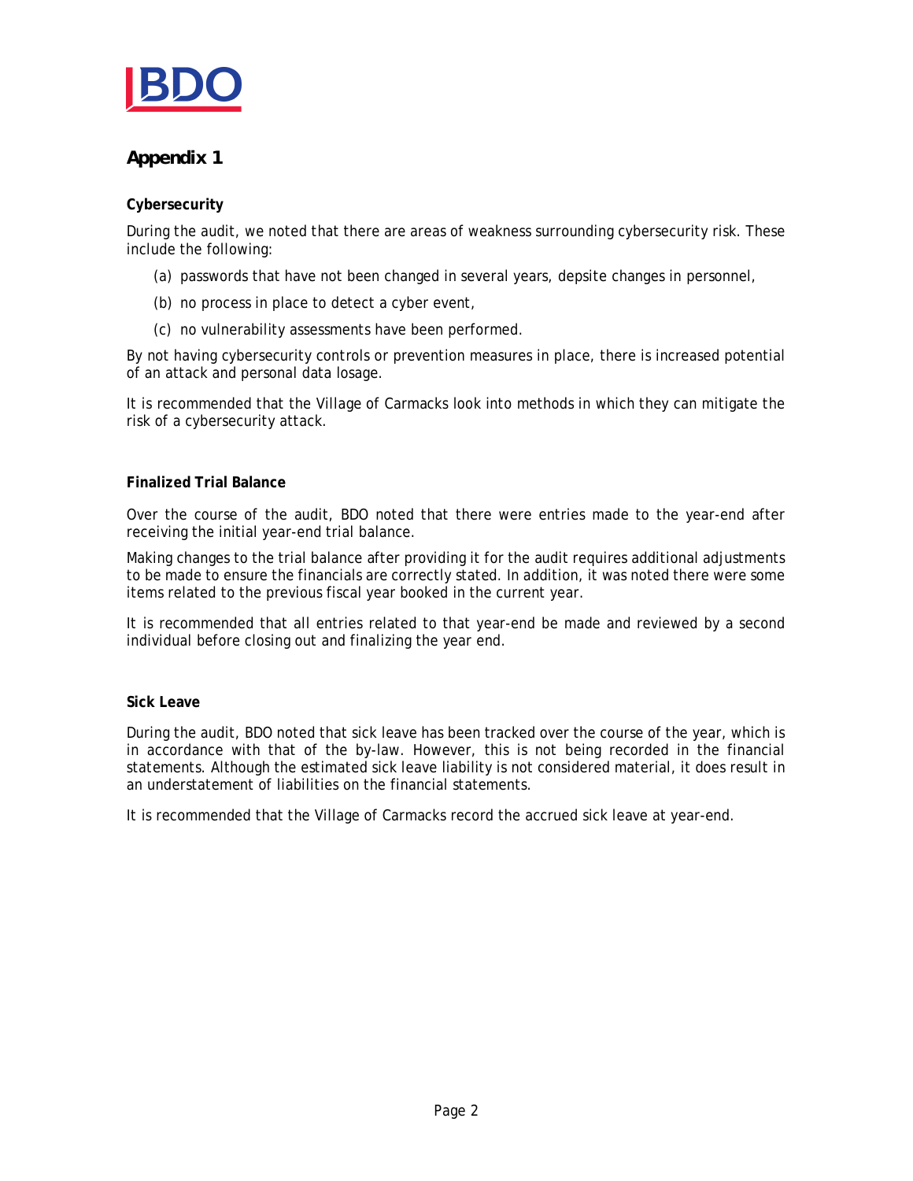## Appendix 1

**Cybersecurity**

During the audit, we noted that there are areas of weakness surrounding cybersecurity risk. These include the following:

(a) passwords that have not been changed in several years, depsite changes in personnel,

(b) no process in place to detect a cyber event,

(c) no vulnerability assessments have been performed.

By not having cybersecurity controls or prevention measures in place, there is increased potential of an attack and personal data losage.

It is recommended that the Village of Carmacks look into methods in which they can mitigate the risk of a cybersecurity attack.

**Finalized Trial Balance**

Over the course of the audit, BDO noted that there were entries made to the year-end after receiving the initial year-end trial balance.

Making changes to the trial balance after providing it for the audit requires additional adjustments to be made to ensure the financials are correctly stated. In addition, it was noted there were some items related to the previous fiscal year booked in the current year.

It is recommended that all entries related to that year-end be made and reviewed by a second individual before closing out and finalizing the year end.

**Sick Leave**

During the audit, BDO noted that sick leave has been tracked over the course of the year, which is in accordance with that of the by-law. However, this is not being recorded in the financial statements. Although the estimated sick leave liability is not considered material, it does result in an understatement of liabilities on the financial statements.

It is recommended that the Village of Carmacks record the accrued sick leave at year-end.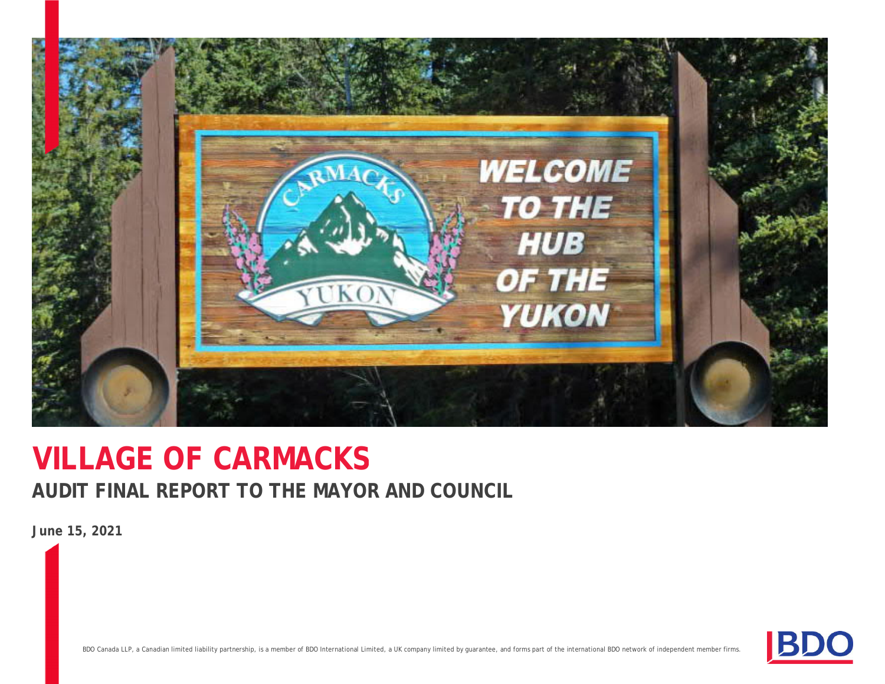# VILLAGE OF CARMACKS

## AUDIT FINAL REPORT TO THE MAYOR AND COUNCIL

**June 15, 2021**

BDO Canada LLP, a Canadian limited liability partnership, is a member of BDO International Limited, a UK company limited by guarantee, and forms part of the international BDO network of independent member firms.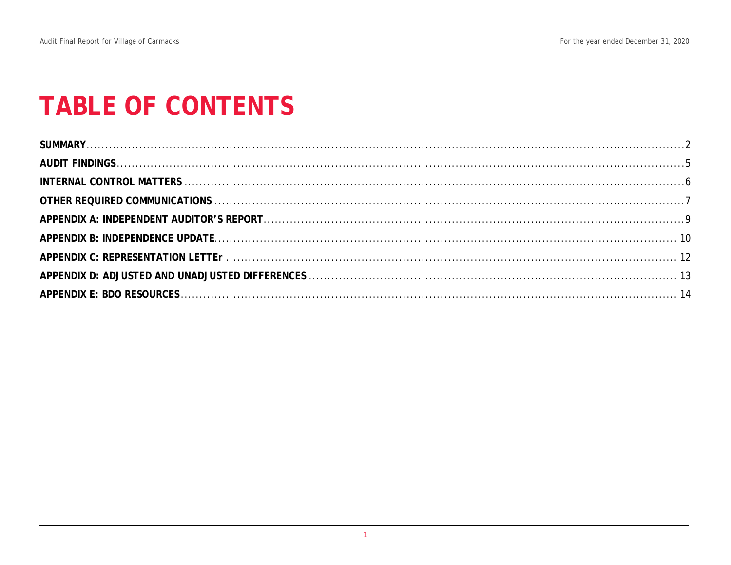# TABLE OF CONTENTS

**SUMMARY** .......... 2

**AUDIT FINDINGS** .......... 5

**INTERNAL CONTROL MATTERS** .......... 6

**OTHER REQUIRED COMMUNICATIONS** .......... 7

**APPENDIX A: INDEPENDENT AUDITOR'S REPORT** .......... 9

**APPENDIX B: INDEPENDENCE UPDATE** .......... 10

**APPENDIX C: REPRESENTATION LETTEr** .......... 12

**APPENDIX D: ADJUSTED AND UNADJUSTED DIFFERENCES** .......... 13

**APPENDIX E: BDO RESOURCES** .......... 14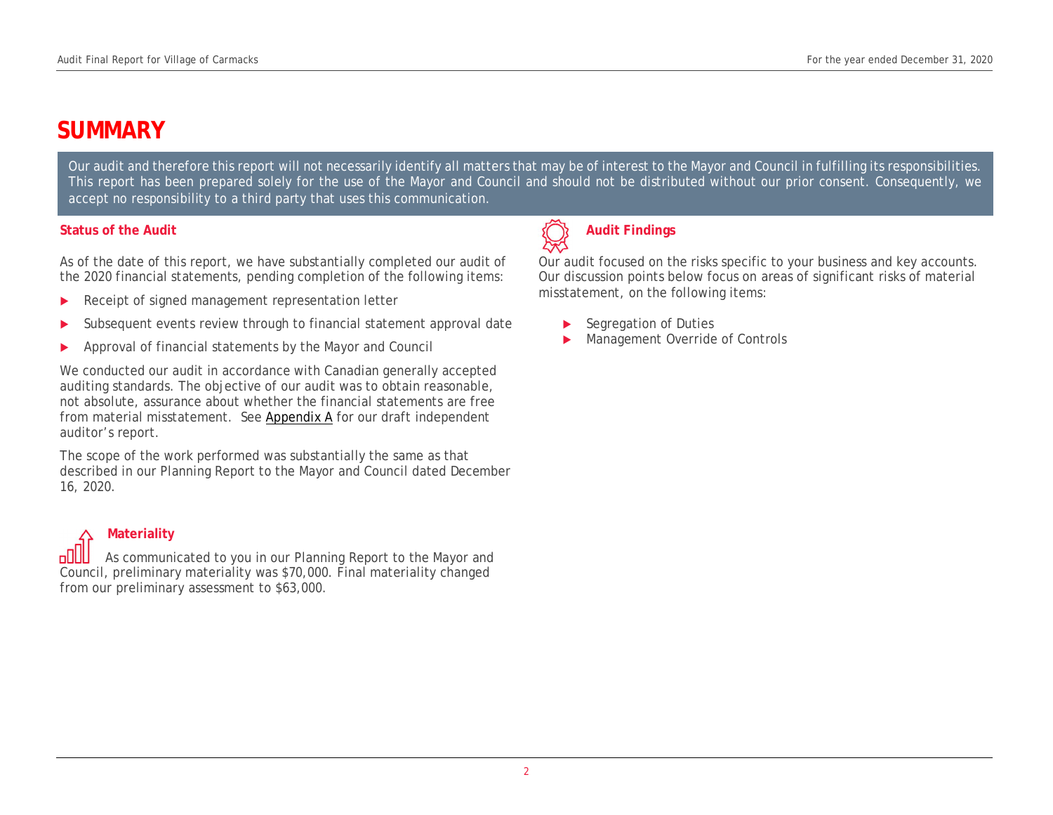# SUMMARY

Our audit and therefore this report will not necessarily identify all matters that may be of interest to the Mayor and Council in fulfilling its responsibilities. This report has been prepared solely for the use of the Mayor and Council and should not be distributed without our prior consent. Consequently, we accept no responsibility to a third party that uses this communication.

### Status of the Audit

As of the date of this report, we have substantially completed our audit of the 2020 financial statements, pending completion of the following items:

- Receipt of signed management representation letter
- Subsequent events review through to financial statement approval date
- Approval of financial statements by the Mayor and Council

We conducted our audit in accordance with Canadian generally accepted auditing standards. The objective of our audit was to obtain reasonable, not absolute, assurance about whether the financial statements are free from material misstatement. See Appendix A for our draft independent auditor's report.

The scope of the work performed was substantially the same as that described in our Planning Report to the Mayor and Council dated December 16, 2020.

### Materiality

As communicated to you in our Planning Report to the Mayor and Council, preliminary materiality was $70,000. Final materiality changed from our preliminary assessment to $63,000.

### Audit Findings

Our audit focused on the risks specific to your business and key accounts. Our discussion points below focus on areas of significant risks of material misstatement, on the following items:

- Segregation of Duties
- Management Override of Controls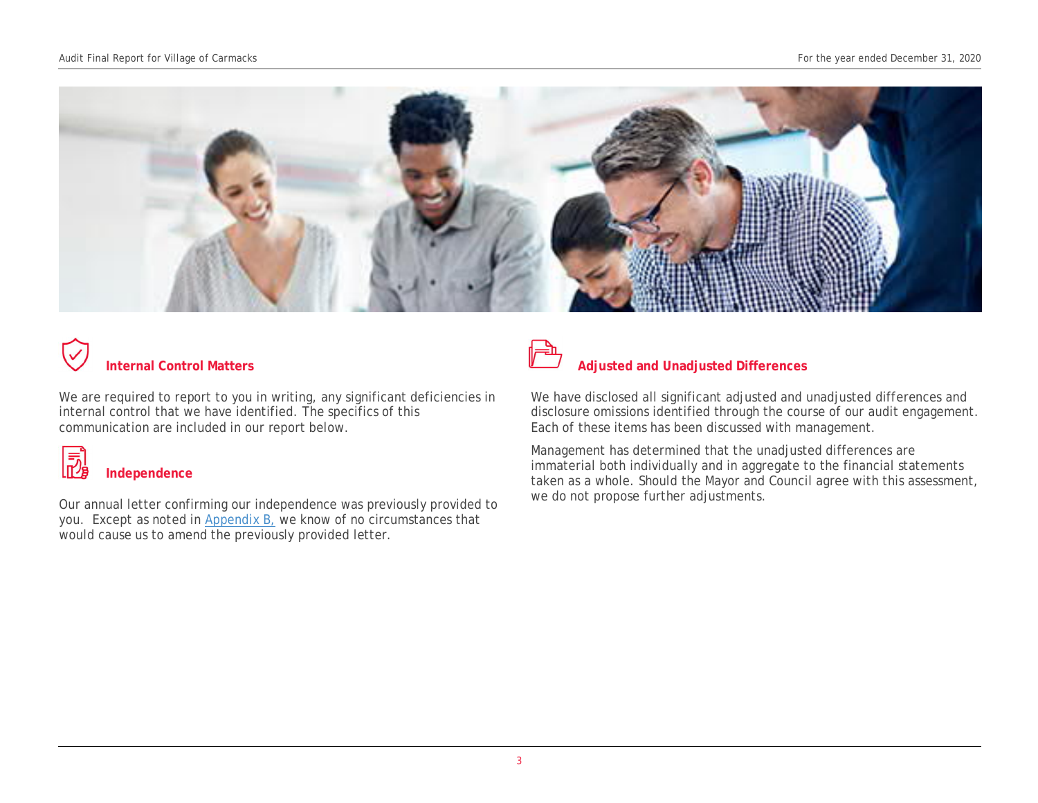## Internal Control Matters

We are required to report to you in writing, any significant deficiencies in internal control that we have identified. The specifics of this communication are included in our report below.

## Independence

Our annual letter confirming our independence was previously provided to you. Except as noted in Appendix B, we know of no circumstances that would cause us to amend the previously provided letter.

## Adjusted and Unadjusted Differences

We have disclosed all significant adjusted and unadjusted differences and disclosure omissions identified through the course of our audit engagement. Each of these items has been discussed with management.

Management has determined that the unadjusted differences are immaterial both individually and in aggregate to the financial statements taken as a whole. Should the Mayor and Council agree with this assessment, we do not propose further adjustments.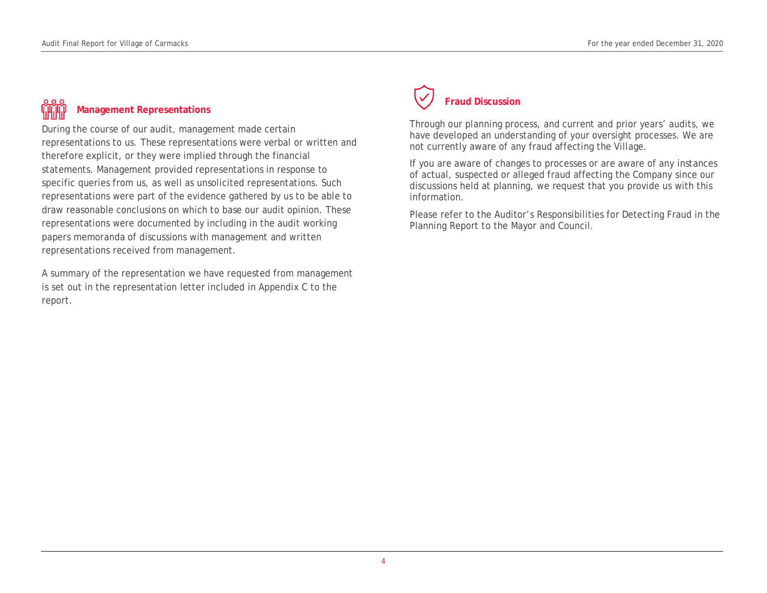## Management Representations

During the course of our audit, management made certain representations to us. These representations were verbal or written and therefore explicit, or they were implied through the financial statements. Management provided representations in response to specific queries from us, as well as unsolicited representations. Such representations were part of the evidence gathered by us to be able to draw reasonable conclusions on which to base our audit opinion. These representations were documented by including in the audit working papers memoranda of discussions with management and written representations received from management.

A summary of the representation we have requested from management is set out in the representation letter included in Appendix C to the report.

## Fraud Discussion

Through our planning process, and current and prior years' audits, we have developed an understanding of your oversight processes. We are not currently aware of any fraud affecting the Village.

If you are aware of changes to processes or are aware of any instances of actual, suspected or alleged fraud affecting the Company since our discussions held at planning, we request that you provide us with this information.

Please refer to the Auditor's Responsibilities for Detecting Fraud in the Planning Report to the Mayor and Council.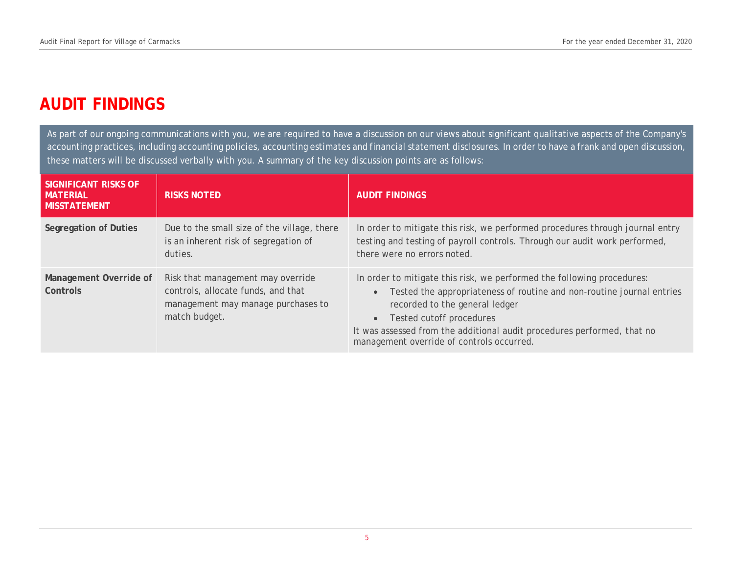# AUDIT FINDINGS

As part of our ongoing communications with you, we are required to have a discussion on our views about significant qualitative aspects of the Company's accounting practices, including accounting policies, accounting estimates and financial statement disclosures. In order to have a frank and open discussion, these matters will be discussed verbally with you. A summary of the key discussion points are as follows:

| SIGNIFICANT RISKS OF MATERIAL MISSTATEMENT | RISKS NOTED | AUDIT FINDINGS |
|---|---|---|
| **Segregation of Duties** | Due to the small size of the village, there is an inherent risk of segregation of duties. | In order to mitigate this risk, we performed procedures through journal entry testing and testing of payroll controls. Through our audit work performed, there were no errors noted. |
| **Management Override of Controls** | Risk that management may override controls, allocate funds, and that management may manage purchases to match budget. | In order to mitigate this risk, we performed the following procedures:<br>• Tested the appropriateness of routine and non-routine journal entries recorded to the general ledger<br>• Tested cutoff procedures<br>It was assessed from the additional audit procedures performed, that no management override of controls occurred. |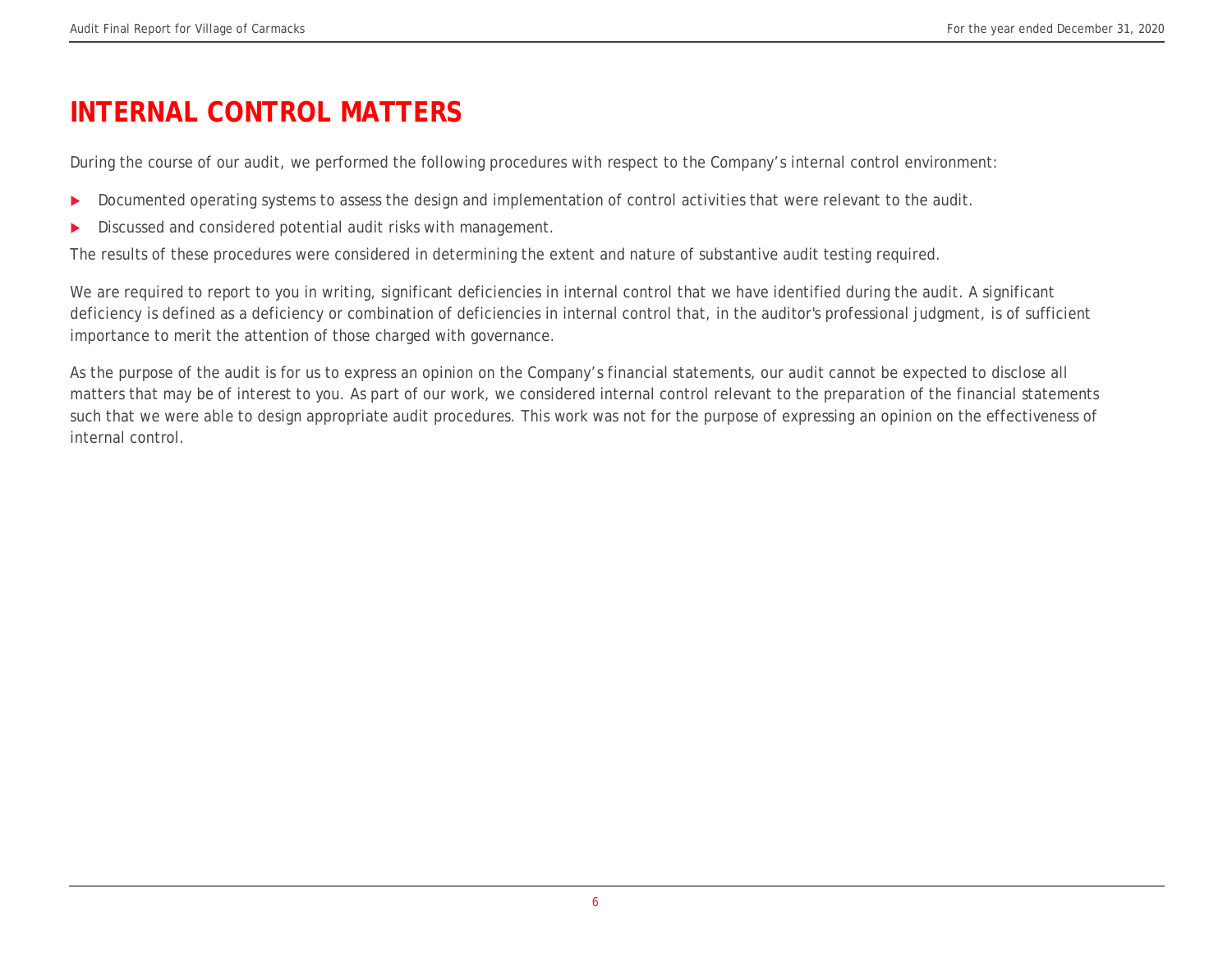# INTERNAL CONTROL MATTERS

During the course of our audit, we performed the following procedures with respect to the Company's internal control environment:

- Documented operating systems to assess the design and implementation of control activities that were relevant to the audit.
- Discussed and considered potential audit risks with management.

The results of these procedures were considered in determining the extent and nature of substantive audit testing required.

We are required to report to you in writing, significant deficiencies in internal control that we have identified during the audit. A significant deficiency is defined as a deficiency or combination of deficiencies in internal control that, in the auditor's professional judgment, is of sufficient importance to merit the attention of those charged with governance.

As the purpose of the audit is for us to express an opinion on the Company's financial statements, our audit cannot be expected to disclose all matters that may be of interest to you. As part of our work, we considered internal control relevant to the preparation of the financial statements such that we were able to design appropriate audit procedures. This work was not for the purpose of expressing an opinion on the effectiveness of internal control.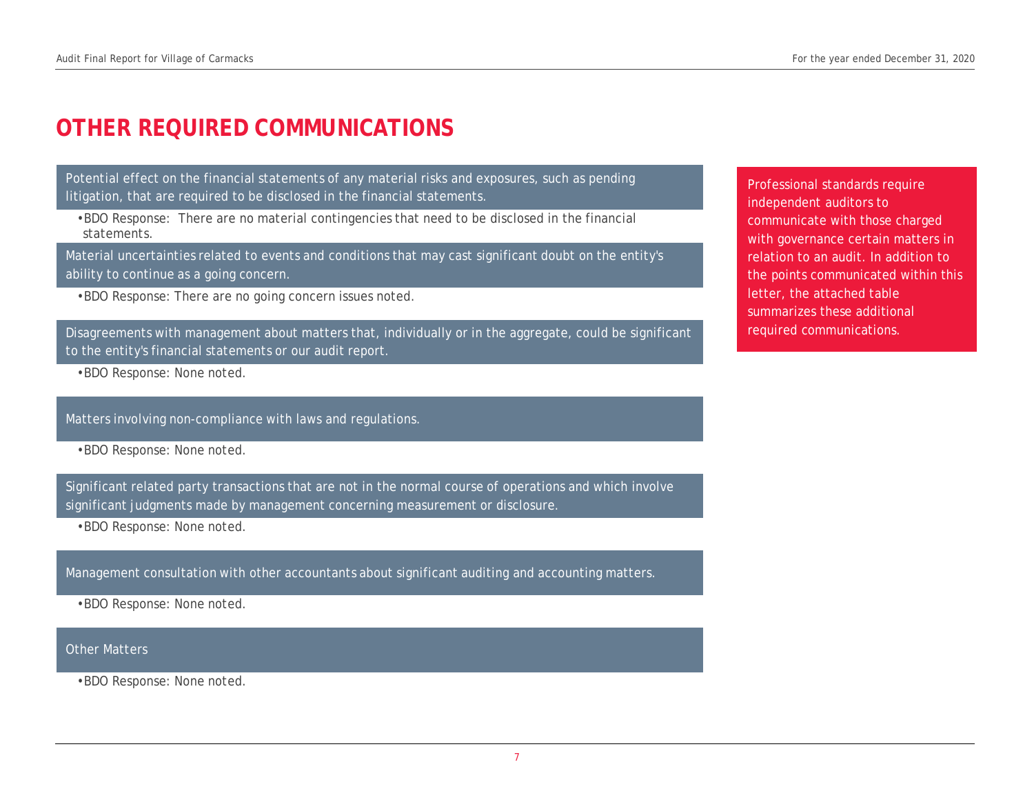# OTHER REQUIRED COMMUNICATIONS

**Potential effect on the financial statements of any material risks and exposures, such as pending litigation, that are required to be disclosed in the financial statements.**

- BDO Response: There are no material contingencies that need to be disclosed in the financial statements.

**Material uncertainties related to events and conditions that may cast significant doubt on the entity's ability to continue as a going concern.**

- BDO Response: There are no going concern issues noted.

**Disagreements with management about matters that, individually or in the aggregate, could be significant to the entity's financial statements or our audit report.**

- BDO Response: None noted.

**Matters involving non-compliance with laws and regulations.**

- BDO Response: None noted.

**Significant related party transactions that are not in the normal course of operations and which involve significant judgments made by management concerning measurement or disclosure.**

- BDO Response: None noted.

**Management consultation with other accountants about significant auditing and accounting matters.**

- BDO Response: None noted.

**Other Matters**

- BDO Response: None noted.

Professional standards require independent auditors to communicate with those charged with governance certain matters in relation to an audit. In addition to the points communicated within this letter, the attached table summarizes these additional required communications.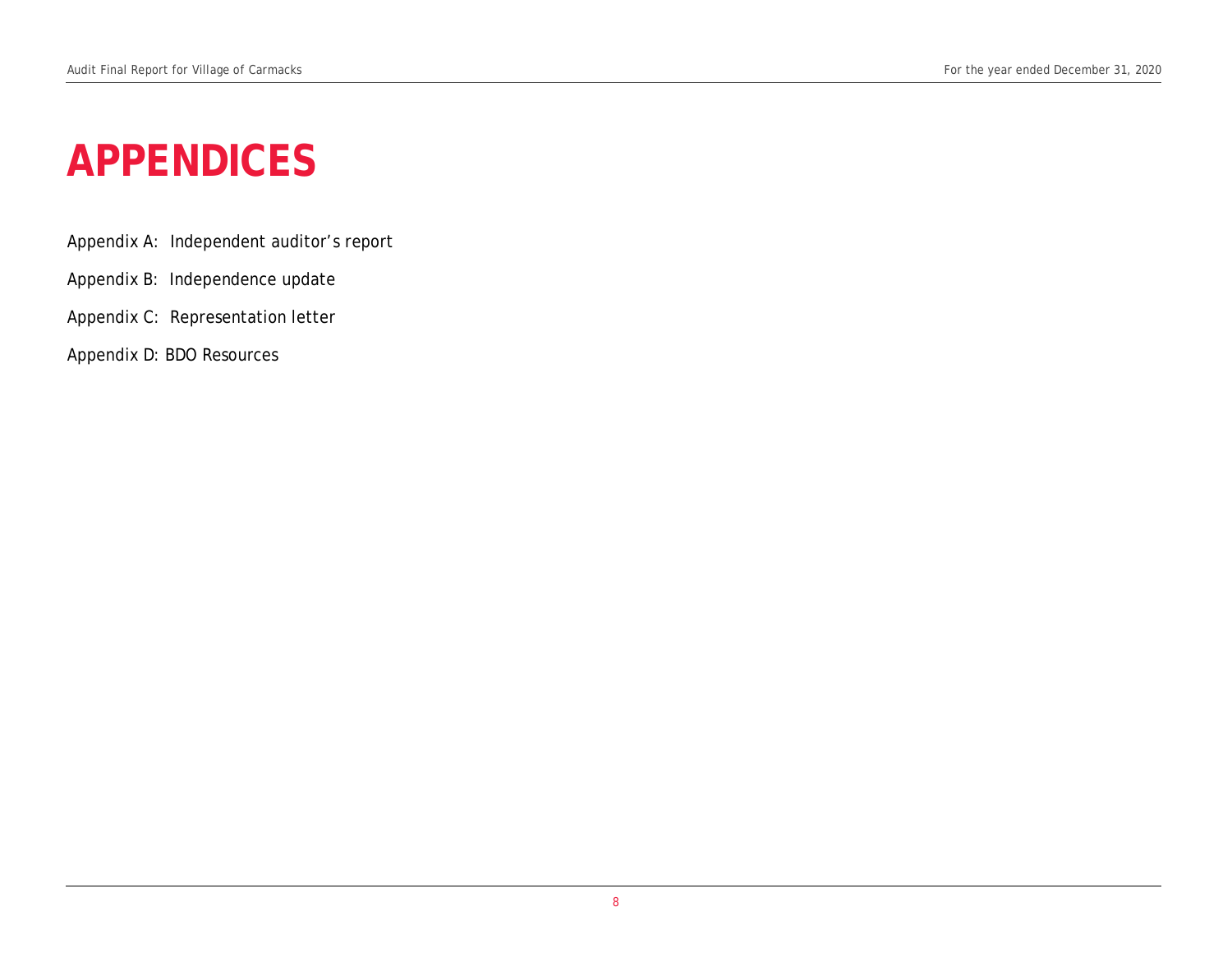# APPENDICES

Appendix A: Independent auditor's report

Appendix B: Independence update

Appendix C: Representation letter

Appendix D: BDO Resources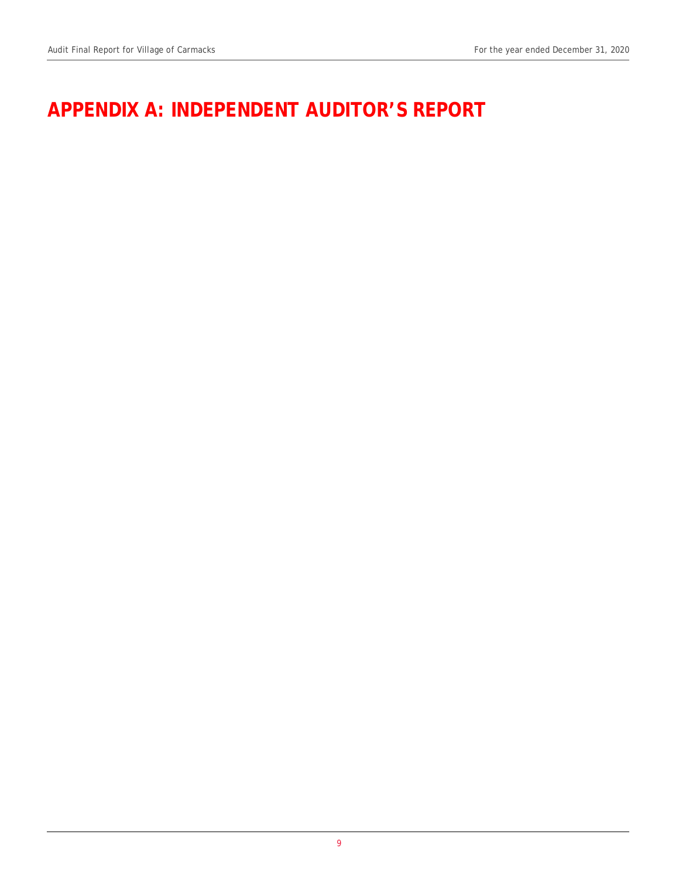# APPENDIX A: INDEPENDENT AUDITOR'S REPORT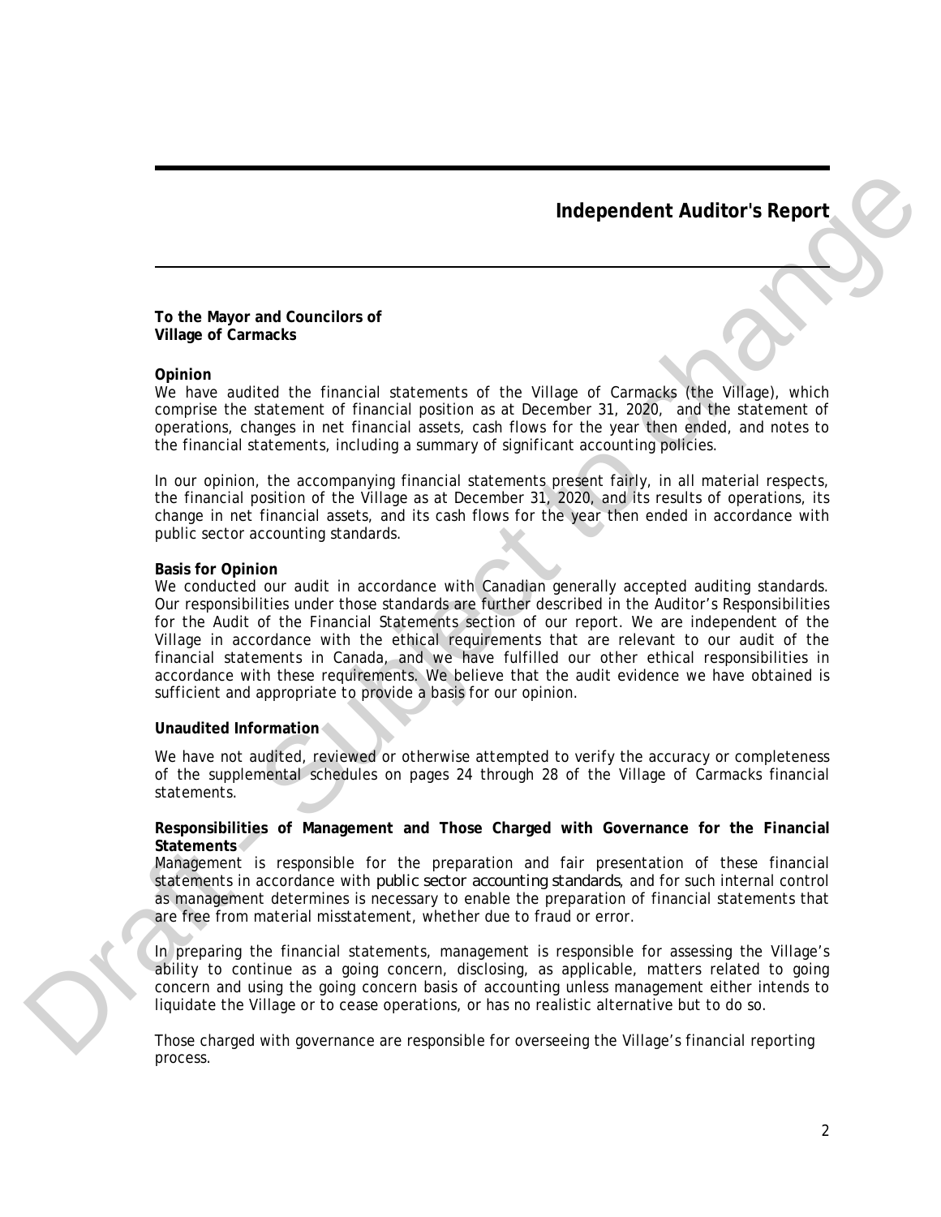# Independent Auditor's Report

**To the Mayor and Councilors of**
**Village of Carmacks**

**Opinion**

We have audited the financial statements of the Village of Carmacks (the Village), which comprise the statement of financial position as at December 31, 2020, and the statement of operations, changes in net financial assets, cash flows for the year then ended, and notes to the financial statements, including a summary of significant accounting policies.

In our opinion, the accompanying financial statements present fairly, in all material respects, the financial position of the Village as at December 31, 2020, and its results of operations, its change in net financial assets, and its cash flows for the year then ended in accordance with public sector accounting standards.

**Basis for Opinion**

We conducted our audit in accordance with Canadian generally accepted auditing standards. Our responsibilities under those standards are further described in the Auditor's Responsibilities for the Audit of the Financial Statements section of our report. We are independent of the Village in accordance with the ethical requirements that are relevant to our audit of the financial statements in Canada, and we have fulfilled our other ethical responsibilities in accordance with these requirements. We believe that the audit evidence we have obtained is sufficient and appropriate to provide a basis for our opinion.

**Unaudited Information**

We have not audited, reviewed or otherwise attempted to verify the accuracy or completeness of the supplemental schedules on pages 24 through 28 of the Village of Carmacks financial statements.

**Responsibilities of Management and Those Charged with Governance for the Financial Statements**

Management is responsible for the preparation and fair presentation of these financial statements in accordance with public sector accounting standards, and for such internal control as management determines is necessary to enable the preparation of financial statements that are free from material misstatement, whether due to fraud or error.

In preparing the financial statements, management is responsible for assessing the Village's ability to continue as a going concern, disclosing, as applicable, matters related to going concern and using the going concern basis of accounting unless management either intends to liquidate the Village or to cease operations, or has no realistic alternative but to do so.

Those charged with governance are responsible for overseeing the Village's financial reporting process.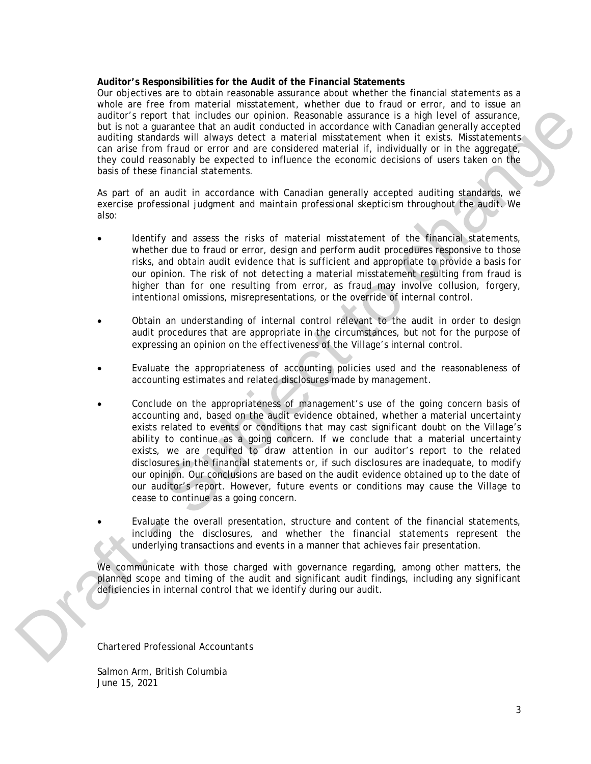**Auditor's Responsibilities for the Audit of the Financial Statements**

Our objectives are to obtain reasonable assurance about whether the financial statements as a whole are free from material misstatement, whether due to fraud or error, and to issue an auditor's report that includes our opinion. Reasonable assurance is a high level of assurance, but is not a guarantee that an audit conducted in accordance with Canadian generally accepted auditing standards will always detect a material misstatement when it exists. Misstatements can arise from fraud or error and are considered material if, individually or in the aggregate, they could reasonably be expected to influence the economic decisions of users taken on the basis of these financial statements.

As part of an audit in accordance with Canadian generally accepted auditing standards, we exercise professional judgment and maintain professional skepticism throughout the audit. We also:

- Identify and assess the risks of material misstatement of the financial statements, whether due to fraud or error, design and perform audit procedures responsive to those risks, and obtain audit evidence that is sufficient and appropriate to provide a basis for our opinion. The risk of not detecting a material misstatement resulting from fraud is higher than for one resulting from error, as fraud may involve collusion, forgery, intentional omissions, misrepresentations, or the override of internal control.

- Obtain an understanding of internal control relevant to the audit in order to design audit procedures that are appropriate in the circumstances, but not for the purpose of expressing an opinion on the effectiveness of the Village's internal control.

- Evaluate the appropriateness of accounting policies used and the reasonableness of accounting estimates and related disclosures made by management.

- Conclude on the appropriateness of management's use of the going concern basis of accounting and, based on the audit evidence obtained, whether a material uncertainty exists related to events or conditions that may cast significant doubt on the Village's ability to continue as a going concern. If we conclude that a material uncertainty exists, we are required to draw attention in our auditor's report to the related disclosures in the financial statements or, if such disclosures are inadequate, to modify our opinion. Our conclusions are based on the audit evidence obtained up to the date of our auditor's report. However, future events or conditions may cause the Village to cease to continue as a going concern.

- Evaluate the overall presentation, structure and content of the financial statements, including the disclosures, and whether the financial statements represent the underlying transactions and events in a manner that achieves fair presentation.

We communicate with those charged with governance regarding, among other matters, the planned scope and timing of the audit and significant audit findings, including any significant deficiencies in internal control that we identify during our audit.

Chartered Professional Accountants

Salmon Arm, British Columbia
June 15, 2021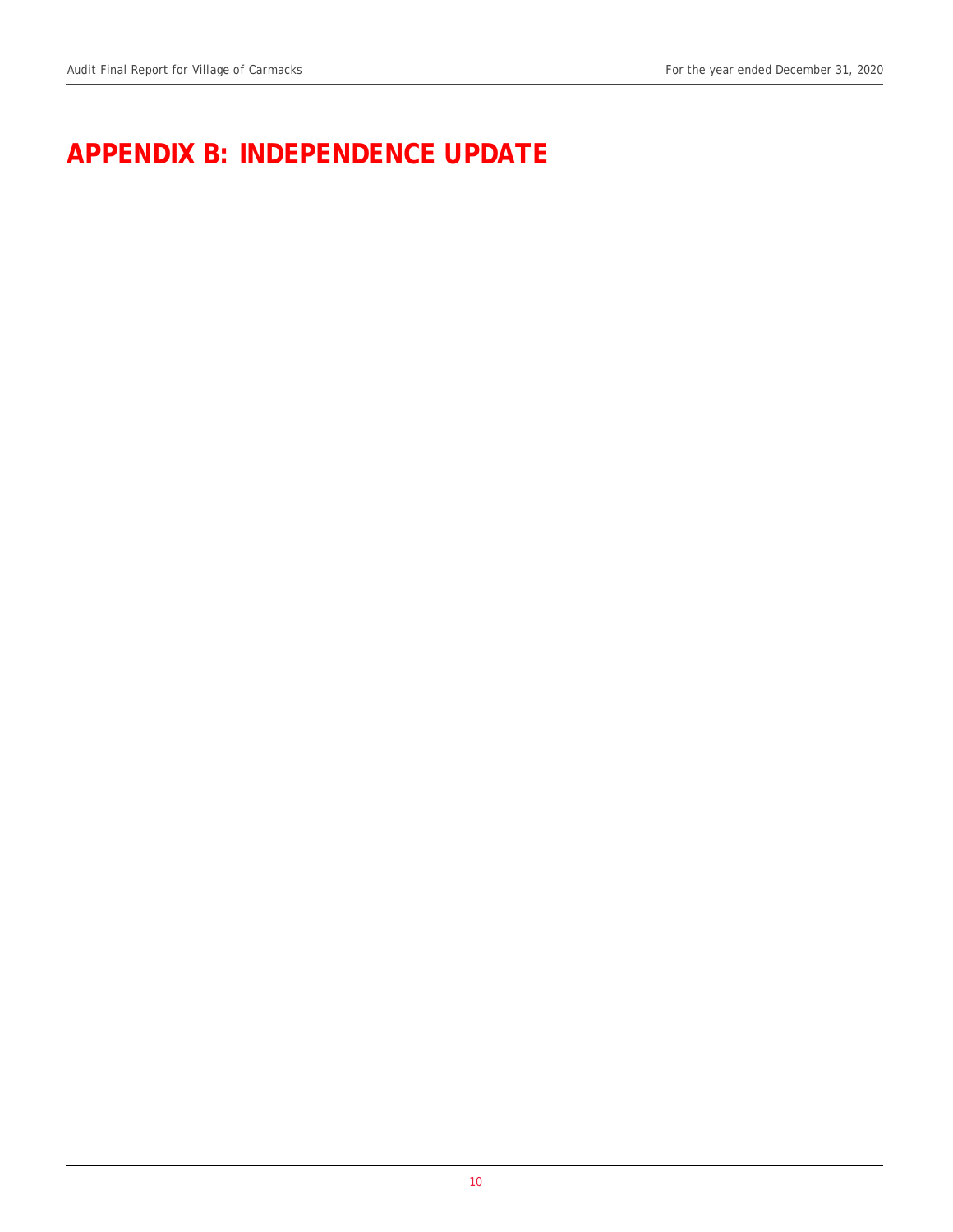# APPENDIX B: INDEPENDENCE UPDATE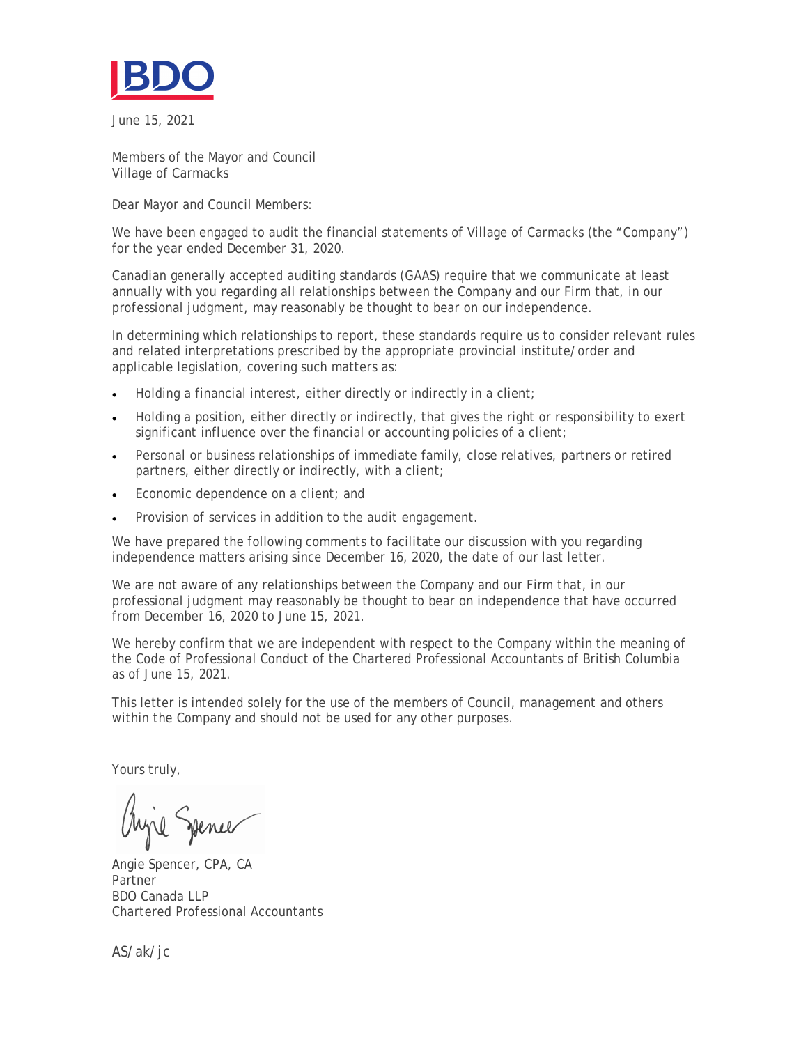BDO

June 15, 2021

Members of the Mayor and Council
Village of Carmacks

Dear Mayor and Council Members:

We have been engaged to audit the financial statements of Village of Carmacks (the "Company") for the year ended December 31, 2020.

Canadian generally accepted auditing standards (GAAS) require that we communicate at least annually with you regarding all relationships between the Company and our Firm that, in our professional judgment, may reasonably be thought to bear on our independence.

In determining which relationships to report, these standards require us to consider relevant rules and related interpretations prescribed by the appropriate provincial institute/order and applicable legislation, covering such matters as:

- Holding a financial interest, either directly or indirectly in a client;
- Holding a position, either directly or indirectly, that gives the right or responsibility to exert significant influence over the financial or accounting policies of a client;
- Personal or business relationships of immediate family, close relatives, partners or retired partners, either directly or indirectly, with a client;
- Economic dependence on a client; and
- Provision of services in addition to the audit engagement.

We have prepared the following comments to facilitate our discussion with you regarding independence matters arising since December 16, 2020, the date of our last letter.

We are not aware of any relationships between the Company and our Firm that, in our professional judgment may reasonably be thought to bear on independence that have occurred from December 16, 2020 to June 15, 2021.

We hereby confirm that we are independent with respect to the Company within the meaning of the Code of Professional Conduct of the Chartered Professional Accountants of British Columbia as of June 15, 2021.

This letter is intended solely for the use of the members of Council, management and others within the Company and should not be used for any other purposes.

Yours truly,

Angie Spencer, CPA, CA
Partner
BDO Canada LLP
Chartered Professional Accountants

AS/ak/jc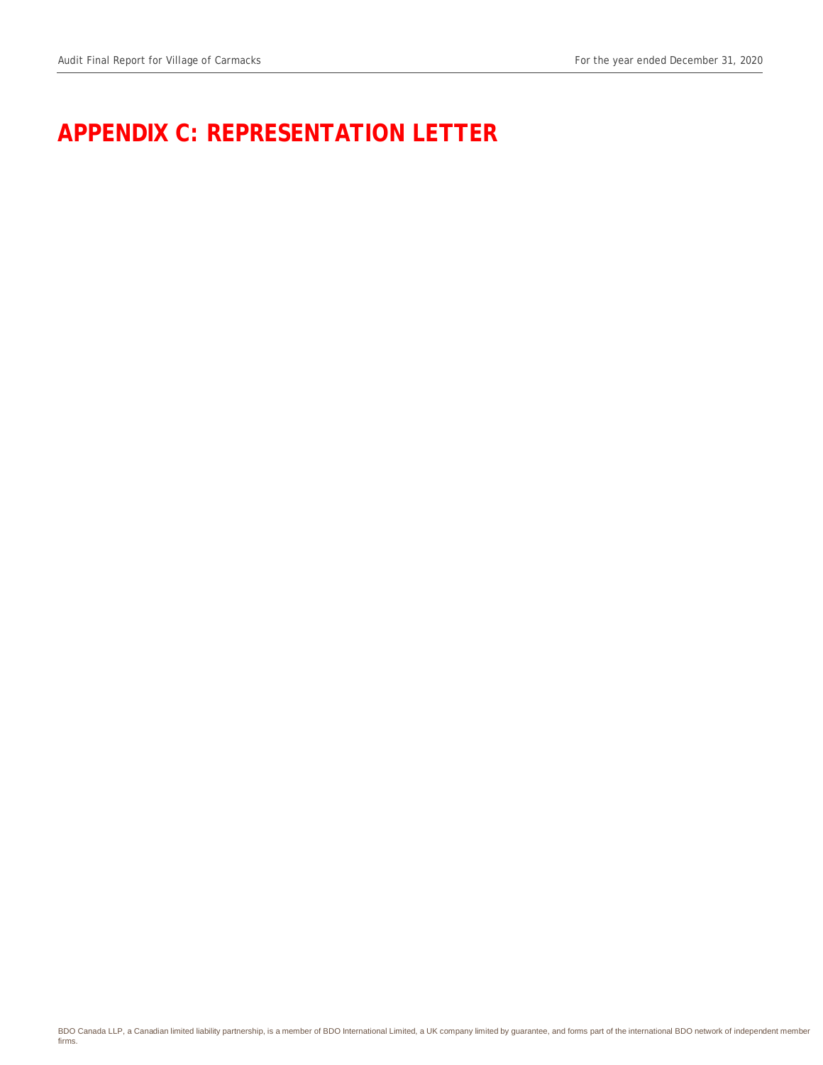# APPENDIX C: REPRESENTATION LETTER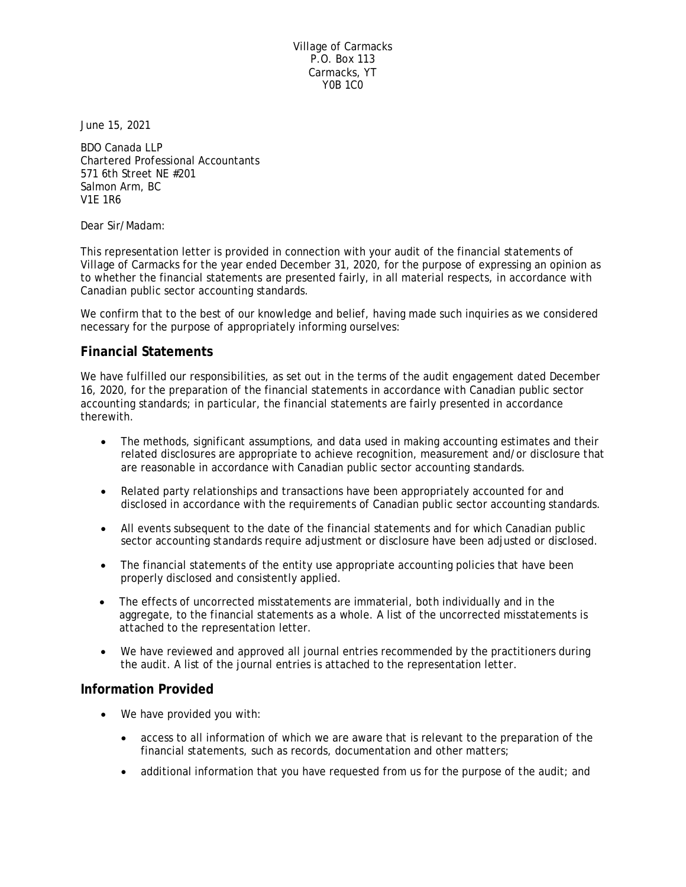Village of Carmacks
P.O. Box 113
Carmacks, YT
Y0B 1C0

June 15, 2021

BDO Canada LLP
Chartered Professional Accountants
571 6th Street NE #201
Salmon Arm, BC
V1E 1R6

Dear Sir/Madam:

This representation letter is provided in connection with your audit of the financial statements of Village of Carmacks for the year ended December 31, 2020, for the purpose of expressing an opinion as to whether the financial statements are presented fairly, in all material respects, in accordance with Canadian public sector accounting standards.

We confirm that to the best of our knowledge and belief, having made such inquiries as we considered necessary for the purpose of appropriately informing ourselves:

## Financial Statements

We have fulfilled our responsibilities, as set out in the terms of the audit engagement dated December 16, 2020, for the preparation of the financial statements in accordance with Canadian public sector accounting standards; in particular, the financial statements are fairly presented in accordance therewith.

- The methods, significant assumptions, and data used in making accounting estimates and their related disclosures are appropriate to achieve recognition, measurement and/or disclosure that are reasonable in accordance with Canadian public sector accounting standards.
- Related party relationships and transactions have been appropriately accounted for and disclosed in accordance with the requirements of Canadian public sector accounting standards.
- All events subsequent to the date of the financial statements and for which Canadian public sector accounting standards require adjustment or disclosure have been adjusted or disclosed.
- The financial statements of the entity use appropriate accounting policies that have been properly disclosed and consistently applied.
- The effects of uncorrected misstatements are immaterial, both individually and in the aggregate, to the financial statements as a whole. A list of the uncorrected misstatements is attached to the representation letter.
- We have reviewed and approved all journal entries recommended by the practitioners during the audit. A list of the journal entries is attached to the representation letter.

## Information Provided

- We have provided you with:
  - access to all information of which we are aware that is relevant to the preparation of the financial statements, such as records, documentation and other matters;
  - additional information that you have requested from us for the purpose of the audit; and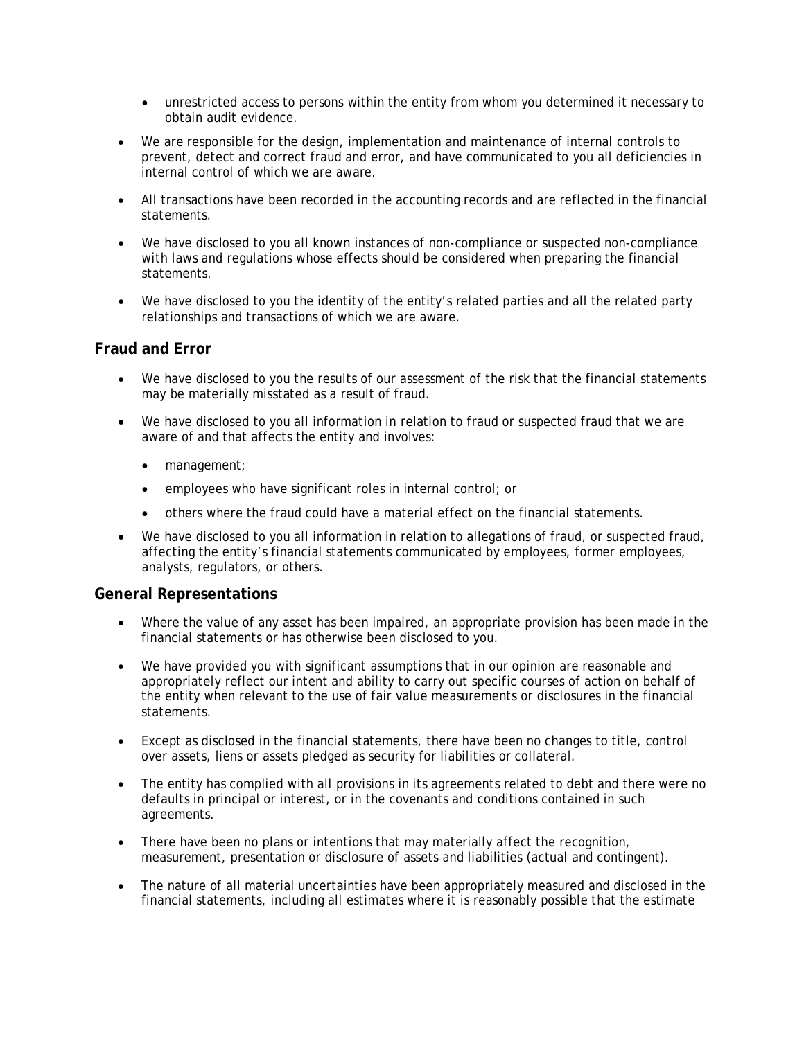- unrestricted access to persons within the entity from whom you determined it necessary to obtain audit evidence.

- We are responsible for the design, implementation and maintenance of internal controls to prevent, detect and correct fraud and error, and have communicated to you all deficiencies in internal control of which we are aware.
- All transactions have been recorded in the accounting records and are reflected in the financial statements.
- We have disclosed to you all known instances of non-compliance or suspected non-compliance with laws and regulations whose effects should be considered when preparing the financial statements.
- We have disclosed to you the identity of the entity's related parties and all the related party relationships and transactions of which we are aware.

## Fraud and Error

- We have disclosed to you the results of our assessment of the risk that the financial statements may be materially misstated as a result of fraud.
- We have disclosed to you all information in relation to fraud or suspected fraud that we are aware of and that affects the entity and involves:
  - management;
  - employees who have significant roles in internal control; or
  - others where the fraud could have a material effect on the financial statements.
- We have disclosed to you all information in relation to allegations of fraud, or suspected fraud, affecting the entity's financial statements communicated by employees, former employees, analysts, regulators, or others.

## General Representations

- Where the value of any asset has been impaired, an appropriate provision has been made in the financial statements or has otherwise been disclosed to you.
- We have provided you with significant assumptions that in our opinion are reasonable and appropriately reflect our intent and ability to carry out specific courses of action on behalf of the entity when relevant to the use of fair value measurements or disclosures in the financial statements.
- Except as disclosed in the financial statements, there have been no changes to title, control over assets, liens or assets pledged as security for liabilities or collateral.
- The entity has complied with all provisions in its agreements related to debt and there were no defaults in principal or interest, or in the covenants and conditions contained in such agreements.
- There have been no plans or intentions that may materially affect the recognition, measurement, presentation or disclosure of assets and liabilities (actual and contingent).
- The nature of all material uncertainties have been appropriately measured and disclosed in the financial statements, including all estimates where it is reasonably possible that the estimate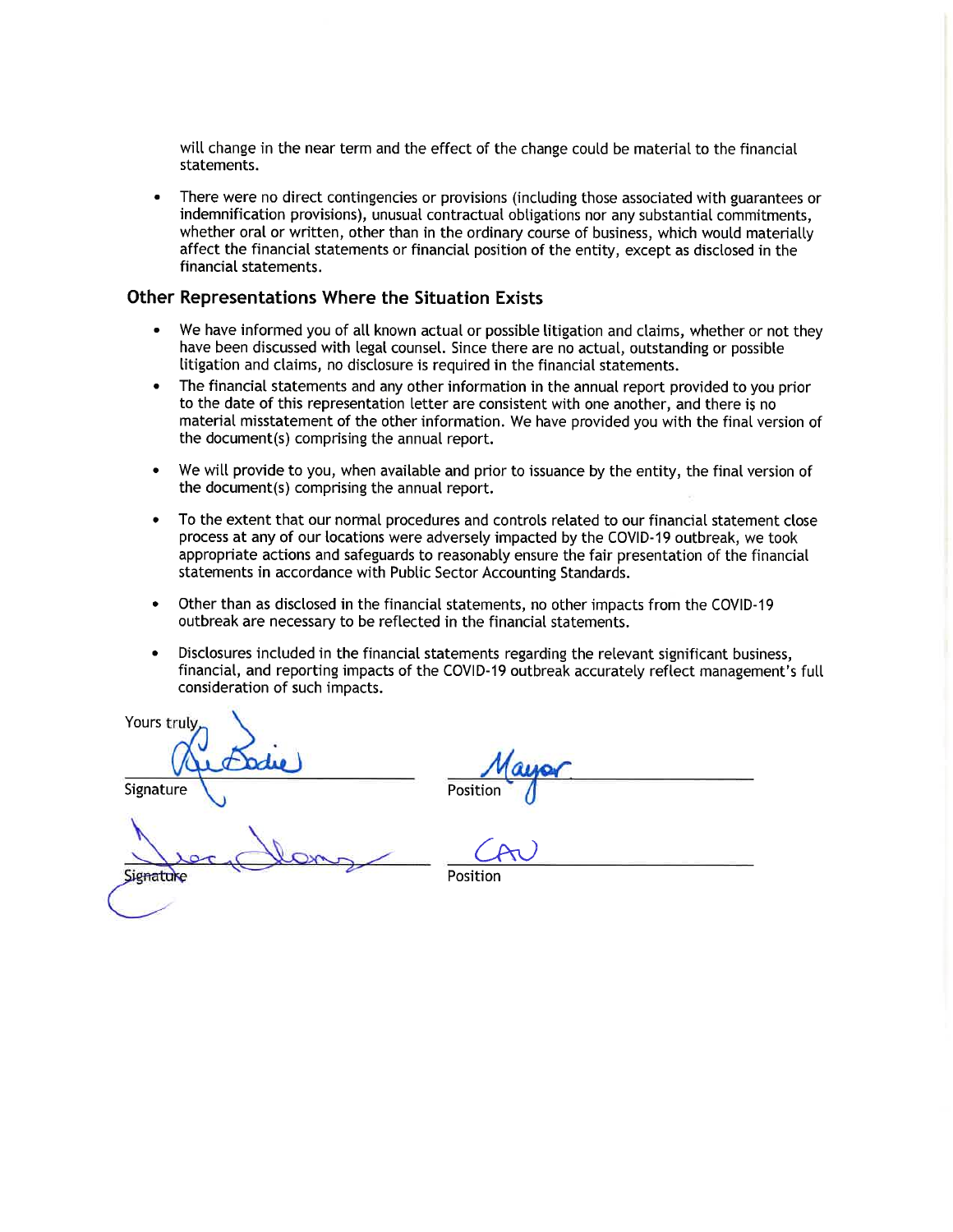will change in the near term and the effect of the change could be material to the financial statements.

- There were no direct contingencies or provisions (including those associated with guarantees or indemnification provisions), unusual contractual obligations nor any substantial commitments, whether oral or written, other than in the ordinary course of business, which would materially affect the financial statements or financial position of the entity, except as disclosed in the financial statements.

## Other Representations Where the Situation Exists

- We have informed you of all known actual or possible litigation and claims, whether or not they have been discussed with legal counsel. Since there are no actual, outstanding or possible litigation and claims, no disclosure is required in the financial statements.
- The financial statements and any other information in the annual report provided to you prior to the date of this representation letter are consistent with one another, and there is no material misstatement of the other information. We have provided you with the final version of the document(s) comprising the annual report.
- We will provide to you, when available and prior to issuance by the entity, the final version of the document(s) comprising the annual report.
- To the extent that our normal procedures and controls related to our financial statement close process at any of our locations were adversely impacted by the COVID-19 outbreak, we took appropriate actions and safeguards to reasonably ensure the fair presentation of the financial statements in accordance with Public Sector Accounting Standards.
- Other than as disclosed in the financial statements, no other impacts from the COVID-19 outbreak are necessary to be reflected in the financial statements.
- Disclosures included in the financial statements regarding the relevant significant business, financial, and reporting impacts of the COVID-19 outbreak accurately reflect management's full consideration of such impacts.

Yours truly,

| | |
|---|---|
| _[signature]_ | Mayor |
| Signature | Position |
| _[signature]_ | CAO |
| Signature | Position |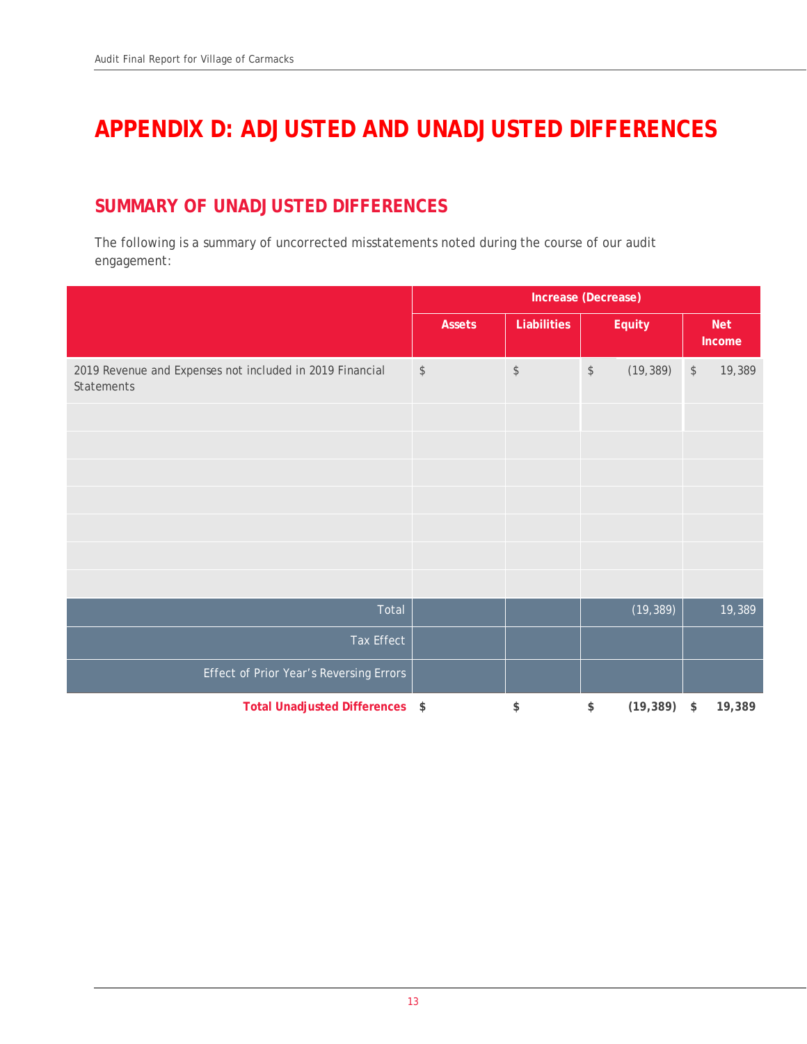# APPENDIX D: ADJUSTED AND UNADJUSTED DIFFERENCES

## SUMMARY OF UNADJUSTED DIFFERENCES

The following is a summary of uncorrected misstatements noted during the course of our audit engagement:

| | Increase (Decrease) | | | |
|---|---|---|---|---|
| | Assets | Liabilities | Equity | Net Income |
| 2019 Revenue and Expenses not included in 2019 Financial Statements | $ | $ | $ (19,389) | $ 19,389 |
| | | | | |
| | | | | |
| | | | | |
| | | | | |
| | | | | |
| | | | | |
| | | | | |
| Total | | | (19,389) | 19,389 |
| Tax Effect | | | | |
| Effect of Prior Year's Reversing Errors | | | | |
| **Total Unadjusted Differences** | **$** | **$** | **$ (19,389)** | **$ 19,389** |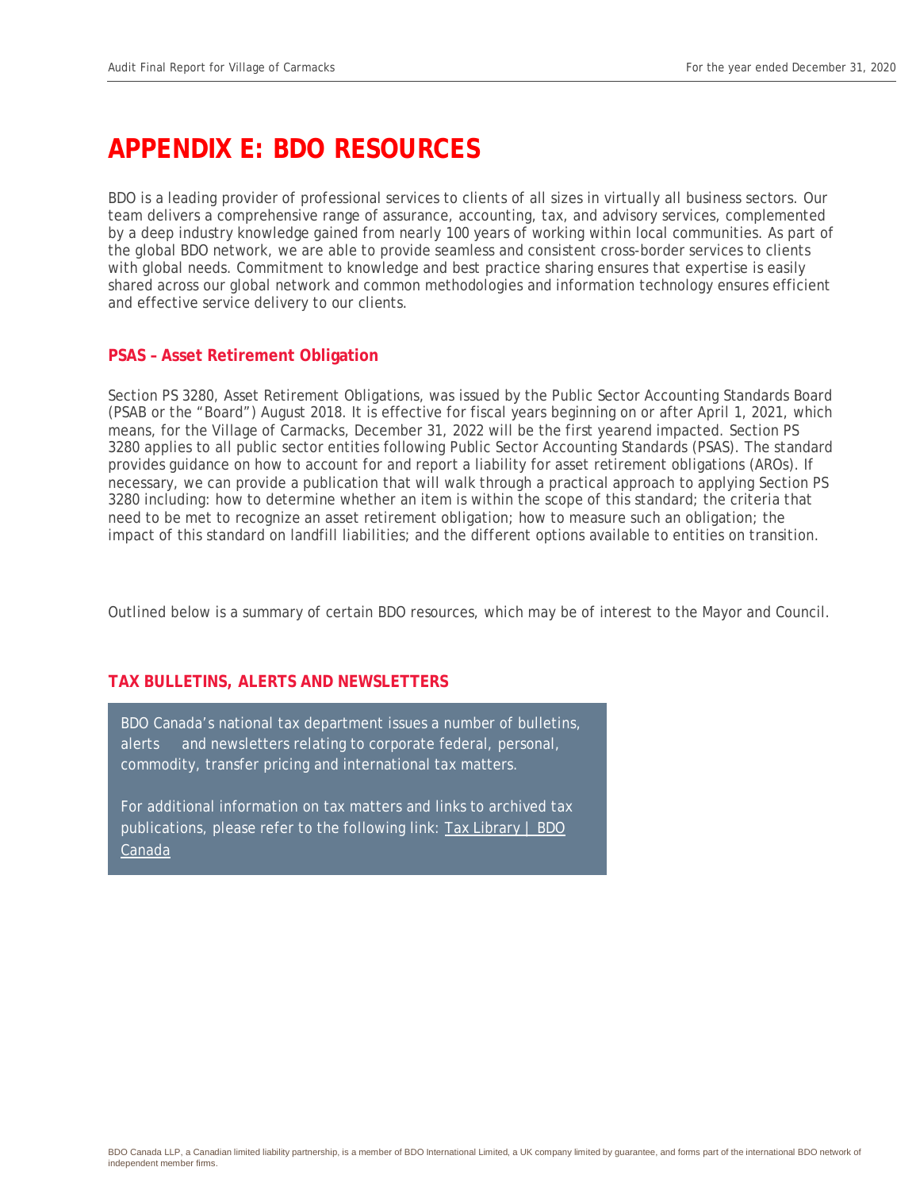# APPENDIX E: BDO RESOURCES

BDO is a leading provider of professional services to clients of all sizes in virtually all business sectors. Our team delivers a comprehensive range of assurance, accounting, tax, and advisory services, complemented by a deep industry knowledge gained from nearly 100 years of working within local communities. As part of the global BDO network, we are able to provide seamless and consistent cross-border services to clients with global needs. Commitment to knowledge and best practice sharing ensures that expertise is easily shared across our global network and common methodologies and information technology ensures efficient and effective service delivery to our clients.

## PSAS – Asset Retirement Obligation

Section PS 3280, Asset Retirement Obligations, was issued by the Public Sector Accounting Standards Board (PSAB or the "Board") August 2018. It is effective for fiscal years beginning on or after April 1, 2021, which means, for the Village of Carmacks, December 31, 2022 will be the first yearend impacted. Section PS 3280 applies to all public sector entities following Public Sector Accounting Standards (PSAS). The standard provides guidance on how to account for and report a liability for asset retirement obligations (AROs). If necessary, we can provide a publication that will walk through a practical approach to applying Section PS 3280 including: how to determine whether an item is within the scope of this standard; the criteria that need to be met to recognize an asset retirement obligation; how to measure such an obligation; the impact of this standard on landfill liabilities; and the different options available to entities on transition.

Outlined below is a summary of certain BDO resources, which may be of interest to the Mayor and Council.

## TAX BULLETINS, ALERTS AND NEWSLETTERS

BDO Canada's national tax department issues a number of bulletins, alerts and newsletters relating to corporate federal, personal, commodity, transfer pricing and international tax matters.

For additional information on tax matters and links to archived tax publications, please refer to the following link: Tax Library | BDO Canada

BDO Canada LLP, a Canadian limited liability partnership, is a member of BDO International Limited, a UK company limited by guarantee, and forms part of the international BDO network of independent member firms.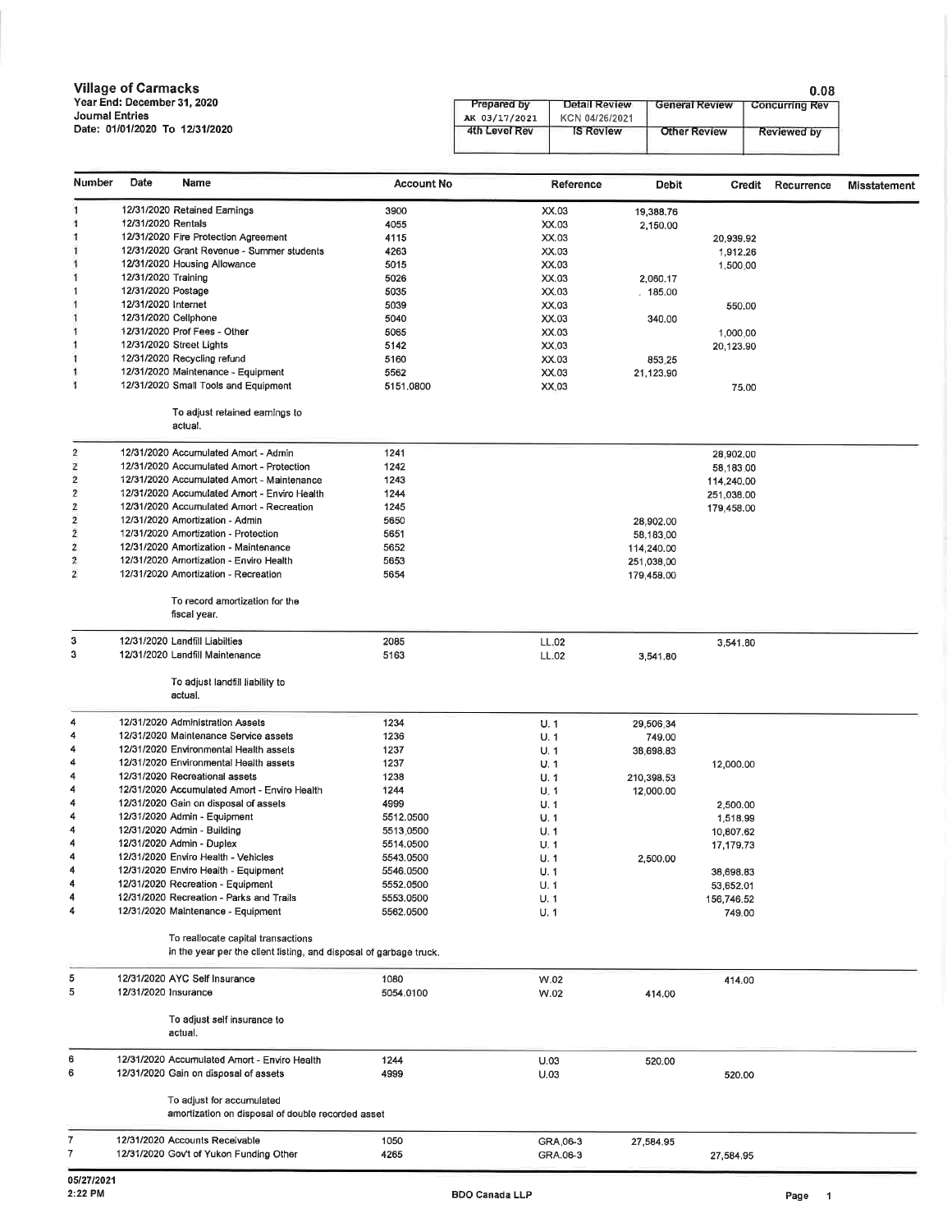**Village of Carmacks**
**Year End: December 31, 2020**
**Journal Entries**
**Date: 01/01/2020 To 12/31/2020**

**0.08**

| Prepared by | Detail Review | General Review | Concurring Rev |
|---|---|---|---|
| AK 03/17/2021 | KCN 04/26/2021 | | |
| 4th Level Rev | IS Review | Other Review | Reviewed by |

| Number | Date | Name | Account No | Reference | Debit | Credit | Recurrence | Misstatement |
|---|---|---|---|---|---|---|---|---|
| 1 | 12/31/2020 | Retained Earnings | 3900 | XX.03 | 19,388.76 | | | |
| 1 | 12/31/2020 | Rentals | 4055 | XX.03 | 2,150.00 | | | |
| 1 | 12/31/2020 | Fire Protection Agreement | 4115 | XX.03 | | 20,939.92 | | |
| 1 | 12/31/2020 | Grant Revenue - Summer students | 4263 | XX.03 | | 1,912.26 | | |
| 1 | 12/31/2020 | Housing Allowance | 5015 | XX.03 | | 1,500.00 | | |
| 1 | 12/31/2020 | Training | 5026 | XX.03 | 2,060.17 | | | |
| 1 | 12/31/2020 | Postage | 5035 | XX.03 | 185.00 | | | |
| 1 | 12/31/2020 | Internet | 5039 | XX.03 | | 550.00 | | |
| 1 | 12/31/2020 | Cellphone | 5040 | XX.03 | 340.00 | | | |
| 1 | 12/31/2020 | Prof Fees - Other | 5065 | XX.03 | | 1,000.00 | | |
| 1 | 12/31/2020 | Street Lights | 5142 | XX.03 | | 20,123.90 | | |
| 1 | 12/31/2020 | Recycling refund | 5160 | XX.03 | 853.25 | | | |
| 1 | 12/31/2020 | Maintenance - Equipment | 5562 | XX.03 | 21,123.90 | | | |
| 1 | 12/31/2020 | Small Tools and Equipment | 5151.0800 | XX.03 | | 75.00 | | |
| | | To adjust retained earnings to actual. | | | | | | |
| 2 | 12/31/2020 | Accumulated Amort - Admin | 1241 | | | 28,902.00 | | |
| 2 | 12/31/2020 | Accumulated Amort - Protection | 1242 | | | 58,183.00 | | |
| 2 | 12/31/2020 | Accumulated Amort - Maintenance | 1243 | | | 114,240.00 | | |
| 2 | 12/31/2020 | Accumulated Amort - Enviro Health | 1244 | | | 251,038.00 | | |
| 2 | 12/31/2020 | Accumulated Amort - Recreation | 1245 | | | 179,458.00 | | |
| 2 | 12/31/2020 | Amortization - Admin | 5650 | | 28,902.00 | | | |
| 2 | 12/31/2020 | Amortization - Protection | 5651 | | 58,183.00 | | | |
| 2 | 12/31/2020 | Amortization - Maintenance | 5652 | | 114,240.00 | | | |
| 2 | 12/31/2020 | Amortization - Enviro Health | 5653 | | 251,038.00 | | | |
| 2 | 12/31/2020 | Amortization - Recreation | 5654 | | 179,458.00 | | | |
| | | To record amortization for the fiscal year. | | | | | | |
| 3 | 12/31/2020 | Landfill Liabilities | 2085 | LL.02 | | 3,541.80 | | |
| 3 | 12/31/2020 | Landfill Maintenance | 5163 | LL.02 | 3,541.80 | | | |
| | | To adjust landfill liability to actual. | | | | | | |
| 4 | 12/31/2020 | Administration Assets | 1234 | U.1 | 29,506.34 | | | |
| 4 | 12/31/2020 | Maintenance Service assets | 1236 | U.1 | 749.00 | | | |
| 4 | 12/31/2020 | Environmental Health assets | 1237 | U.1 | 38,698.83 | | | |
| 4 | 12/31/2020 | Environmental Health assets | 1237 | U.1 | | 12,000.00 | | |
| 4 | 12/31/2020 | Recreational assets | 1238 | U.1 | 210,398.53 | | | |
| 4 | 12/31/2020 | Accumulated Amort - Enviro Health | 1244 | U.1 | 12,000.00 | | | |
| 4 | 12/31/2020 | Gain on disposal of assets | 4999 | U.1 | | 2,500.00 | | |
| 4 | 12/31/2020 | Admin - Equipment | 5512.0500 | U.1 | | 1,518.99 | | |
| 4 | 12/31/2020 | Admin - Building | 5513.0500 | U.1 | | 10,807.62 | | |
| 4 | 12/31/2020 | Admin - Duplex | 5514.0500 | U.1 | | 17,179.73 | | |
| 4 | 12/31/2020 | Enviro Health - Vehicles | 5543.0500 | U.1 | 2,500.00 | | | |
| 4 | 12/31/2020 | Enviro Health - Equipment | 5546.0500 | U.1 | | 38,698.83 | | |
| 4 | 12/31/2020 | Recreation - Equipment | 5552.0500 | U.1 | | 53,652.01 | | |
| 4 | 12/31/2020 | Recreation - Parks and Trails | 5553.0500 | U.1 | | 156,746.52 | | |
| 4 | 12/31/2020 | Maintenance - Equipment | 5562.0500 | U.1 | | 749.00 | | |
| | | To reallocate capital transactions in the year per the client listing, and disposal of garbage truck. | | | | | | |
| 5 | 12/31/2020 | AYC Self Insurance | 1080 | W.02 | | 414.00 | | |
| 5 | 12/31/2020 | Insurance | 5054.0100 | W.02 | 414.00 | | | |
| | | To adjust self insurance to actual. | | | | | | |
| 6 | 12/31/2020 | Accumulated Amort - Enviro Health | 1244 | U.03 | 520.00 | | | |
| 6 | 12/31/2020 | Gain on disposal of assets | 4999 | U.03 | | 520.00 | | |
| | | To adjust for accumulated amortization on disposal of double recorded asset | | | | | | |
| 7 | 12/31/2020 | Accounts Receivable | 1050 | GRA.06-3 | 27,584.95 | | | |
| 7 | 12/31/2020 | Gov't of Yukon Funding Other | 4265 | GRA.06-3 | | 27,584.95 | | |

05/27/2021
2:22 PM

BDO Canada LLP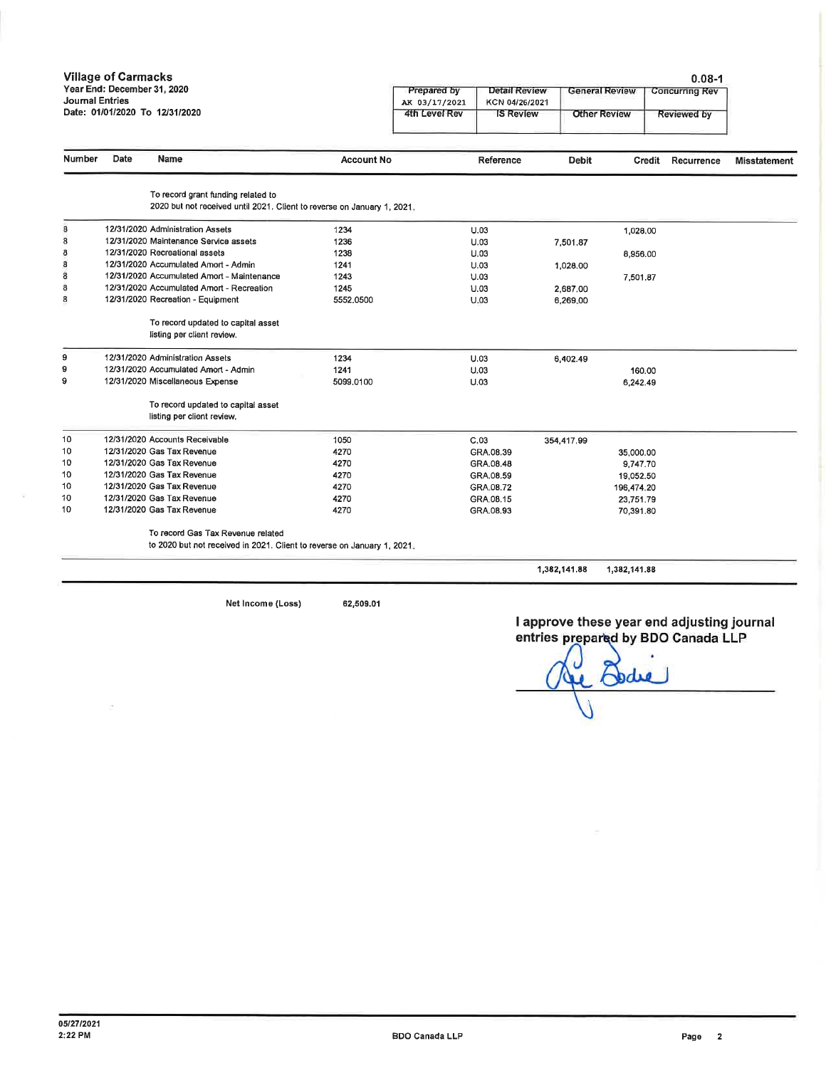**Village of Carmacks**
**Year End: December 31, 2020**
**Journal Entries**
**Date: 01/01/2020 To 12/31/2020**

**0.08-1**

| Prepared by | Detail Review | General Review | Concurring Rev |
|---|---|---|---|
| AK 03/17/2021 | KCN 04/26/2021 | | |
| 4th Level Rev | IS Review | Other Review | Reviewed by |
| | | | |

| Number | Date | Name | Account No | Reference | Debit | Credit | Recurrence | Misstatement |
|---|---|---|---|---|---|---|---|---|
| | | To record grant funding related to 2020 but not received until 2021. Client to reverse on January 1, 2021. | | | | | | |
| 8 | 12/31/2020 | Administration Assets | 1234 | U.03 | | 1,028.00 | | |
| 8 | 12/31/2020 | Maintenance Service assets | 1236 | U.03 | 7,501.87 | | | |
| 8 | 12/31/2020 | Recreational assets | 1238 | U.03 | | 8,956.00 | | |
| 8 | 12/31/2020 | Accumulated Amort - Admin | 1241 | U.03 | 1,028.00 | | | |
| 8 | 12/31/2020 | Accumulated Amort - Maintenance | 1243 | U.03 | | 7,501.87 | | |
| 8 | 12/31/2020 | Accumulated Amort - Recreation | 1245 | U.03 | 2,687.00 | | | |
| 8 | 12/31/2020 | Recreation - Equipment | 5552.0500 | U.03 | 6,269.00 | | | |
| | | To record updated to capital asset listing per client review. | | | | | | |
| 9 | 12/31/2020 | Administration Assets | 1234 | U.03 | 6,402.49 | | | |
| 9 | 12/31/2020 | Accumulated Amort - Admin | 1241 | U.03 | | 160.00 | | |
| 9 | 12/31/2020 | Miscellaneous Expense | 5099.0100 | U.03 | | 6,242.49 | | |
| | | To record updated to capital asset listing per client review. | | | | | | |
| 10 | 12/31/2020 | Accounts Receivable | 1050 | C.03 | 354,417.99 | | | |
| 10 | 12/31/2020 | Gas Tax Revenue | 4270 | GRA.08.39 | | 35,000.00 | | |
| 10 | 12/31/2020 | Gas Tax Revenue | 4270 | GRA.08.48 | | 9,747.70 | | |
| 10 | 12/31/2020 | Gas Tax Revenue | 4270 | GRA.08.59 | | 19,052.50 | | |
| 10 | 12/31/2020 | Gas Tax Revenue | 4270 | GRA.08.72 | | 196,474.20 | | |
| 10 | 12/31/2020 | Gas Tax Revenue | 4270 | GRA.08.15 | | 23,751.79 | | |
| 10 | 12/31/2020 | Gas Tax Revenue | 4270 | GRA.08.93 | | 70,391.80 | | |
| | | To record Gas Tax Revenue related to 2020 but not received in 2021. Client to reverse on January 1, 2021. | | | | | | |
| | | | | | 1,382,141.88 | 1,382,141.88 | | |

Net Income (Loss) 62,509.01

**I approve these year end adjusting journal entries prepared by BDO Canada LLP**

05/27/2021
2:22 PM

BDO Canada LLP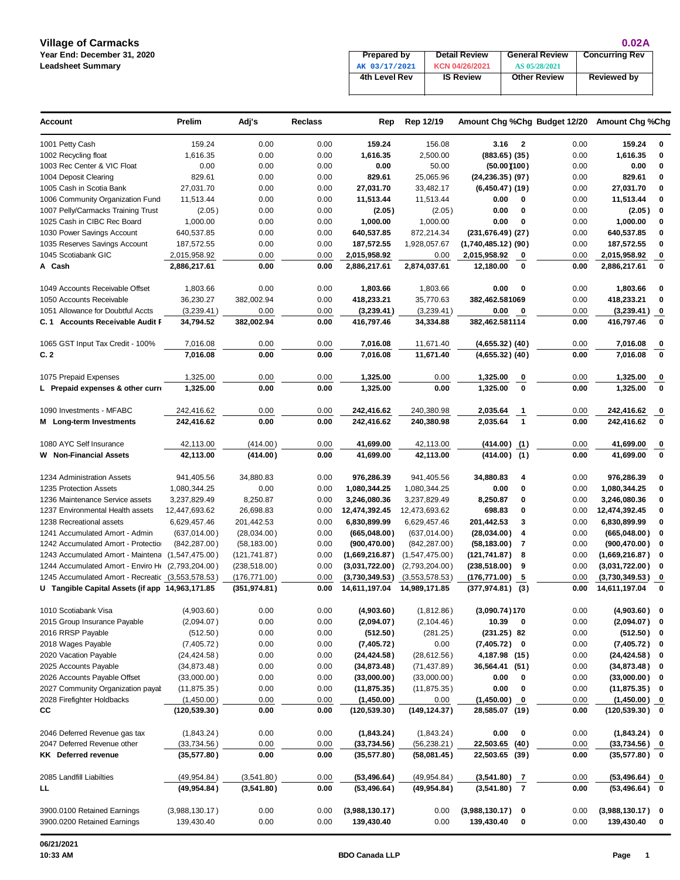**Village of Carmacks**
**Year End: December 31, 2020**
**Leadsheet Summary**

**0.02A**

| Prepared by | Detail Review | General Review | Concurring Rev |
|---|---|---|---|
| AK 03/17/2021 | KCN 04/26/2021 | AS 05/28/2021 | |
| **4th Level Rev** | **IS Review** | **Other Review** | **Reviewed by** |
| | | | |

| Account | Prelim | Adj's | Reclass | Rep | Rep 12/19 | Amount Chg | %Chg | Budget 12/20 | Amount Chg | %Chg |
|---|---|---|---|---|---|---|---|---|---|---|
| 1001 Petty Cash | 159.24 | 0.00 | 0.00 | **159.24** | 156.08 | **3.16** | **2** | 0.00 | **159.24** | **0** |
| 1002 Recycling float | 1,616.35 | 0.00 | 0.00 | **1,616.35** | 2,500.00 | **(883.65)** | **(35)** | 0.00 | **1,616.35** | **0** |
| 1003 Rec Center & VIC Float | 0.00 | 0.00 | 0.00 | **0.00** | 50.00 | **(50.00)** | **(100)** | 0.00 | **0.00** | **0** |
| 1004 Deposit Clearing | 829.61 | 0.00 | 0.00 | **829.61** | 25,065.96 | **(24,236.35)** | **(97)** | 0.00 | **829.61** | **0** |
| 1005 Cash in Scotia Bank | 27,031.70 | 0.00 | 0.00 | **27,031.70** | 33,482.17 | **(6,450.47)** | **(19)** | 0.00 | **27,031.70** | **0** |
| 1006 Community Organization Fund | 11,513.44 | 0.00 | 0.00 | **11,513.44** | 11,513.44 | **0.00** | **0** | 0.00 | **11,513.44** | **0** |
| 1007 Pelly/Carmacks Training Trust | (2.05) | 0.00 | 0.00 | **(2.05)** | (2.05) | **0.00** | **0** | 0.00 | **(2.05)** | **0** |
| 1025 Cash in CIBC Rec Board | 1,000.00 | 0.00 | 0.00 | **1,000.00** | 1,000.00 | **0.00** | **0** | 0.00 | **1,000.00** | **0** |
| 1030 Power Savings Account | 640,537.85 | 0.00 | 0.00 | **640,537.85** | 872,214.34 | **(231,676.49)** | **(27)** | 0.00 | **640,537.85** | **0** |
| 1035 Reserves Savings Account | 187,572.55 | 0.00 | 0.00 | **187,572.55** | 1,928,057.67 | **(1,740,485.12)** | **(90)** | 0.00 | **187,572.55** | **0** |
| 1045 Scotiabank GIC | 2,015,958.92 | 0.00 | 0.00 | **2,015,958.92** | 0.00 | **2,015,958.92** | **0** | 0.00 | **2,015,958.92** | **0** |
| **A Cash** | **2,886,217.61** | **0.00** | **0.00** | **2,886,217.61** | **2,874,037.61** | **12,180.00** | **0** | **0.00** | **2,886,217.61** | **0** |
| 1049 Accounts Receivable Offset | 1,803.66 | 0.00 | 0.00 | **1,803.66** | 1,803.66 | **0.00** | **0** | 0.00 | **1,803.66** | **0** |
| 1050 Accounts Receivable | 36,230.27 | 382,002.94 | 0.00 | **418,233.21** | 35,770.63 | **382,462.58** | **1069** | 0.00 | **418,233.21** | **0** |
| 1051 Allowance for Doubtful Accts | (3,239.41) | 0.00 | 0.00 | **(3,239.41)** | (3,239.41) | **0.00** | **0** | 0.00 | **(3,239.41)** | **0** |
| **C. 1 Accounts Receivable Audit F** | **34,794.52** | **382,002.94** | **0.00** | **416,797.46** | **34,334.88** | **382,462.58** | **1114** | **0.00** | **416,797.46** | **0** |
| 1065 GST Input Tax Credit - 100% | 7,016.08 | 0.00 | 0.00 | **7,016.08** | 11,671.40 | **(4,655.32)** | **(40)** | 0.00 | **7,016.08** | **0** |
| **C. 2** | **7,016.08** | **0.00** | **0.00** | **7,016.08** | **11,671.40** | **(4,655.32)** | **(40)** | **0.00** | **7,016.08** | **0** |
| 1075 Prepaid Expenses | 1,325.00 | 0.00 | 0.00 | **1,325.00** | 0.00 | **1,325.00** | **0** | 0.00 | **1,325.00** | **0** |
| **L Prepaid expenses & other curr** | **1,325.00** | **0.00** | **0.00** | **1,325.00** | **0.00** | **1,325.00** | **0** | **0.00** | **1,325.00** | **0** |
| 1090 Investments - MFABC | 242,416.62 | 0.00 | 0.00 | **242,416.62** | 240,380.98 | **2,035.64** | **1** | 0.00 | **242,416.62** | **0** |
| **M Long-term Investments** | **242,416.62** | **0.00** | **0.00** | **242,416.62** | **240,380.98** | **2,035.64** | **1** | **0.00** | **242,416.62** | **0** |
| 1080 AYC Self Insurance | 42,113.00 | (414.00) | 0.00 | **41,699.00** | 42,113.00 | **(414.00)** | **(1)** | 0.00 | **41,699.00** | **0** |
| **W Non-Financial Assets** | **42,113.00** | **(414.00)** | **0.00** | **41,699.00** | **42,113.00** | **(414.00)** | **(1)** | **0.00** | **41,699.00** | **0** |
| 1234 Administration Assets | 941,405.56 | 34,880.83 | 0.00 | **976,286.39** | 941,405.56 | **34,880.83** | **4** | 0.00 | **976,286.39** | **0** |
| 1235 Protection Assets | 1,080,344.25 | 0.00 | 0.00 | **1,080,344.25** | 1,080,344.25 | **0.00** | **0** | 0.00 | **1,080,344.25** | **0** |
| 1236 Maintenance Service assets | 3,237,829.49 | 8,250.87 | 0.00 | **3,246,080.36** | 3,237,829.49 | **8,250.87** | **0** | 0.00 | **3,246,080.36** | **0** |
| 1237 Environmental Health assets | 12,447,693.62 | 26,698.83 | 0.00 | **12,474,392.45** | 12,473,693.62 | **698.83** | **0** | 0.00 | **12,474,392.45** | **0** |
| 1238 Recreational assets | 6,629,457.46 | 201,442.53 | 0.00 | **6,830,899.99** | 6,629,457.46 | **201,442.53** | **3** | 0.00 | **6,830,899.99** | **0** |
| 1241 Accumulated Amort - Admin | (637,014.00) | (28,034.00) | 0.00 | **(665,048.00)** | (637,014.00) | **(28,034.00)** | **4** | 0.00 | **(665,048.00)** | **0** |
| 1242 Accumulated Amort - Protectio | (842,287.00) | (58,183.00) | 0.00 | **(900,470.00)** | (842,287.00) | **(58,183.00)** | **7** | 0.00 | **(900,470.00)** | **0** |
| 1243 Accumulated Amort - Maintena | (1,547,475.00) | (121,741.87) | 0.00 | **(1,669,216.87)** | (1,547,475.00) | **(121,741.87)** | **8** | 0.00 | **(1,669,216.87)** | **0** |
| 1244 Accumulated Amort - Enviro H | (2,793,204.00) | (238,518.00) | 0.00 | **(3,031,722.00)** | (2,793,204.00) | **(238,518.00)** | **9** | 0.00 | **(3,031,722.00)** | **0** |
| 1245 Accumulated Amort - Recreatic | (3,553,578.53) | (176,771.00) | 0.00 | **(3,730,349.53)** | (3,553,578.53) | **(176,771.00)** | **5** | 0.00 | **(3,730,349.53)** | **0** |
| **U Tangible Capital Assets (if app** | **14,963,171.85** | **(351,974.81)** | **0.00** | **14,611,197.04** | **14,989,171.85** | **(377,974.81)** | **(3)** | **0.00** | **14,611,197.04** | **0** |
| 1010 Scotiabank Visa | (4,903.60) | 0.00 | 0.00 | **(4,903.60)** | (1,812.86) | **(3,090.74)** | **170** | 0.00 | **(4,903.60)** | **0** |
| 2015 Group Insurance Payable | (2,094.07) | 0.00 | 0.00 | **(2,094.07)** | (2,104.46) | **10.39** | **0** | 0.00 | **(2,094.07)** | **0** |
| 2016 RRSP Payable | (512.50) | 0.00 | 0.00 | **(512.50)** | (281.25) | **(231.25)** | **82** | 0.00 | **(512.50)** | **0** |
| 2018 Wages Payable | (7,405.72) | 0.00 | 0.00 | **(7,405.72)** | 0.00 | **(7,405.72)** | **0** | 0.00 | **(7,405.72)** | **0** |
| 2020 Vacation Payable | (24,424.58) | 0.00 | 0.00 | **(24,424.58)** | (28,612.56) | **4,187.98** | **(15)** | 0.00 | **(24,424.58)** | **0** |
| 2025 Accounts Payable | (34,873.48) | 0.00 | 0.00 | **(34,873.48)** | (71,437.89) | **36,564.41** | **(51)** | 0.00 | **(34,873.48)** | **0** |
| 2026 Accounts Payable Offset | (33,000.00) | 0.00 | 0.00 | **(33,000.00)** | (33,000.00) | **0.00** | **0** | 0.00 | **(33,000.00)** | **0** |
| 2027 Community Organization payal | (11,875.35) | 0.00 | 0.00 | **(11,875.35)** | (11,875.35) | **0.00** | **0** | 0.00 | **(11,875.35)** | **0** |
| 2028 Firefighter Holdbacks | (1,450.00) | 0.00 | 0.00 | **(1,450.00)** | 0.00 | **(1,450.00)** | **0** | 0.00 | **(1,450.00)** | **0** |
| **CC** | **(120,539.30)** | **0.00** | **0.00** | **(120,539.30)** | **(149,124.37)** | **28,585.07** | **(19)** | **0.00** | **(120,539.30)** | **0** |
| 2046 Deferred Revenue gas tax | (1,843.24) | 0.00 | 0.00 | **(1,843.24)** | (1,843.24) | **0.00** | **0** | 0.00 | **(1,843.24)** | **0** |
| 2047 Deferred Revenue other | (33,734.56) | 0.00 | 0.00 | **(33,734.56)** | (56,238.21) | **22,503.65** | **(40)** | 0.00 | **(33,734.56)** | **0** |
| **KK Deferred revenue** | **(35,577.80)** | **0.00** | **0.00** | **(35,577.80)** | **(58,081.45)** | **22,503.65** | **(39)** | **0.00** | **(35,577.80)** | **0** |
| 2085 Landfill Liabilties | (49,954.84) | (3,541.80) | 0.00 | **(53,496.64)** | (49,954.84) | **(3,541.80)** | **7** | 0.00 | **(53,496.64)** | **0** |
| **LL** | **(49,954.84)** | **(3,541.80)** | **0.00** | **(53,496.64)** | **(49,954.84)** | **(3,541.80)** | **7** | **0.00** | **(53,496.64)** | **0** |
| 3900.0100 Retained Earnings | (3,988,130.17) | 0.00 | 0.00 | **(3,988,130.17)** | 0.00 | **(3,988,130.17)** | **0** | 0.00 | **(3,988,130.17)** | **0** |
| 3900.0200 Retained Earnings | 139,430.40 | 0.00 | 0.00 | **139,430.40** | 0.00 | **139,430.40** | **0** | 0.00 | **139,430.40** | **0** |

**06/21/2021**
**10:33 AM**

**BDO Canada LLP**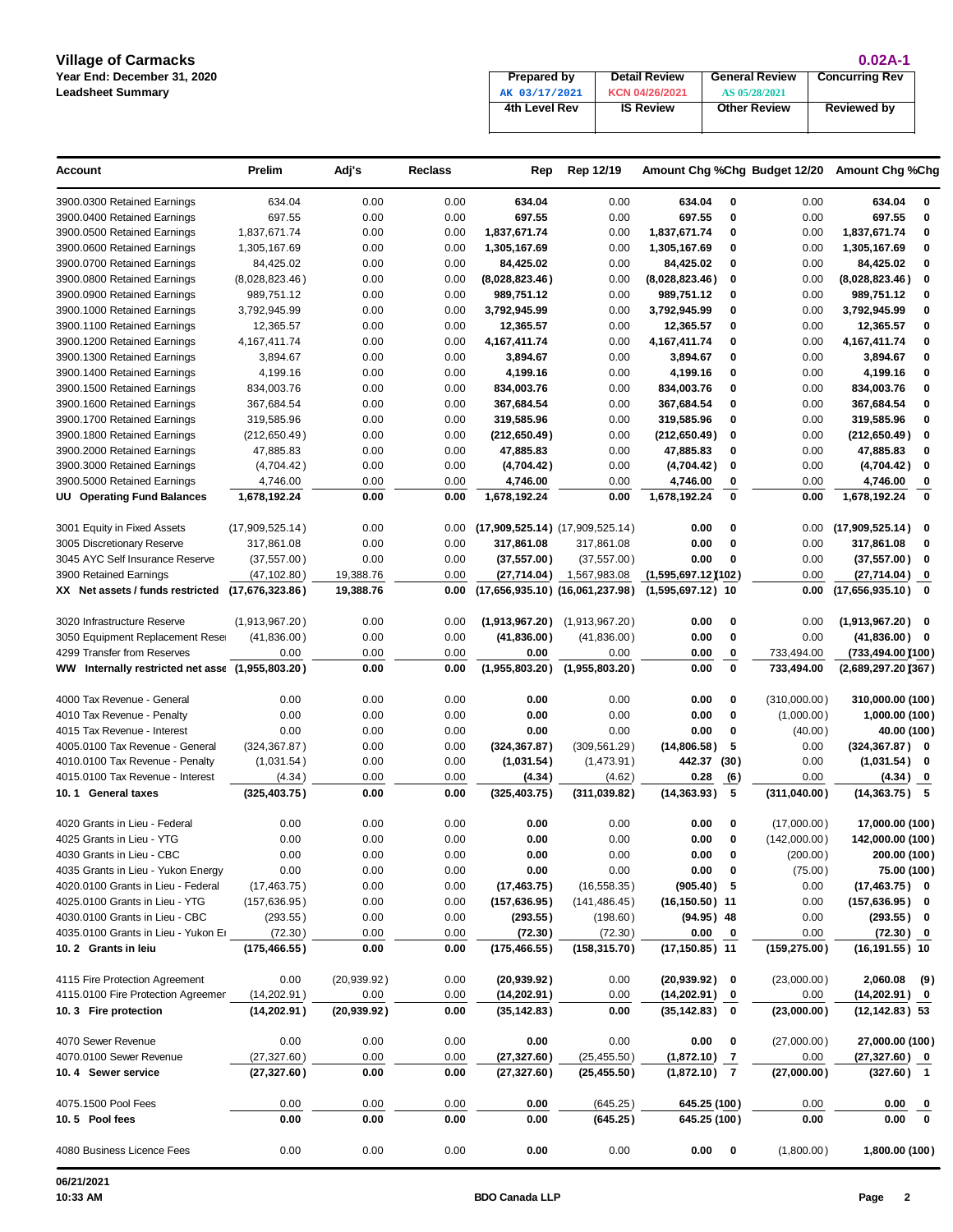**Village of Carmacks**
**Year End: December 31, 2020**
**Leadsheet Summary**

**0.02A-1**

| Prepared by | Detail Review | General Review | Concurring Rev |
|---|---|---|---|
| AK 03/17/2021 | KCN 04/26/2021 | AS 05/28/2021 | |
| **4th Level Rev** | **IS Review** | **Other Review** | **Reviewed by** |
| | | | |

| Account | Prelim | Adj's | Reclass | Rep | Rep 12/19 | Amount Chg | %Chg | Budget 12/20 | Amount Chg | %Chg |
|---|---|---|---|---|---|---|---|---|---|---|
| 3900.0300 Retained Earnings | 634.04 | 0.00 | 0.00 | **634.04** | 0.00 | **634.04** | **0** | 0.00 | **634.04** | **0** |
| 3900.0400 Retained Earnings | 697.55 | 0.00 | 0.00 | **697.55** | 0.00 | **697.55** | **0** | 0.00 | **697.55** | **0** |
| 3900.0500 Retained Earnings | 1,837,671.74 | 0.00 | 0.00 | **1,837,671.74** | 0.00 | **1,837,671.74** | **0** | 0.00 | **1,837,671.74** | **0** |
| 3900.0600 Retained Earnings | 1,305,167.69 | 0.00 | 0.00 | **1,305,167.69** | 0.00 | **1,305,167.69** | **0** | 0.00 | **1,305,167.69** | **0** |
| 3900.0700 Retained Earnings | 84,425.02 | 0.00 | 0.00 | **84,425.02** | 0.00 | **84,425.02** | **0** | 0.00 | **84,425.02** | **0** |
| 3900.0800 Retained Earnings | (8,028,823.46) | 0.00 | 0.00 | **(8,028,823.46)** | 0.00 | **(8,028,823.46)** | **0** | 0.00 | **(8,028,823.46)** | **0** |
| 3900.0900 Retained Earnings | 989,751.12 | 0.00 | 0.00 | **989,751.12** | 0.00 | **989,751.12** | **0** | 0.00 | **989,751.12** | **0** |
| 3900.1000 Retained Earnings | 3,792,945.99 | 0.00 | 0.00 | **3,792,945.99** | 0.00 | **3,792,945.99** | **0** | 0.00 | **3,792,945.99** | **0** |
| 3900.1100 Retained Earnings | 12,365.57 | 0.00 | 0.00 | **12,365.57** | 0.00 | **12,365.57** | **0** | 0.00 | **12,365.57** | **0** |
| 3900.1200 Retained Earnings | 4,167,411.74 | 0.00 | 0.00 | **4,167,411.74** | 0.00 | **4,167,411.74** | **0** | 0.00 | **4,167,411.74** | **0** |
| 3900.1300 Retained Earnings | 3,894.67 | 0.00 | 0.00 | **3,894.67** | 0.00 | **3,894.67** | **0** | 0.00 | **3,894.67** | **0** |
| 3900.1400 Retained Earnings | 4,199.16 | 0.00 | 0.00 | **4,199.16** | 0.00 | **4,199.16** | **0** | 0.00 | **4,199.16** | **0** |
| 3900.1500 Retained Earnings | 834,003.76 | 0.00 | 0.00 | **834,003.76** | 0.00 | **834,003.76** | **0** | 0.00 | **834,003.76** | **0** |
| 3900.1600 Retained Earnings | 367,684.54 | 0.00 | 0.00 | **367,684.54** | 0.00 | **367,684.54** | **0** | 0.00 | **367,684.54** | **0** |
| 3900.1700 Retained Earnings | 319,585.96 | 0.00 | 0.00 | **319,585.96** | 0.00 | **319,585.96** | **0** | 0.00 | **319,585.96** | **0** |
| 3900.1800 Retained Earnings | (212,650.49) | 0.00 | 0.00 | **(212,650.49)** | 0.00 | **(212,650.49)** | **0** | 0.00 | **(212,650.49)** | **0** |
| 3900.2000 Retained Earnings | 47,885.83 | 0.00 | 0.00 | **47,885.83** | 0.00 | **47,885.83** | **0** | 0.00 | **47,885.83** | **0** |
| 3900.3000 Retained Earnings | (4,704.42) | 0.00 | 0.00 | **(4,704.42)** | 0.00 | **(4,704.42)** | **0** | 0.00 | **(4,704.42)** | **0** |
| 3900.5000 Retained Earnings | 4,746.00 | 0.00 | 0.00 | **4,746.00** | 0.00 | **4,746.00** | **0** | 0.00 | **4,746.00** | **0** |
| **UU Operating Fund Balances** | **1,678,192.24** | **0.00** | **0.00** | **1,678,192.24** | **0.00** | **1,678,192.24** | **0** | **0.00** | **1,678,192.24** | **0** |
| | | | | | | | | | | |
| 3001 Equity in Fixed Assets | (17,909,525.14) | 0.00 | 0.00 | **(17,909,525.14)** | (17,909,525.14) | **0.00** | **0** | 0.00 | **(17,909,525.14)** | **0** |
| 3005 Discretionary Reserve | 317,861.08 | 0.00 | 0.00 | **317,861.08** | 317,861.08 | **0.00** | **0** | 0.00 | **317,861.08** | **0** |
| 3045 AYC Self Insurance Reserve | (37,557.00) | 0.00 | 0.00 | **(37,557.00)** | (37,557.00) | **0.00** | **0** | 0.00 | **(37,557.00)** | **0** |
| 3900 Retained Earnings | (47,102.80) | 19,388.76 | 0.00 | **(27,714.04)** | 1,567,983.08 | **(1,595,697.12)** | **(102)** | 0.00 | **(27,714.04)** | **0** |
| **XX Net assets / funds restricted** | **(17,676,323.86)** | **19,388.76** | **0.00** | **(17,656,935.10)** | **(16,061,237.98)** | **(1,595,697.12)** | **10** | **0.00** | **(17,656,935.10)** | **0** |
| | | | | | | | | | | |
| 3020 Infrastructure Reserve | (1,913,967.20) | 0.00 | 0.00 | **(1,913,967.20)** | (1,913,967.20) | **0.00** | **0** | 0.00 | **(1,913,967.20)** | **0** |
| 3050 Equipment Replacement Rese | (41,836.00) | 0.00 | 0.00 | **(41,836.00)** | (41,836.00) | **0.00** | **0** | 0.00 | **(41,836.00)** | **0** |
| 4299 Transfer from Reserves | 0.00 | 0.00 | 0.00 | **0.00** | 0.00 | **0.00** | **0** | 733,494.00 | **(733,494.00)** | **(100)** |
| **WW Internally restricted net asse** | **(1,955,803.20)** | **0.00** | **0.00** | **(1,955,803.20)** | **(1,955,803.20)** | **0.00** | **0** | **733,494.00** | **(2,689,297.20)** | **(367)** |
| | | | | | | | | | | |
| 4000 Tax Revenue - General | 0.00 | 0.00 | 0.00 | **0.00** | 0.00 | **0.00** | **0** | (310,000.00) | **310,000.00** | **(100)** |
| 4010 Tax Revenue - Penalty | 0.00 | 0.00 | 0.00 | **0.00** | 0.00 | **0.00** | **0** | (1,000.00) | **1,000.00** | **(100)** |
| 4015 Tax Revenue - Interest | 0.00 | 0.00 | 0.00 | **0.00** | 0.00 | **0.00** | **0** | (40.00) | **40.00** | **(100)** |
| 4005.0100 Tax Revenue - General | (324,367.87) | 0.00 | 0.00 | **(324,367.87)** | (309,561.29) | **(14,806.58)** | **5** | 0.00 | **(324,367.87)** | **0** |
| 4010.0100 Tax Revenue - Penalty | (1,031.54) | 0.00 | 0.00 | **(1,031.54)** | (1,473.91) | **442.37** | **(30)** | 0.00 | **(1,031.54)** | **0** |
| 4015.0100 Tax Revenue - Interest | (4.34) | 0.00 | 0.00 | **(4.34)** | (4.62) | **0.28** | **(6)** | 0.00 | **(4.34)** | **0** |
| **10. 1 General taxes** | **(325,403.75)** | **0.00** | **0.00** | **(325,403.75)** | **(311,039.82)** | **(14,363.93)** | **5** | **(311,040.00)** | **(14,363.75)** | **5** |
| | | | | | | | | | | |
| 4020 Grants in Lieu - Federal | 0.00 | 0.00 | 0.00 | **0.00** | 0.00 | **0.00** | **0** | (17,000.00) | **17,000.00** | **(100)** |
| 4025 Grants in Lieu - YTG | 0.00 | 0.00 | 0.00 | **0.00** | 0.00 | **0.00** | **0** | (142,000.00) | **142,000.00** | **(100)** |
| 4030 Grants in Lieu - CBC | 0.00 | 0.00 | 0.00 | **0.00** | 0.00 | **0.00** | **0** | (200.00) | **200.00** | **(100)** |
| 4035 Grants in Lieu - Yukon Energy | 0.00 | 0.00 | 0.00 | **0.00** | 0.00 | **0.00** | **0** | (75.00) | **75.00** | **(100)** |
| 4020.0100 Grants in Lieu - Federal | (17,463.75) | 0.00 | 0.00 | **(17,463.75)** | (16,558.35) | **(905.40)** | **5** | 0.00 | **(17,463.75)** | **0** |
| 4025.0100 Grants in Lieu - YTG | (157,636.95) | 0.00 | 0.00 | **(157,636.95)** | (141,486.45) | **(16,150.50)** | **11** | 0.00 | **(157,636.95)** | **0** |
| 4030.0100 Grants in Lieu - CBC | (293.55) | 0.00 | 0.00 | **(293.55)** | (198.60) | **(94.95)** | **48** | 0.00 | **(293.55)** | **0** |
| 4035.0100 Grants in Lieu - Yukon En | (72.30) | 0.00 | 0.00 | **(72.30)** | (72.30) | **0.00** | **0** | 0.00 | **(72.30)** | **0** |
| **10. 2 Grants in leiu** | **(175,466.55)** | **0.00** | **0.00** | **(175,466.55)** | **(158,315.70)** | **(17,150.85)** | **11** | **(159,275.00)** | **(16,191.55)** | **10** |
| | | | | | | | | | | |
| 4115 Fire Protection Agreement | 0.00 | (20,939.92) | 0.00 | **(20,939.92)** | 0.00 | **(20,939.92)** | **0** | (23,000.00) | **2,060.08** | **(9)** |
| 4115.0100 Fire Protection Agreemer | (14,202.91) | 0.00 | 0.00 | **(14,202.91)** | 0.00 | **(14,202.91)** | **0** | 0.00 | **(14,202.91)** | **0** |
| **10. 3 Fire protection** | **(14,202.91)** | **(20,939.92)** | **0.00** | **(35,142.83)** | **0.00** | **(35,142.83)** | **0** | **(23,000.00)** | **(12,142.83)** | **53** |
| | | | | | | | | | | |
| 4070 Sewer Revenue | 0.00 | 0.00 | 0.00 | **0.00** | 0.00 | **0.00** | **0** | (27,000.00) | **27,000.00** | **(100)** |
| 4070.0100 Sewer Revenue | (27,327.60) | 0.00 | 0.00 | **(27,327.60)** | (25,455.50) | **(1,872.10)** | **7** | 0.00 | **(27,327.60)** | **0** |
| **10. 4 Sewer service** | **(27,327.60)** | **0.00** | **0.00** | **(27,327.60)** | **(25,455.50)** | **(1,872.10)** | **7** | **(27,000.00)** | **(327.60)** | **1** |
| | | | | | | | | | | |
| 4075.1500 Pool Fees | 0.00 | 0.00 | 0.00 | **0.00** | (645.25) | **645.25** | **(100)** | 0.00 | **0.00** | **0** |
| **10. 5 Pool fees** | **0.00** | **0.00** | **0.00** | **0.00** | **(645.25)** | **645.25** | **(100)** | **0.00** | **0.00** | **0** |
| | | | | | | | | | | |
| 4080 Business Licence Fees | 0.00 | 0.00 | 0.00 | **0.00** | 0.00 | **0.00** | **0** | (1,800.00) | **1,800.00** | **(100)** |

06/21/2021
10:33 AM

BDO Canada LLP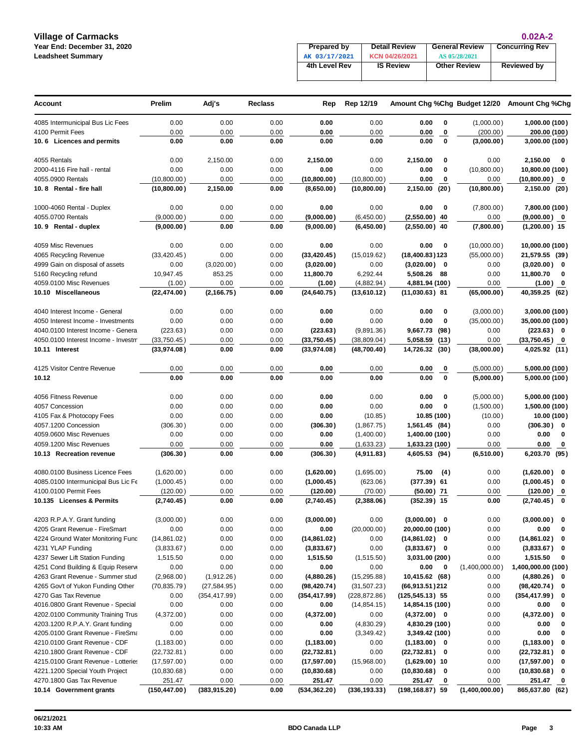**Village of Carmacks**
**Year End: December 31, 2020**
**Leadsheet Summary**

**0.02A-2**

| Prepared by | Detail Review | General Review | Concurring Rev |
|---|---|---|---|
| AK 03/17/2021 | KCN 04/26/2021 | AS 05/28/2021 | |
| **4th Level Rev** | **IS Review** | **Other Review** | **Reviewed by** |
| | | | |

| Account | Prelim | Adj's | Reclass | Rep | Rep 12/19 | Amount Chg | %Chg | Budget 12/20 | Amount Chg | %Chg |
|---|---|---|---|---|---|---|---|---|---|---|
| 4085 Intermunicipal Bus Lic Fees | 0.00 | 0.00 | 0.00 | **0.00** | 0.00 | **0.00** | **0** | (1,000.00) | **1,000.00** | **(100)** |
| 4100 Permit Fees | 0.00 | 0.00 | 0.00 | **0.00** | 0.00 | **0.00** | **0** | (200.00) | **200.00** | **(100)** |
| **10. 6 Licences and permits** | **0.00** | **0.00** | **0.00** | **0.00** | **0.00** | **0.00** | **0** | **(3,000.00)** | **3,000.00** | **(100)** |
| | | | | | | | | | | |
| 4055 Rentals | 0.00 | 2,150.00 | 0.00 | **2,150.00** | 0.00 | **2,150.00** | **0** | 0.00 | **2,150.00** | **0** |
| 2000-4116 Fire hall - rental | 0.00 | 0.00 | 0.00 | **0.00** | 0.00 | **0.00** | **0** | (10,800.00) | **10,800.00** | **(100)** |
| 4055.0900 Rentals | (10,800.00) | 0.00 | 0.00 | **(10,800.00)** | (10,800.00) | **0.00** | **0** | 0.00 | **(10,800.00)** | **0** |
| **10. 8 Rental - fire hall** | **(10,800.00)** | **2,150.00** | **0.00** | **(8,650.00)** | **(10,800.00)** | **2,150.00** | **(20)** | **(10,800.00)** | **2,150.00** | **(20)** |
| | | | | | | | | | | |
| 1000-4060 Rental - Duplex | 0.00 | 0.00 | 0.00 | **0.00** | 0.00 | **0.00** | **0** | (7,800.00) | **7,800.00** | **(100)** |
| 4055.0700 Rentals | (9,000.00) | 0.00 | 0.00 | **(9,000.00)** | (6,450.00) | **(2,550.00)** | **40** | 0.00 | **(9,000.00)** | **0** |
| **10. 9 Rental - duplex** | **(9,000.00)** | **0.00** | **0.00** | **(9,000.00)** | **(6,450.00)** | **(2,550.00)** | **40** | **(7,800.00)** | **(1,200.00)** | **15** |
| | | | | | | | | | | |
| 4059 Misc Revenues | 0.00 | 0.00 | 0.00 | **0.00** | 0.00 | **0.00** | **0** | (10,000.00) | **10,000.00** | **(100)** |
| 4065 Recycling Revenue | (33,420.45) | 0.00 | 0.00 | **(33,420.45)** | (15,019.62) | **(18,400.83)** | **123** | (55,000.00) | **21,579.55** | **(39)** |
| 4999 Gain on disposal of assets | 0.00 | (3,020.00) | 0.00 | **(3,020.00)** | 0.00 | **(3,020.00)** | **0** | 0.00 | **(3,020.00)** | **0** |
| 5160 Recycling refund | 10,947.45 | 853.25 | 0.00 | **11,800.70** | 6,292.44 | **5,508.26** | **88** | 0.00 | **11,800.70** | **0** |
| 4059.0100 Misc Revenues | (1.00) | 0.00 | 0.00 | **(1.00)** | (4,882.94) | **4,881.94** | **(100)** | 0.00 | **(1.00)** | **0** |
| **10.10 Miscellaneous** | **(22,474.00)** | **(2,166.75)** | **0.00** | **(24,640.75)** | **(13,610.12)** | **(11,030.63)** | **81** | **(65,000.00)** | **40,359.25** | **(62)** |
| | | | | | | | | | | |
| 4040 Interest Income - General | 0.00 | 0.00 | 0.00 | **0.00** | 0.00 | **0.00** | **0** | (3,000.00) | **3,000.00** | **(100)** |
| 4050 Interest Income - Investments | 0.00 | 0.00 | 0.00 | **0.00** | 0.00 | **0.00** | **0** | (35,000.00) | **35,000.00** | **(100)** |
| 4040.0100 Interest Income - Genera | (223.63) | 0.00 | 0.00 | **(223.63)** | (9,891.36) | **9,667.73** | **(98)** | 0.00 | **(223.63)** | **0** |
| 4050.0100 Interest Income - Investm | (33,750.45) | 0.00 | 0.00 | **(33,750.45)** | (38,809.04) | **5,058.59** | **(13)** | 0.00 | **(33,750.45)** | **0** |
| **10.11 Interest** | **(33,974.08)** | **0.00** | **0.00** | **(33,974.08)** | **(48,700.40)** | **14,726.32** | **(30)** | **(38,000.00)** | **4,025.92** | **(11)** |
| | | | | | | | | | | |
| 4125 Visitor Centre Revenue | 0.00 | 0.00 | 0.00 | **0.00** | 0.00 | **0.00** | **0** | (5,000.00) | **5,000.00** | **(100)** |
| **10.12** | **0.00** | **0.00** | **0.00** | **0.00** | **0.00** | **0.00** | **0** | **(5,000.00)** | **5,000.00** | **(100)** |
| | | | | | | | | | | |
| 4056 Fitness Revenue | 0.00 | 0.00 | 0.00 | **0.00** | 0.00 | **0.00** | **0** | (5,000.00) | **5,000.00** | **(100)** |
| 4057 Concession | 0.00 | 0.00 | 0.00 | **0.00** | 0.00 | **0.00** | **0** | (1,500.00) | **1,500.00** | **(100)** |
| 4105 Fax & Photocopy Fees | 0.00 | 0.00 | 0.00 | **0.00** | (10.85) | **10.85** | **(100)** | (10.00) | **10.00** | **(100)** |
| 4057.1200 Concession | (306.30) | 0.00 | 0.00 | **(306.30)** | (1,867.75) | **1,561.45** | **(84)** | 0.00 | **(306.30)** | **0** |
| 4059.0600 Misc Revenues | 0.00 | 0.00 | 0.00 | **0.00** | (1,400.00) | **1,400.00** | **(100)** | 0.00 | **0.00** | **0** |
| 4059.1200 Misc Revenues | 0.00 | 0.00 | 0.00 | **0.00** | (1,633.23) | **1,633.23** | **(100)** | 0.00 | **0.00** | **0** |
| **10.13 Recreation revenue** | **(306.30)** | **0.00** | **0.00** | **(306.30)** | **(4,911.83)** | **4,605.53** | **(94)** | **(6,510.00)** | **6,203.70** | **(95)** |
| | | | | | | | | | | |
| 4080.0100 Business Licence Fees | (1,620.00) | 0.00 | 0.00 | **(1,620.00)** | (1,695.00) | **75.00** | **(4)** | 0.00 | **(1,620.00)** | **0** |
| 4085.0100 Intermunicipal Bus Lic Fe | (1,000.45) | 0.00 | 0.00 | **(1,000.45)** | (623.06) | **(377.39)** | **61** | 0.00 | **(1,000.45)** | **0** |
| 4100.0100 Permit Fees | (120.00) | 0.00 | 0.00 | **(120.00)** | (70.00) | **(50.00)** | **71** | 0.00 | **(120.00)** | **0** |
| **10.135 Licenses & Permits** | **(2,740.45)** | **0.00** | **0.00** | **(2,740.45)** | **(2,388.06)** | **(352.39)** | **15** | **0.00** | **(2,740.45)** | **0** |
| | | | | | | | | | | |
| 4203 R.P.A.Y. Grant funding | (3,000.00) | 0.00 | 0.00 | **(3,000.00)** | 0.00 | **(3,000.00)** | **0** | 0.00 | **(3,000.00)** | **0** |
| 4205 Grant Revenue - FireSmart | 0.00 | 0.00 | 0.00 | **0.00** | (20,000.00) | **20,000.00** | **(100)** | 0.00 | **0.00** | **0** |
| 4224 Ground Water Monitoring Func | (14,861.02) | 0.00 | 0.00 | **(14,861.02)** | 0.00 | **(14,861.02)** | **0** | 0.00 | **(14,861.02)** | **0** |
| 4231 YLAP Funding | (3,833.67) | 0.00 | 0.00 | **(3,833.67)** | 0.00 | **(3,833.67)** | **0** | 0.00 | **(3,833.67)** | **0** |
| 4237 Sewer Lift Station Funding | 1,515.50 | 0.00 | 0.00 | **1,515.50** | (1,515.50) | **3,031.00** | **(200)** | 0.00 | **1,515.50** | **0** |
| 4251 Cond Building & Equip Reserv | 0.00 | 0.00 | 0.00 | **0.00** | 0.00 | **0.00** | **0** | (1,400,000.00) | **1,400,000.00** | **(100)** |
| 4263 Grant Revenue - Summer stud | (2,968.00) | (1,912.26) | 0.00 | **(4,880.26)** | (15,295.88) | **10,415.62** | **(68)** | 0.00 | **(4,880.26)** | **0** |
| 4265 Gov't of Yukon Funding Other | (70,835.79) | (27,584.95) | 0.00 | **(98,420.74)** | (31,507.23) | **(66,913.51)** | **212** | 0.00 | **(98,420.74)** | **0** |
| 4270 Gas Tax Revenue | 0.00 | (354,417.99) | 0.00 | **(354,417.99)** | (228,872.86) | **(125,545.13)** | **55** | 0.00 | **(354,417.99)** | **0** |
| 4016.0800 Grant Revenue - Special | 0.00 | 0.00 | 0.00 | **0.00** | (14,854.15) | **14,854.15** | **(100)** | 0.00 | **0.00** | **0** |
| 4202.0100 Community Training Trus | (4,372.00) | 0.00 | 0.00 | **(4,372.00)** | 0.00 | **(4,372.00)** | **0** | 0.00 | **(4,372.00)** | **0** |
| 4203.1200 R.P.A.Y. Grant funding | 0.00 | 0.00 | 0.00 | **0.00** | (4,830.29) | **4,830.29** | **(100)** | 0.00 | **0.00** | **0** |
| 4205.0100 Grant Revenue - FireSma | 0.00 | 0.00 | 0.00 | **0.00** | (3,349.42) | **3,349.42** | **(100)** | 0.00 | **0.00** | **0** |
| 4210.0100 Grant Revenue - CDF | (1,183.00) | 0.00 | 0.00 | **(1,183.00)** | 0.00 | **(1,183.00)** | **0** | 0.00 | **(1,183.00)** | **0** |
| 4210.1800 Grant Revenue - CDF | (22,732.81) | 0.00 | 0.00 | **(22,732.81)** | 0.00 | **(22,732.81)** | **0** | 0.00 | **(22,732.81)** | **0** |
| 4215.0100 Grant Revenue - Lotteries | (17,597.00) | 0.00 | 0.00 | **(17,597.00)** | (15,968.00) | **(1,629.00)** | **10** | 0.00 | **(17,597.00)** | **0** |
| 4221.1200 Special Youth Project | (10,830.68) | 0.00 | 0.00 | **(10,830.68)** | 0.00 | **(10,830.68)** | **0** | 0.00 | **(10,830.68)** | **0** |
| 4270.1800 Gas Tax Revenue | 251.47 | 0.00 | 0.00 | **251.47** | 0.00 | **251.47** | **0** | 0.00 | **251.47** | **0** |
| **10.14 Government grants** | **(150,447.00)** | **(383,915.20)** | **0.00** | **(534,362.20)** | **(336,193.33)** | **(198,168.87)** | **59** | **(1,400,000.00)** | **865,637.80** | **(62)** |

06/21/2021
10:33 AM

BDO Canada LLP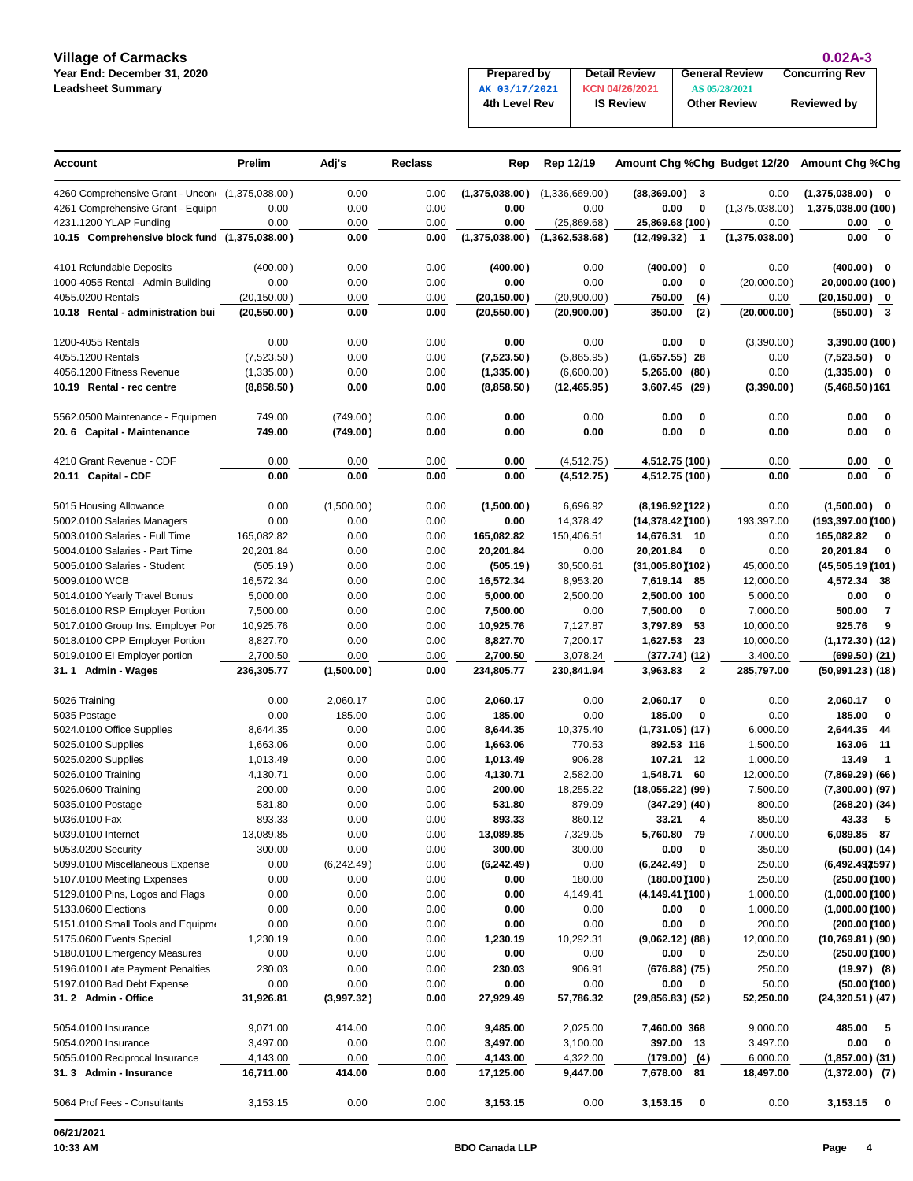**Village of Carmacks**
**Year End: December 31, 2020**
**Leadsheet Summary**

**0.02A-3**

| Prepared by | Detail Review | General Review | Concurring Rev |
|---|---|---|---|
| AK 03/17/2021 | KCN 04/26/2021 | AS 05/28/2021 | |
| **4th Level Rev** | **IS Review** | **Other Review** | **Reviewed by** |
| | | | |

| Account | Prelim | Adj's | Reclass | Rep | Rep 12/19 | Amount Chg | %Chg | Budget 12/20 | Amount Chg | %Chg |
|---|---|---|---|---|---|---|---|---|---|---|
| 4260 Comprehensive Grant - Uncon | (1,375,038.00) | 0.00 | 0.00 | **(1,375,038.00)** | (1,336,669.00) | **(38,369.00)** | **3** | 0.00 | **(1,375,038.00)** | **0** |
| 4261 Comprehensive Grant - Equipn | 0.00 | 0.00 | 0.00 | **0.00** | 0.00 | **0.00** | **0** | (1,375,038.00) | **1,375,038.00** | **(100)** |
| 4231.1200 YLAP Funding | 0.00 | 0.00 | 0.00 | **0.00** | (25,869.68) | **25,869.68** | **(100)** | 0.00 | **0.00** | **0** |
| **10.15 Comprehensive block fund** | **(1,375,038.00)** | **0.00** | **0.00** | **(1,375,038.00)** | **(1,362,538.68)** | **(12,499.32)** | **1** | **(1,375,038.00)** | **0.00** | **0** |
| | | | | | | | | | | |
| 4101 Refundable Deposits | (400.00) | 0.00 | 0.00 | **(400.00)** | 0.00 | **(400.00)** | **0** | 0.00 | **(400.00)** | **0** |
| 1000-4055 Rental - Admin Building | 0.00 | 0.00 | 0.00 | **0.00** | 0.00 | **0.00** | **0** | (20,000.00) | **20,000.00** | **(100)** |
| 4055.0200 Rentals | (20,150.00) | 0.00 | 0.00 | **(20,150.00)** | (20,900.00) | **750.00** | **(4)** | 0.00 | **(20,150.00)** | **0** |
| **10.18 Rental - administration bui** | **(20,550.00)** | **0.00** | **0.00** | **(20,550.00)** | **(20,900.00)** | **350.00** | **(2)** | **(20,000.00)** | **(550.00)** | **3** |
| | | | | | | | | | | |
| 1200-4055 Rentals | 0.00 | 0.00 | 0.00 | **0.00** | 0.00 | **0.00** | **0** | (3,390.00) | **3,390.00** | **(100)** |
| 4055.1200 Rentals | (7,523.50) | 0.00 | 0.00 | **(7,523.50)** | (5,865.95) | **(1,657.55)** | **28** | 0.00 | **(7,523.50)** | **0** |
| 4056.1200 Fitness Revenue | (1,335.00) | 0.00 | 0.00 | **(1,335.00)** | (6,600.00) | **5,265.00** | **(80)** | 0.00 | **(1,335.00)** | **0** |
| **10.19 Rental - rec centre** | **(8,858.50)** | **0.00** | **0.00** | **(8,858.50)** | **(12,465.95)** | **3,607.45** | **(29)** | **(3,390.00)** | **(5,468.50)** | **161** |
| | | | | | | | | | | |
| 5562.0500 Maintenance - Equipmen | 749.00 | (749.00) | 0.00 | **0.00** | 0.00 | **0.00** | **0** | 0.00 | **0.00** | **0** |
| **20. 6 Capital - Maintenance** | **749.00** | **(749.00)** | **0.00** | **0.00** | **0.00** | **0.00** | **0** | **0.00** | **0.00** | **0** |
| | | | | | | | | | | |
| 4210 Grant Revenue - CDF | 0.00 | 0.00 | 0.00 | **0.00** | (4,512.75) | **4,512.75** | **(100)** | 0.00 | **0.00** | **0** |
| **20.11 Capital - CDF** | **0.00** | **0.00** | **0.00** | **0.00** | **(4,512.75)** | **4,512.75** | **(100)** | **0.00** | **0.00** | **0** |
| | | | | | | | | | | |
| 5015 Housing Allowance | 0.00 | (1,500.00) | 0.00 | **(1,500.00)** | 6,696.92 | **(8,196.92)** | **(122)** | 0.00 | **(1,500.00)** | **0** |
| 5002.0100 Salaries Managers | 0.00 | 0.00 | 0.00 | **0.00** | 14,378.42 | **(14,378.42)** | **(100)** | 193,397.00 | **(193,397.00)** | **(100)** |
| 5003.0100 Salaries - Full Time | 165,082.82 | 0.00 | 0.00 | **165,082.82** | 150,406.51 | **14,676.31** | **10** | 0.00 | **165,082.82** | **0** |
| 5004.0100 Salaries - Part Time | 20,201.84 | 0.00 | 0.00 | **20,201.84** | 0.00 | **20,201.84** | **0** | 0.00 | **20,201.84** | **0** |
| 5005.0100 Salaries - Student | (505.19) | 0.00 | 0.00 | **(505.19)** | 30,500.61 | **(31,005.80)** | **(102)** | 45,000.00 | **(45,505.19)** | **(101)** |
| 5009.0100 WCB | 16,572.34 | 0.00 | 0.00 | **16,572.34** | 8,953.20 | **7,619.14** | **85** | 12,000.00 | **4,572.34** | **38** |
| 5014.0100 Yearly Travel Bonus | 5,000.00 | 0.00 | 0.00 | **5,000.00** | 2,500.00 | **2,500.00** | **100** | 5,000.00 | **0.00** | **0** |
| 5016.0100 RSP Employer Portion | 7,500.00 | 0.00 | 0.00 | **7,500.00** | 0.00 | **7,500.00** | **0** | 7,000.00 | **500.00** | **7** |
| 5017.0100 Group Ins. Employer Port | 10,925.76 | 0.00 | 0.00 | **10,925.76** | 7,127.87 | **3,797.89** | **53** | 10,000.00 | **925.76** | **9** |
| 5018.0100 CPP Employer Portion | 8,827.70 | 0.00 | 0.00 | **8,827.70** | 7,200.17 | **1,627.53** | **23** | 10,000.00 | **(1,172.30)** | **(12)** |
| 5019.0100 EI Employer portion | 2,700.50 | 0.00 | 0.00 | **2,700.50** | 3,078.24 | **(377.74)** | **(12)** | 3,400.00 | **(699.50)** | **(21)** |
| **31. 1 Admin - Wages** | **236,305.77** | **(1,500.00)** | **0.00** | **234,805.77** | **230,841.94** | **3,963.83** | **2** | **285,797.00** | **(50,991.23)** | **(18)** |
| | | | | | | | | | | |
| 5026 Training | 0.00 | 2,060.17 | 0.00 | **2,060.17** | 0.00 | **2,060.17** | **0** | 0.00 | **2,060.17** | **0** |
| 5035 Postage | 0.00 | 185.00 | 0.00 | **185.00** | 0.00 | **185.00** | **0** | 0.00 | **185.00** | **0** |
| 5024.0100 Office Supplies | 8,644.35 | 0.00 | 0.00 | **8,644.35** | 10,375.40 | **(1,731.05)** | **(17)** | 6,000.00 | **2,644.35** | **44** |
| 5025.0100 Supplies | 1,663.06 | 0.00 | 0.00 | **1,663.06** | 770.53 | **892.53** | **116** | 1,500.00 | **163.06** | **11** |
| 5025.0200 Supplies | 1,013.49 | 0.00 | 0.00 | **1,013.49** | 906.28 | **107.21** | **12** | 1,000.00 | **13.49** | **1** |
| 5026.0100 Training | 4,130.71 | 0.00 | 0.00 | **4,130.71** | 2,582.00 | **1,548.71** | **60** | 12,000.00 | **(7,869.29)** | **(66)** |
| 5026.0600 Training | 200.00 | 0.00 | 0.00 | **200.00** | 18,255.22 | **(18,055.22)** | **(99)** | 7,500.00 | **(7,300.00)** | **(97)** |
| 5035.0100 Postage | 531.80 | 0.00 | 0.00 | **531.80** | 879.09 | **(347.29)** | **(40)** | 800.00 | **(268.20)** | **(34)** |
| 5036.0100 Fax | 893.33 | 0.00 | 0.00 | **893.33** | 860.12 | **33.21** | **4** | 850.00 | **43.33** | **5** |
| 5039.0100 Internet | 13,089.85 | 0.00 | 0.00 | **13,089.85** | 7,329.05 | **5,760.80** | **79** | 7,000.00 | **6,089.85** | **87** |
| 5053.0200 Security | 300.00 | 0.00 | 0.00 | **300.00** | 300.00 | **0.00** | **0** | 350.00 | **(50.00)** | **(14)** |
| 5099.0100 Miscellaneous Expense | 0.00 | (6,242.49) | 0.00 | **(6,242.49)** | 0.00 | **(6,242.49)** | **0** | 250.00 | **(6,492.49)** | **(2597)** |
| 5107.0100 Meeting Expenses | 0.00 | 0.00 | 0.00 | **0.00** | 180.00 | **(180.00)** | **(100)** | 250.00 | **(250.00)** | **(100)** |
| 5129.0100 Pins, Logos and Flags | 0.00 | 0.00 | 0.00 | **0.00** | 4,149.41 | **(4,149.41)** | **(100)** | 1,000.00 | **(1,000.00)** | **(100)** |
| 5133.0600 Elections | 0.00 | 0.00 | 0.00 | **0.00** | 0.00 | **0.00** | **0** | 1,000.00 | **(1,000.00)** | **(100)** |
| 5151.0100 Small Tools and Equipme | 0.00 | 0.00 | 0.00 | **0.00** | 0.00 | **0.00** | **0** | 200.00 | **(200.00)** | **(100)** |
| 5175.0600 Events Special | 1,230.19 | 0.00 | 0.00 | **1,230.19** | 10,292.31 | **(9,062.12)** | **(88)** | 12,000.00 | **(10,769.81)** | **(90)** |
| 5180.0100 Emergency Measures | 0.00 | 0.00 | 0.00 | **0.00** | 0.00 | **0.00** | **0** | 250.00 | **(250.00)** | **(100)** |
| 5196.0100 Late Payment Penalties | 230.03 | 0.00 | 0.00 | **230.03** | 906.91 | **(676.88)** | **(75)** | 250.00 | **(19.97)** | **(8)** |
| 5197.0100 Bad Debt Expense | 0.00 | 0.00 | 0.00 | **0.00** | 0.00 | **0.00** | **0** | 50.00 | **(50.00)** | **(100)** |
| **31. 2 Admin - Office** | **31,926.81** | **(3,997.32)** | **0.00** | **27,929.49** | **57,786.32** | **(29,856.83)** | **(52)** | **52,250.00** | **(24,320.51)** | **(47)** |
| | | | | | | | | | | |
| 5054.0100 Insurance | 9,071.00 | 414.00 | 0.00 | **9,485.00** | 2,025.00 | **7,460.00** | **368** | 9,000.00 | **485.00** | **5** |
| 5054.0200 Insurance | 3,497.00 | 0.00 | 0.00 | **3,497.00** | 3,100.00 | **397.00** | **13** | 3,497.00 | **0.00** | **0** |
| 5055.0100 Reciprocal Insurance | 4,143.00 | 0.00 | 0.00 | **4,143.00** | 4,322.00 | **(179.00)** | **(4)** | 6,000.00 | **(1,857.00)** | **(31)** |
| **31. 3 Admin - Insurance** | **16,711.00** | **414.00** | **0.00** | **17,125.00** | **9,447.00** | **7,678.00** | **81** | **18,497.00** | **(1,372.00)** | **(7)** |
| | | | | | | | | | | |
| 5064 Prof Fees - Consultants | 3,153.15 | 0.00 | 0.00 | **3,153.15** | 0.00 | **3,153.15** | **0** | 0.00 | **3,153.15** | **0** |

06/21/2021
10:33 AM

BDO Canada LLP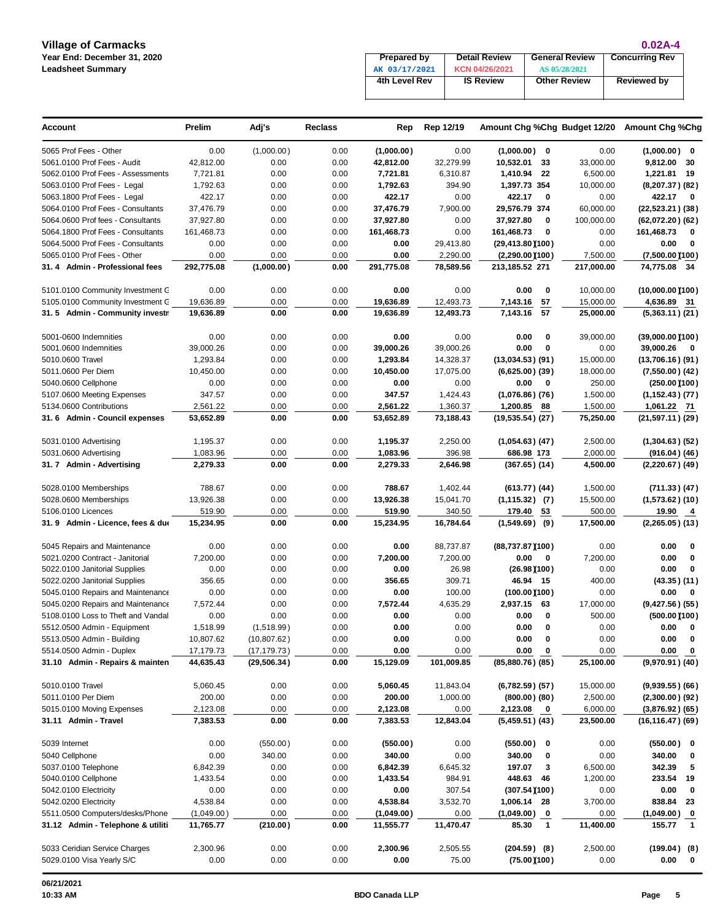**Village of Carmacks**
**Year End: December 31, 2020**
**Leadsheet Summary**

**0.02A-4**

| Prepared by | Detail Review | General Review | Concurring Rev |
|---|---|---|---|
| AK 03/17/2021 | KCN 04/26/2021 | AS 05/28/2021 | |
| **4th Level Rev** | **IS Review** | **Other Review** | **Reviewed by** |
| | | | |

| Account | Prelim | Adj's | Reclass | Rep | Rep 12/19 | Amount Chg | %Chg | Budget 12/20 | Amount Chg | %Chg |
|---|---|---|---|---|---|---|---|---|---|---|
| 5065 Prof Fees - Other | 0.00 | (1,000.00) | 0.00 | **(1,000.00)** | 0.00 | **(1,000.00)** | **0** | 0.00 | **(1,000.00)** | **0** |
| 5061.0100 Prof Fees - Audit | 42,812.00 | 0.00 | 0.00 | **42,812.00** | 32,279.99 | **10,532.01** | **33** | 33,000.00 | **9,812.00** | **30** |
| 5062.0100 Prof Fees - Assessments | 7,721.81 | 0.00 | 0.00 | **7,721.81** | 6,310.87 | **1,410.94** | **22** | 6,500.00 | **1,221.81** | **19** |
| 5063.0100 Prof Fees - Legal | 1,792.63 | 0.00 | 0.00 | **1,792.63** | 394.90 | **1,397.73** | **354** | 10,000.00 | **(8,207.37)** | **(82)** |
| 5063.1800 Prof Fees - Legal | 422.17 | 0.00 | 0.00 | **422.17** | 0.00 | **422.17** | **0** | 0.00 | **422.17** | **0** |
| 5064.0100 Prof Fees - Consultants | 37,476.79 | 0.00 | 0.00 | **37,476.79** | 7,900.00 | **29,576.79** | **374** | 60,000.00 | **(22,523.21)** | **(38)** |
| 5064.0600 Prof fees - Consultants | 37,927.80 | 0.00 | 0.00 | **37,927.80** | 0.00 | **37,927.80** | **0** | 100,000.00 | **(62,072.20)** | **(62)** |
| 5064.1800 Prof Fees - Consultants | 161,468.73 | 0.00 | 0.00 | **161,468.73** | 0.00 | **161,468.73** | **0** | 0.00 | **161,468.73** | **0** |
| 5064.5000 Prof Fees - Consultants | 0.00 | 0.00 | 0.00 | **0.00** | 29,413.80 | **(29,413.80)** | **(100)** | 0.00 | **0.00** | **0** |
| 5065.0100 Prof Fees - Other | 0.00 | 0.00 | 0.00 | **0.00** | 2,290.00 | **(2,290.00)** | **(100)** | 7,500.00 | **(7,500.00)** | **(100)** |
| **31. 4 Admin - Professional fees** | **292,775.08** | **(1,000.00)** | **0.00** | **291,775.08** | **78,589.56** | **213,185.52** | **271** | **217,000.00** | **74,775.08** | **34** |
| 5101.0100 Community Investment G | 0.00 | 0.00 | 0.00 | **0.00** | 0.00 | **0.00** | **0** | 10,000.00 | **(10,000.00)** | **(100)** |
| 5105.0100 Community Investment G | 19,636.89 | 0.00 | 0.00 | **19,636.89** | 12,493.73 | **7,143.16** | **57** | 15,000.00 | **4,636.89** | **31** |
| **31. 5 Admin - Community investm** | **19,636.89** | **0.00** | **0.00** | **19,636.89** | **12,493.73** | **7,143.16** | **57** | **25,000.00** | **(5,363.11)** | **(21)** |
| 5001-0600 Indemnities | 0.00 | 0.00 | 0.00 | **0.00** | 0.00 | **0.00** | **0** | 39,000.00 | **(39,000.00)** | **(100)** |
| 5001.0600 Indemnities | 39,000.26 | 0.00 | 0.00 | **39,000.26** | 39,000.26 | **0.00** | **0** | 0.00 | **39,000.26** | **0** |
| 5010.0600 Travel | 1,293.84 | 0.00 | 0.00 | **1,293.84** | 14,328.37 | **(13,034.53)** | **(91)** | 15,000.00 | **(13,706.16)** | **(91)** |
| 5011.0600 Per Diem | 10,450.00 | 0.00 | 0.00 | **10,450.00** | 17,075.00 | **(6,625.00)** | **(39)** | 18,000.00 | **(7,550.00)** | **(42)** |
| 5040.0600 Cellphone | 0.00 | 0.00 | 0.00 | **0.00** | 0.00 | **0.00** | **0** | 250.00 | **(250.00)** | **(100)** |
| 5107.0600 Meeting Expenses | 347.57 | 0.00 | 0.00 | **347.57** | 1,424.43 | **(1,076.86)** | **(76)** | 1,500.00 | **(1,152.43)** | **(77)** |
| 5134.0600 Contributions | 2,561.22 | 0.00 | 0.00 | **2,561.22** | 1,360.37 | **1,200.85** | **88** | 1,500.00 | **1,061.22** | **71** |
| **31. 6 Admin - Council expenses** | **53,652.89** | **0.00** | **0.00** | **53,652.89** | **73,188.43** | **(19,535.54)** | **(27)** | **75,250.00** | **(21,597.11)** | **(29)** |
| 5031.0100 Advertising | 1,195.37 | 0.00 | 0.00 | **1,195.37** | 2,250.00 | **(1,054.63)** | **(47)** | 2,500.00 | **(1,304.63)** | **(52)** |
| 5031.0600 Advertising | 1,083.96 | 0.00 | 0.00 | **1,083.96** | 396.98 | **686.98** | **173** | 2,000.00 | **(916.04)** | **(46)** |
| **31. 7 Admin - Advertising** | **2,279.33** | **0.00** | **0.00** | **2,279.33** | **2,646.98** | **(367.65)** | **(14)** | **4,500.00** | **(2,220.67)** | **(49)** |
| 5028.0100 Memberships | 788.67 | 0.00 | 0.00 | **788.67** | 1,402.44 | **(613.77)** | **(44)** | 1,500.00 | **(711.33)** | **(47)** |
| 5028.0600 Memberships | 13,926.38 | 0.00 | 0.00 | **13,926.38** | 15,041.70 | **(1,115.32)** | **(7)** | 15,500.00 | **(1,573.62)** | **(10)** |
| 5106.0100 Licences | 519.90 | 0.00 | 0.00 | **519.90** | 340.50 | **179.40** | **53** | 500.00 | **19.90** | **4** |
| **31. 9 Admin - Licence, fees & due** | **15,234.95** | **0.00** | **0.00** | **15,234.95** | **16,784.64** | **(1,549.69)** | **(9)** | **17,500.00** | **(2,265.05)** | **(13)** |
| 5045 Repairs and Maintenance | 0.00 | 0.00 | 0.00 | **0.00** | 88,737.87 | **(88,737.87)** | **(100)** | 0.00 | **0.00** | **0** |
| 5021.0200 Contract - Janitorial | 7,200.00 | 0.00 | 0.00 | **7,200.00** | 7,200.00 | **0.00** | **0** | 7,200.00 | **0.00** | **0** |
| 5022.0100 Janitorial Supplies | 0.00 | 0.00 | 0.00 | **0.00** | 26.98 | **(26.98)** | **(100)** | 0.00 | **0.00** | **0** |
| 5022.0200 Janitorial Supplies | 356.65 | 0.00 | 0.00 | **356.65** | 309.71 | **46.94** | **15** | 400.00 | **(43.35)** | **(11)** |
| 5045.0100 Repairs and Maintenance | 0.00 | 0.00 | 0.00 | **0.00** | 100.00 | **(100.00)** | **(100)** | 0.00 | **0.00** | **0** |
| 5045.0200 Repairs and Maintenance | 7,572.44 | 0.00 | 0.00 | **7,572.44** | 4,635.29 | **2,937.15** | **63** | 17,000.00 | **(9,427.56)** | **(55)** |
| 5108.0100 Loss to Theft and Vandal | 0.00 | 0.00 | 0.00 | **0.00** | 0.00 | **0.00** | **0** | 500.00 | **(500.00)** | **(100)** |
| 5512.0500 Admin - Equipment | 1,518.99 | (1,518.99) | 0.00 | **0.00** | 0.00 | **0.00** | **0** | 0.00 | **0.00** | **0** |
| 5513.0500 Admin - Building | 10,807.62 | (10,807.62) | 0.00 | **0.00** | 0.00 | **0.00** | **0** | 0.00 | **0.00** | **0** |
| 5514.0500 Admin - Duplex | 17,179.73 | (17,179.73) | 0.00 | **0.00** | 0.00 | **0.00** | **0** | 0.00 | **0.00** | **0** |
| **31.10 Admin - Repairs & mainten** | **44,635.43** | **(29,506.34)** | **0.00** | **15,129.09** | **101,009.85** | **(85,880.76)** | **(85)** | **25,100.00** | **(9,970.91)** | **(40)** |
| 5010.0100 Travel | 5,060.45 | 0.00 | 0.00 | **5,060.45** | 11,843.04 | **(6,782.59)** | **(57)** | 15,000.00 | **(9,939.55)** | **(66)** |
| 5011.0100 Per Diem | 200.00 | 0.00 | 0.00 | **200.00** | 1,000.00 | **(800.00)** | **(80)** | 2,500.00 | **(2,300.00)** | **(92)** |
| 5015.0100 Moving Expenses | 2,123.08 | 0.00 | 0.00 | **2,123.08** | 0.00 | **2,123.08** | **0** | 6,000.00 | **(3,876.92)** | **(65)** |
| **31.11 Admin - Travel** | **7,383.53** | **0.00** | **0.00** | **7,383.53** | **12,843.04** | **(5,459.51)** | **(43)** | **23,500.00** | **(16,116.47)** | **(69)** |
| 5039 Internet | 0.00 | (550.00) | 0.00 | **(550.00)** | 0.00 | **(550.00)** | **0** | 0.00 | **(550.00)** | **0** |
| 5040 Cellphone | 0.00 | 340.00 | 0.00 | **340.00** | 0.00 | **340.00** | **0** | 0.00 | **340.00** | **0** |
| 5037.0100 Telephone | 6,842.39 | 0.00 | 0.00 | **6,842.39** | 6,645.32 | **197.07** | **3** | 6,500.00 | **342.39** | **5** |
| 5040.0100 Cellphone | 1,433.54 | 0.00 | 0.00 | **1,433.54** | 984.91 | **448.63** | **46** | 1,200.00 | **233.54** | **19** |
| 5042.0100 Electricity | 0.00 | 0.00 | 0.00 | **0.00** | 307.54 | **(307.54)** | **(100)** | 0.00 | **0.00** | **0** |
| 5042.0200 Electricity | 4,538.84 | 0.00 | 0.00 | **4,538.84** | 3,532.70 | **1,006.14** | **28** | 3,700.00 | **838.84** | **23** |
| 5511.0500 Computers/desks/Phone | (1,049.00) | 0.00 | 0.00 | **(1,049.00)** | 0.00 | **(1,049.00)** | **0** | 0.00 | **(1,049.00)** | **0** |
| **31.12 Admin - Telephone & utiliti** | **11,765.77** | **(210.00)** | **0.00** | **11,555.77** | **11,470.47** | **85.30** | **1** | **11,400.00** | **155.77** | **1** |
| 5033 Ceridian Service Charges | 2,300.96 | 0.00 | 0.00 | **2,300.96** | 2,505.55 | **(204.59)** | **(8)** | 2,500.00 | **(199.04)** | **(8)** |
| 5029.0100 Visa Yearly S/C | 0.00 | 0.00 | 0.00 | **0.00** | 75.00 | **(75.00)** | **(100)** | 0.00 | **0.00** | **0** |

06/21/2021
10:33 AM

BDO Canada LLP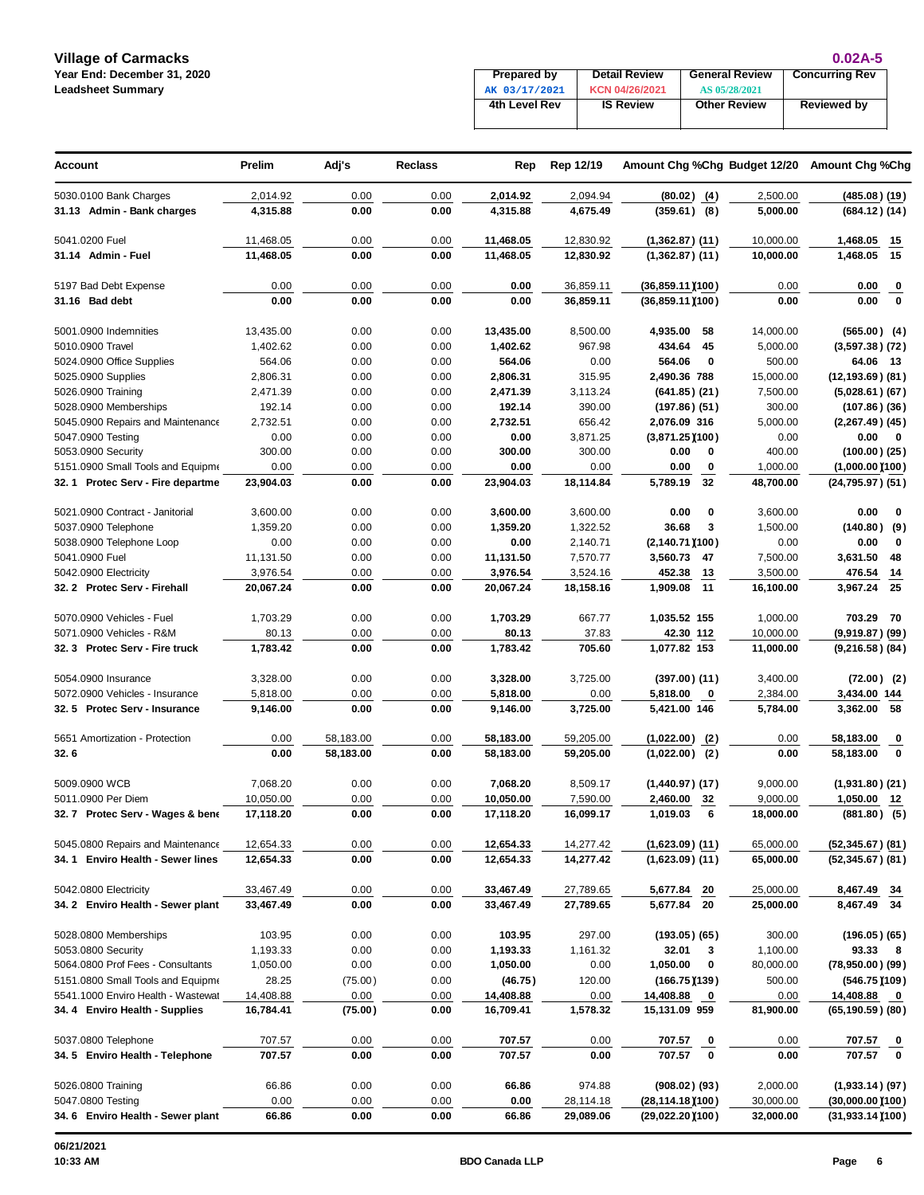**Village of Carmacks**
**Year End: December 31, 2020**
**Leadsheet Summary**

**0.02A-5**

| Prepared by | Detail Review | General Review | Concurring Rev |
|---|---|---|---|
| AK 03/17/2021 | KCN 04/26/2021 | AS 05/28/2021 | |
| **4th Level Rev** | **IS Review** | **Other Review** | **Reviewed by** |
| | | | |

| Account | Prelim | Adj's | Reclass | Rep | Rep 12/19 | Amount Chg | %Chg | Budget 12/20 | Amount Chg | %Chg |
|---|---|---|---|---|---|---|---|---|---|---|
| 5030.0100 Bank Charges | 2,014.92 | 0.00 | 0.00 | **2,014.92** | 2,094.94 | **(80.02)** | **(4)** | 2,500.00 | **(485.08)** | **(19)** |
| **31.13 Admin - Bank charges** | **4,315.88** | **0.00** | **0.00** | **4,315.88** | **4,675.49** | **(359.61)** | **(8)** | **5,000.00** | **(684.12)** | **(14)** |
| 5041.0200 Fuel | 11,468.05 | 0.00 | 0.00 | **11,468.05** | 12,830.92 | **(1,362.87)** | **(11)** | 10,000.00 | **1,468.05** | **15** |
| **31.14 Admin - Fuel** | **11,468.05** | **0.00** | **0.00** | **11,468.05** | **12,830.92** | **(1,362.87)** | **(11)** | **10,000.00** | **1,468.05** | **15** |
| 5197 Bad Debt Expense | 0.00 | 0.00 | 0.00 | **0.00** | 36,859.11 | **(36,859.11)** | **(100)** | 0.00 | **0.00** | **0** |
| **31.16 Bad debt** | **0.00** | **0.00** | **0.00** | **0.00** | **36,859.11** | **(36,859.11)** | **(100)** | **0.00** | **0.00** | **0** |
| 5001.0900 Indemnities | 13,435.00 | 0.00 | 0.00 | **13,435.00** | 8,500.00 | **4,935.00** | **58** | 14,000.00 | **(565.00)** | **(4)** |
| 5010.0900 Travel | 1,402.62 | 0.00 | 0.00 | **1,402.62** | 967.98 | **434.64** | **45** | 5,000.00 | **(3,597.38)** | **(72)** |
| 5024.0900 Office Supplies | 564.06 | 0.00 | 0.00 | **564.06** | 0.00 | **564.06** | **0** | 500.00 | **64.06** | **13** |
| 5025.0900 Supplies | 2,806.31 | 0.00 | 0.00 | **2,806.31** | 315.95 | **2,490.36** | **788** | 15,000.00 | **(12,193.69)** | **(81)** |
| 5026.0900 Training | 2,471.39 | 0.00 | 0.00 | **2,471.39** | 3,113.24 | **(641.85)** | **(21)** | 7,500.00 | **(5,028.61)** | **(67)** |
| 5028.0900 Memberships | 192.14 | 0.00 | 0.00 | **192.14** | 390.00 | **(197.86)** | **(51)** | 300.00 | **(107.86)** | **(36)** |
| 5045.0900 Repairs and Maintenance | 2,732.51 | 0.00 | 0.00 | **2,732.51** | 656.42 | **2,076.09** | **316** | 5,000.00 | **(2,267.49)** | **(45)** |
| 5047.0900 Testing | 0.00 | 0.00 | 0.00 | **0.00** | 3,871.25 | **(3,871.25)** | **(100)** | 0.00 | **0.00** | **0** |
| 5053.0900 Security | 300.00 | 0.00 | 0.00 | **300.00** | 300.00 | **0.00** | **0** | 400.00 | **(100.00)** | **(25)** |
| 5151.0900 Small Tools and Equipme | 0.00 | 0.00 | 0.00 | **0.00** | 0.00 | **0.00** | **0** | 1,000.00 | **(1,000.00)** | **(100)** |
| **32. 1 Protec Serv - Fire departme** | **23,904.03** | **0.00** | **0.00** | **23,904.03** | **18,114.84** | **5,789.19** | **32** | **48,700.00** | **(24,795.97)** | **(51)** |
| 5021.0900 Contract - Janitorial | 3,600.00 | 0.00 | 0.00 | **3,600.00** | 3,600.00 | **0.00** | **0** | 3,600.00 | **0.00** | **0** |
| 5037.0900 Telephone | 1,359.20 | 0.00 | 0.00 | **1,359.20** | 1,322.52 | **36.68** | **3** | 1,500.00 | **(140.80)** | **(9)** |
| 5038.0900 Telephone Loop | 0.00 | 0.00 | 0.00 | **0.00** | 2,140.71 | **(2,140.71)** | **(100)** | 0.00 | **0.00** | **0** |
| 5041.0900 Fuel | 11,131.50 | 0.00 | 0.00 | **11,131.50** | 7,570.77 | **3,560.73** | **47** | 7,500.00 | **3,631.50** | **48** |
| 5042.0900 Electricity | 3,976.54 | 0.00 | 0.00 | **3,976.54** | 3,524.16 | **452.38** | **13** | 3,500.00 | **476.54** | **14** |
| **32. 2 Protec Serv - Firehall** | **20,067.24** | **0.00** | **0.00** | **20,067.24** | **18,158.16** | **1,909.08** | **11** | **16,100.00** | **3,967.24** | **25** |
| 5070.0900 Vehicles - Fuel | 1,703.29 | 0.00 | 0.00 | **1,703.29** | 667.77 | **1,035.52** | **155** | 1,000.00 | **703.29** | **70** |
| 5071.0900 Vehicles - R&M | 80.13 | 0.00 | 0.00 | **80.13** | 37.83 | **42.30** | **112** | 10,000.00 | **(9,919.87)** | **(99)** |
| **32. 3 Protec Serv - Fire truck** | **1,783.42** | **0.00** | **0.00** | **1,783.42** | **705.60** | **1,077.82** | **153** | **11,000.00** | **(9,216.58)** | **(84)** |
| 5054.0900 Insurance | 3,328.00 | 0.00 | 0.00 | **3,328.00** | 3,725.00 | **(397.00)** | **(11)** | 3,400.00 | **(72.00)** | **(2)** |
| 5072.0900 Vehicles - Insurance | 5,818.00 | 0.00 | 0.00 | **5,818.00** | 0.00 | **5,818.00** | **0** | 2,384.00 | **3,434.00** | **144** |
| **32. 5 Protec Serv - Insurance** | **9,146.00** | **0.00** | **0.00** | **9,146.00** | **3,725.00** | **5,421.00** | **146** | **5,784.00** | **3,362.00** | **58** |
| 5651 Amortization - Protection | 0.00 | 58,183.00 | 0.00 | **58,183.00** | 59,205.00 | **(1,022.00)** | **(2)** | 0.00 | **58,183.00** | **0** |
| **32. 6** | **0.00** | **58,183.00** | **0.00** | **58,183.00** | **59,205.00** | **(1,022.00)** | **(2)** | **0.00** | **58,183.00** | **0** |
| 5009.0900 WCB | 7,068.20 | 0.00 | 0.00 | **7,068.20** | 8,509.17 | **(1,440.97)** | **(17)** | 9,000.00 | **(1,931.80)** | **(21)** |
| 5011.0900 Per Diem | 10,050.00 | 0.00 | 0.00 | **10,050.00** | 7,590.00 | **2,460.00** | **32** | 9,000.00 | **1,050.00** | **12** |
| **32. 7 Protec Serv - Wages & bene** | **17,118.20** | **0.00** | **0.00** | **17,118.20** | **16,099.17** | **1,019.03** | **6** | **18,000.00** | **(881.80)** | **(5)** |
| 5045.0800 Repairs and Maintenance | 12,654.33 | 0.00 | 0.00 | **12,654.33** | 14,277.42 | **(1,623.09)** | **(11)** | 65,000.00 | **(52,345.67)** | **(81)** |
| **34. 1 Enviro Health - Sewer lines** | **12,654.33** | **0.00** | **0.00** | **12,654.33** | **14,277.42** | **(1,623.09)** | **(11)** | **65,000.00** | **(52,345.67)** | **(81)** |
| 5042.0800 Electricity | 33,467.49 | 0.00 | 0.00 | **33,467.49** | 27,789.65 | **5,677.84** | **20** | 25,000.00 | **8,467.49** | **34** |
| **34. 2 Enviro Health - Sewer plant** | **33,467.49** | **0.00** | **0.00** | **33,467.49** | **27,789.65** | **5,677.84** | **20** | **25,000.00** | **8,467.49** | **34** |
| 5028.0800 Memberships | 103.95 | 0.00 | 0.00 | **103.95** | 297.00 | **(193.05)** | **(65)** | 300.00 | **(196.05)** | **(65)** |
| 5053.0800 Security | 1,193.33 | 0.00 | 0.00 | **1,193.33** | 1,161.32 | **32.01** | **3** | 1,100.00 | **93.33** | **8** |
| 5064.0800 Prof Fees - Consultants | 1,050.00 | 0.00 | 0.00 | **1,050.00** | 0.00 | **1,050.00** | **0** | 80,000.00 | **(78,950.00)** | **(99)** |
| 5151.0800 Small Tools and Equipme | 28.25 | (75.00) | 0.00 | **(46.75)** | 120.00 | **(166.75)** | **(139)** | 500.00 | **(546.75)** | **(109)** |
| 5541.1000 Enviro Health - Wastewat | 14,408.88 | 0.00 | 0.00 | **14,408.88** | 0.00 | **14,408.88** | **0** | 0.00 | **14,408.88** | **0** |
| **34. 4 Enviro Health - Supplies** | **16,784.41** | **(75.00)** | **0.00** | **16,709.41** | **1,578.32** | **15,131.09** | **959** | **81,900.00** | **(65,190.59)** | **(80)** |
| 5037.0800 Telephone | 707.57 | 0.00 | 0.00 | **707.57** | 0.00 | **707.57** | **0** | 0.00 | **707.57** | **0** |
| **34. 5 Enviro Health - Telephone** | **707.57** | **0.00** | **0.00** | **707.57** | **0.00** | **707.57** | **0** | **0.00** | **707.57** | **0** |
| 5026.0800 Training | 66.86 | 0.00 | 0.00 | **66.86** | 974.88 | **(908.02)** | **(93)** | 2,000.00 | **(1,933.14)** | **(97)** |
| 5047.0800 Testing | 0.00 | 0.00 | 0.00 | **0.00** | 28,114.18 | **(28,114.18)** | **(100)** | 30,000.00 | **(30,000.00)** | **(100)** |
| **34. 6 Enviro Health - Sewer plant** | **66.86** | **0.00** | **0.00** | **66.86** | **29,089.06** | **(29,022.20)** | **(100)** | **32,000.00** | **(31,933.14)** | **(100)** |

06/21/2021
10:33 AM

BDO Canada LLP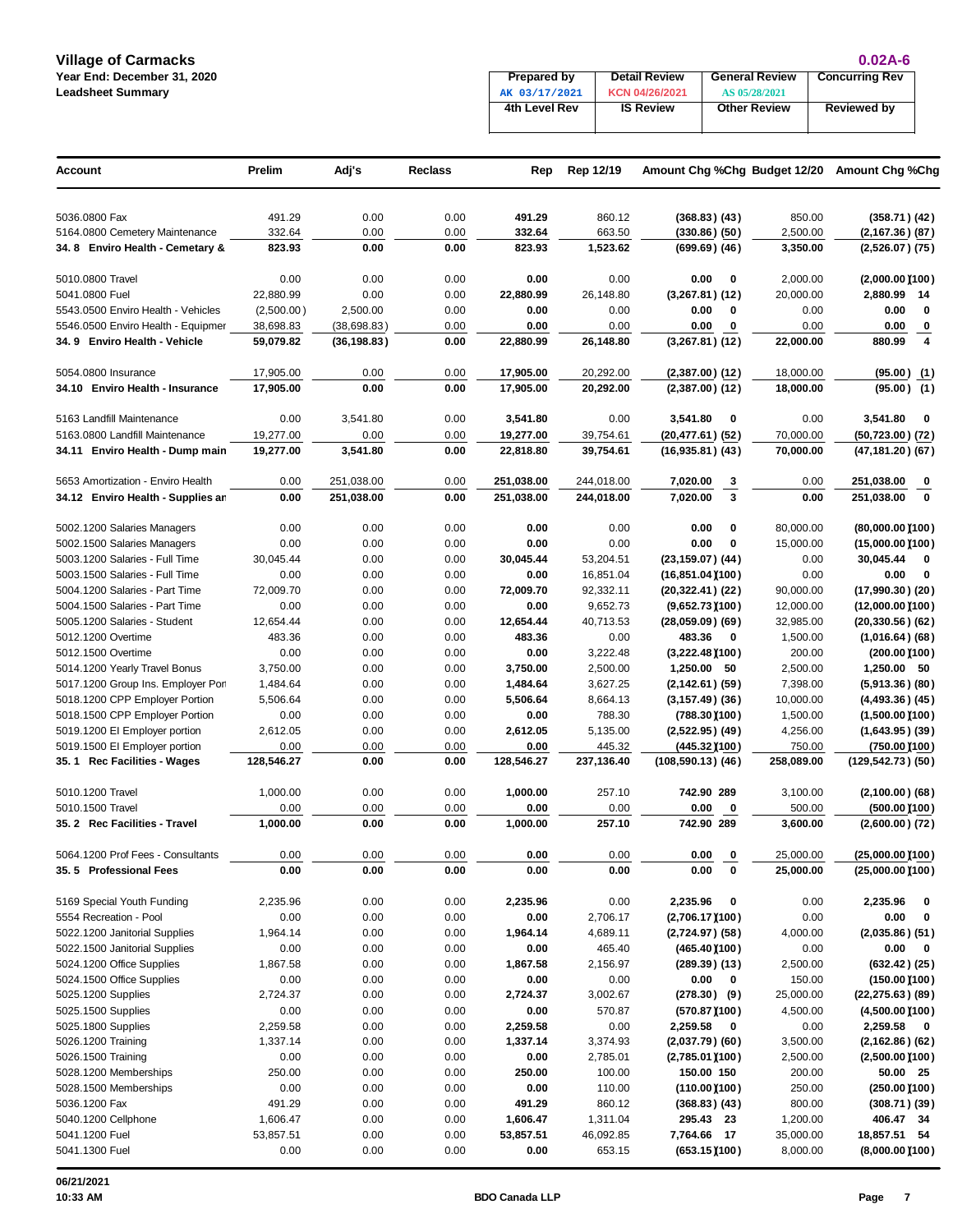**Village of Carmacks**
**Year End: December 31, 2020**
**Leadsheet Summary**

**0.02A-6**

| Prepared by | Detail Review | General Review | Concurring Rev |
|---|---|---|---|
| AK 03/17/2021 | KCN 04/26/2021 | AS 05/28/2021 | |
| 4th Level Rev | IS Review | Other Review | Reviewed by |
| | | | |

| Account | Prelim | Adj's | Reclass | Rep | Rep 12/19 | Amount Chg | %Chg | Budget 12/20 | Amount Chg | %Chg |
|---|---|---|---|---|---|---|---|---|---|---|
| 5036.0800 Fax | 491.29 | 0.00 | 0.00 | **491.29** | 860.12 | **(368.83)** | **(43)** | 850.00 | **(358.71)** | **(42)** |
| 5164.0800 Cemetery Maintenance | 332.64 | 0.00 | 0.00 | **332.64** | 663.50 | **(330.86)** | **(50)** | 2,500.00 | **(2,167.36)** | **(87)** |
| **34. 8 Enviro Health - Cemetary &** | **823.93** | **0.00** | **0.00** | **823.93** | **1,523.62** | **(699.69)** | **(46)** | **3,350.00** | **(2,526.07)** | **(75)** |
| 5010.0800 Travel | 0.00 | 0.00 | 0.00 | **0.00** | 0.00 | **0.00** | **0** | 2,000.00 | **(2,000.00)** | **(100)** |
| 5041.0800 Fuel | 22,880.99 | 0.00 | 0.00 | **22,880.99** | 26,148.80 | **(3,267.81)** | **(12)** | 20,000.00 | **2,880.99** | **14** |
| 5543.0500 Enviro Health - Vehicles | (2,500.00) | 2,500.00 | 0.00 | **0.00** | 0.00 | **0.00** | **0** | 0.00 | **0.00** | **0** |
| 5546.0500 Enviro Health - Equipmer | 38,698.83 | (38,698.83) | 0.00 | **0.00** | 0.00 | **0.00** | **0** | 0.00 | **0.00** | **0** |
| **34. 9 Enviro Health - Vehicle** | **59,079.82** | **(36,198.83)** | **0.00** | **22,880.99** | **26,148.80** | **(3,267.81)** | **(12)** | **22,000.00** | **880.99** | **4** |
| 5054.0800 Insurance | 17,905.00 | 0.00 | 0.00 | **17,905.00** | 20,292.00 | **(2,387.00)** | **(12)** | 18,000.00 | **(95.00)** | **(1)** |
| **34.10 Enviro Health - Insurance** | **17,905.00** | **0.00** | **0.00** | **17,905.00** | **20,292.00** | **(2,387.00)** | **(12)** | **18,000.00** | **(95.00)** | **(1)** |
| 5163 Landfill Maintenance | 0.00 | 3,541.80 | 0.00 | **3,541.80** | 0.00 | **3,541.80** | **0** | 0.00 | **3,541.80** | **0** |
| 5163.0800 Landfill Maintenance | 19,277.00 | 0.00 | 0.00 | **19,277.00** | 39,754.61 | **(20,477.61)** | **(52)** | 70,000.00 | **(50,723.00)** | **(72)** |
| **34.11 Enviro Health - Dump main** | **19,277.00** | **3,541.80** | **0.00** | **22,818.80** | **39,754.61** | **(16,935.81)** | **(43)** | **70,000.00** | **(47,181.20)** | **(67)** |
| 5653 Amortization - Enviro Health | 0.00 | 251,038.00 | 0.00 | **251,038.00** | 244,018.00 | **7,020.00** | **3** | 0.00 | **251,038.00** | **0** |
| **34.12 Enviro Health - Supplies an** | **0.00** | **251,038.00** | **0.00** | **251,038.00** | **244,018.00** | **7,020.00** | **3** | **0.00** | **251,038.00** | **0** |
| 5002.1200 Salaries Managers | 0.00 | 0.00 | 0.00 | **0.00** | 0.00 | **0.00** | **0** | 80,000.00 | **(80,000.00)** | **(100)** |
| 5002.1500 Salaries Managers | 0.00 | 0.00 | 0.00 | **0.00** | 0.00 | **0.00** | **0** | 15,000.00 | **(15,000.00)** | **(100)** |
| 5003.1200 Salaries - Full Time | 30,045.44 | 0.00 | 0.00 | **30,045.44** | 53,204.51 | **(23,159.07)** | **(44)** | 0.00 | **30,045.44** | **0** |
| 5003.1500 Salaries - Full Time | 0.00 | 0.00 | 0.00 | **0.00** | 16,851.04 | **(16,851.04)** | **(100)** | 0.00 | **0.00** | **0** |
| 5004.1200 Salaries - Part Time | 72,009.70 | 0.00 | 0.00 | **72,009.70** | 92,332.11 | **(20,322.41)** | **(22)** | 90,000.00 | **(17,990.30)** | **(20)** |
| 5004.1500 Salaries - Part Time | 0.00 | 0.00 | 0.00 | **0.00** | 9,652.73 | **(9,652.73)** | **(100)** | 12,000.00 | **(12,000.00)** | **(100)** |
| 5005.1200 Salaries - Student | 12,654.44 | 0.00 | 0.00 | **12,654.44** | 40,713.53 | **(28,059.09)** | **(69)** | 32,985.00 | **(20,330.56)** | **(62)** |
| 5012.1200 Overtime | 483.36 | 0.00 | 0.00 | **483.36** | 0.00 | **483.36** | **0** | 1,500.00 | **(1,016.64)** | **(68)** |
| 5012.1500 Overtime | 0.00 | 0.00 | 0.00 | **0.00** | 3,222.48 | **(3,222.48)** | **(100)** | 200.00 | **(200.00)** | **(100)** |
| 5014.1200 Yearly Travel Bonus | 3,750.00 | 0.00 | 0.00 | **3,750.00** | 2,500.00 | **1,250.00** | **50** | 2,500.00 | **1,250.00** | **50** |
| 5017.1200 Group Ins. Employer Por | 1,484.64 | 0.00 | 0.00 | **1,484.64** | 3,627.25 | **(2,142.61)** | **(59)** | 7,398.00 | **(5,913.36)** | **(80)** |
| 5018.1200 CPP Employer Portion | 5,506.64 | 0.00 | 0.00 | **5,506.64** | 8,664.13 | **(3,157.49)** | **(36)** | 10,000.00 | **(4,493.36)** | **(45)** |
| 5018.1500 CPP Employer Portion | 0.00 | 0.00 | 0.00 | **0.00** | 788.30 | **(788.30)** | **(100)** | 1,500.00 | **(1,500.00)** | **(100)** |
| 5019.1200 EI Employer portion | 2,612.05 | 0.00 | 0.00 | **2,612.05** | 5,135.00 | **(2,522.95)** | **(49)** | 4,256.00 | **(1,643.95)** | **(39)** |
| 5019.1500 EI Employer portion | 0.00 | 0.00 | 0.00 | **0.00** | 445.32 | **(445.32)** | **(100)** | 750.00 | **(750.00)** | **(100)** |
| **35. 1 Rec Facilities - Wages** | **128,546.27** | **0.00** | **0.00** | **128,546.27** | **237,136.40** | **(108,590.13)** | **(46)** | **258,089.00** | **(129,542.73)** | **(50)** |
| 5010.1200 Travel | 1,000.00 | 0.00 | 0.00 | **1,000.00** | 257.10 | **742.90** | **289** | 3,100.00 | **(2,100.00)** | **(68)** |
| 5010.1500 Travel | 0.00 | 0.00 | 0.00 | **0.00** | 0.00 | **0.00** | **0** | 500.00 | **(500.00)** | **(100)** |
| **35. 2 Rec Facilities - Travel** | **1,000.00** | **0.00** | **0.00** | **1,000.00** | **257.10** | **742.90** | **289** | **3,600.00** | **(2,600.00)** | **(72)** |
| 5064.1200 Prof Fees - Consultants | 0.00 | 0.00 | 0.00 | **0.00** | 0.00 | **0.00** | **0** | 25,000.00 | **(25,000.00)** | **(100)** |
| **35. 5 Professional Fees** | **0.00** | **0.00** | **0.00** | **0.00** | **0.00** | **0.00** | **0** | **25,000.00** | **(25,000.00)** | **(100)** |
| 5169 Special Youth Funding | 2,235.96 | 0.00 | 0.00 | **2,235.96** | 0.00 | **2,235.96** | **0** | 0.00 | **2,235.96** | **0** |
| 5554 Recreation - Pool | 0.00 | 0.00 | 0.00 | **0.00** | 2,706.17 | **(2,706.17)** | **(100)** | 0.00 | **0.00** | **0** |
| 5022.1200 Janitorial Supplies | 1,964.14 | 0.00 | 0.00 | **1,964.14** | 4,689.11 | **(2,724.97)** | **(58)** | 4,000.00 | **(2,035.86)** | **(51)** |
| 5022.1500 Janitorial Supplies | 0.00 | 0.00 | 0.00 | **0.00** | 465.40 | **(465.40)** | **(100)** | 0.00 | **0.00** | **0** |
| 5024.1200 Office Supplies | 1,867.58 | 0.00 | 0.00 | **1,867.58** | 2,156.97 | **(289.39)** | **(13)** | 2,500.00 | **(632.42)** | **(25)** |
| 5024.1500 Office Supplies | 0.00 | 0.00 | 0.00 | **0.00** | 0.00 | **0.00** | **0** | 150.00 | **(150.00)** | **(100)** |
| 5025.1200 Supplies | 2,724.37 | 0.00 | 0.00 | **2,724.37** | 3,002.67 | **(278.30)** | **(9)** | 25,000.00 | **(22,275.63)** | **(89)** |
| 5025.1500 Supplies | 0.00 | 0.00 | 0.00 | **0.00** | 570.87 | **(570.87)** | **(100)** | 4,500.00 | **(4,500.00)** | **(100)** |
| 5025.1800 Supplies | 2,259.58 | 0.00 | 0.00 | **2,259.58** | 0.00 | **2,259.58** | **0** | 0.00 | **2,259.58** | **0** |
| 5026.1200 Training | 1,337.14 | 0.00 | 0.00 | **1,337.14** | 3,374.93 | **(2,037.79)** | **(60)** | 3,500.00 | **(2,162.86)** | **(62)** |
| 5026.1500 Training | 0.00 | 0.00 | 0.00 | **0.00** | 2,785.01 | **(2,785.01)** | **(100)** | 2,500.00 | **(2,500.00)** | **(100)** |
| 5028.1200 Memberships | 250.00 | 0.00 | 0.00 | **250.00** | 100.00 | **150.00** | **150** | 200.00 | **50.00** | **25** |
| 5028.1500 Memberships | 0.00 | 0.00 | 0.00 | **0.00** | 110.00 | **(110.00)** | **(100)** | 250.00 | **(250.00)** | **(100)** |
| 5036.1200 Fax | 491.29 | 0.00 | 0.00 | **491.29** | 860.12 | **(368.83)** | **(43)** | 800.00 | **(308.71)** | **(39)** |
| 5040.1200 Cellphone | 1,606.47 | 0.00 | 0.00 | **1,606.47** | 1,311.04 | **295.43** | **23** | 1,200.00 | **406.47** | **34** |
| 5041.1200 Fuel | 53,857.51 | 0.00 | 0.00 | **53,857.51** | 46,092.85 | **7,764.66** | **17** | 35,000.00 | **18,857.51** | **54** |
| 5041.1300 Fuel | 0.00 | 0.00 | 0.00 | **0.00** | 653.15 | **(653.15)** | **(100)** | 8,000.00 | **(8,000.00)** | **(100)** |

06/21/2021
10:33 AM
BDO Canada LLP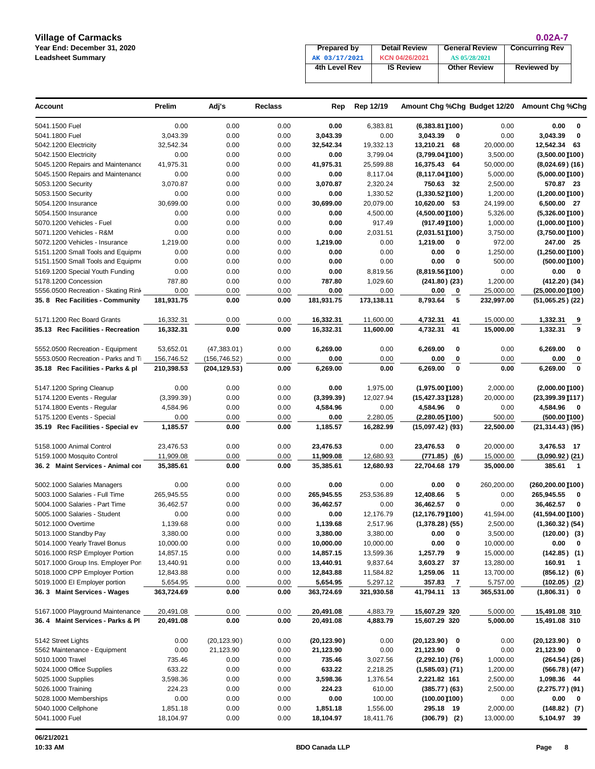**Village of Carmacks**
**Year End: December 31, 2020**
**Leadsheet Summary**

**0.02A-7**

| Prepared by | Detail Review | General Review | Concurring Rev |
|---|---|---|---|
| AK 03/17/2021 | KCN 04/26/2021 | AS 05/28/2021 | |
| **4th Level Rev** | **IS Review** | **Other Review** | **Reviewed by** |
| | | | |

| Account | Prelim | Adj's | Reclass | Rep | Rep 12/19 | Amount Chg | %Chg | Budget 12/20 | Amount Chg | %Chg |
|---|---|---|---|---|---|---|---|---|---|---|
| 5041.1500 Fuel | 0.00 | 0.00 | 0.00 | **0.00** | 6,383.81 | **(6,383.81)** | **(100)** | 0.00 | **0.00** | **0** |
| 5041.1800 Fuel | 3,043.39 | 0.00 | 0.00 | **3,043.39** | 0.00 | **3,043.39** | **0** | 0.00 | **3,043.39** | **0** |
| 5042.1200 Electricity | 32,542.34 | 0.00 | 0.00 | **32,542.34** | 19,332.13 | **13,210.21** | **68** | 20,000.00 | **12,542.34** | **63** |
| 5042.1500 Electricity | 0.00 | 0.00 | 0.00 | **0.00** | 3,799.04 | **(3,799.04)** | **(100)** | 3,500.00 | **(3,500.00)** | **(100)** |
| 5045.1200 Repairs and Maintenance | 41,975.31 | 0.00 | 0.00 | **41,975.31** | 25,599.88 | **16,375.43** | **64** | 50,000.00 | **(8,024.69)** | **(16)** |
| 5045.1500 Repairs and Maintenance | 0.00 | 0.00 | 0.00 | **0.00** | 8,117.04 | **(8,117.04)** | **(100)** | 5,000.00 | **(5,000.00)** | **(100)** |
| 5053.1200 Security | 3,070.87 | 0.00 | 0.00 | **3,070.87** | 2,320.24 | **750.63** | **32** | 2,500.00 | **570.87** | **23** |
| 5053.1500 Security | 0.00 | 0.00 | 0.00 | **0.00** | 1,330.52 | **(1,330.52)** | **(100)** | 1,200.00 | **(1,200.00)** | **(100)** |
| 5054.1200 Insurance | 30,699.00 | 0.00 | 0.00 | **30,699.00** | 20,079.00 | **10,620.00** | **53** | 24,199.00 | **6,500.00** | **27** |
| 5054.1500 Insurance | 0.00 | 0.00 | 0.00 | **0.00** | 4,500.00 | **(4,500.00)** | **(100)** | 5,326.00 | **(5,326.00)** | **(100)** |
| 5070.1200 Vehicles - Fuel | 0.00 | 0.00 | 0.00 | **0.00** | 917.49 | **(917.49)** | **(100)** | 1,000.00 | **(1,000.00)** | **(100)** |
| 5071.1200 Vehicles - R&M | 0.00 | 0.00 | 0.00 | **0.00** | 2,031.51 | **(2,031.51)** | **(100)** | 3,750.00 | **(3,750.00)** | **(100)** |
| 5072.1200 Vehicles - Insurance | 1,219.00 | 0.00 | 0.00 | **1,219.00** | 0.00 | **1,219.00** | **0** | 972.00 | **247.00** | **25** |
| 5151.1200 Small Tools and Equipme | 0.00 | 0.00 | 0.00 | **0.00** | 0.00 | **0.00** | **0** | 1,250.00 | **(1,250.00)** | **(100)** |
| 5151.1500 Small Tools and Equipme | 0.00 | 0.00 | 0.00 | **0.00** | 0.00 | **0.00** | **0** | 500.00 | **(500.00)** | **(100)** |
| 5169.1200 Special Youth Funding | 0.00 | 0.00 | 0.00 | **0.00** | 8,819.56 | **(8,819.56)** | **(100)** | 0.00 | **0.00** | **0** |
| 5178.1200 Concession | 787.80 | 0.00 | 0.00 | **787.80** | 1,029.60 | **(241.80)** | **(23)** | 1,200.00 | **(412.20)** | **(34)** |
| 5556.0500 Recreation - Skating Rink | 0.00 | 0.00 | 0.00 | **0.00** | 0.00 | **0.00** | **0** | 25,000.00 | **(25,000.00)** | **(100)** |
| **35. 8 Rec Facilities - Community** | **181,931.75** | **0.00** | **0.00** | **181,931.75** | **173,138.11** | **8,793.64** | **5** | **232,997.00** | **(51,065.25)** | **(22)** |
| 5171.1200 Rec Board Grants | 16,332.31 | 0.00 | 0.00 | **16,332.31** | 11,600.00 | **4,732.31** | **41** | 15,000.00 | **1,332.31** | **9** |
| **35.13 Rec Facilities - Recreation** | **16,332.31** | **0.00** | **0.00** | **16,332.31** | **11,600.00** | **4,732.31** | **41** | **15,000.00** | **1,332.31** | **9** |
| 5552.0500 Recreation - Equipment | 53,652.01 | (47,383.01) | 0.00 | **6,269.00** | 0.00 | **6,269.00** | **0** | 0.00 | **6,269.00** | **0** |
| 5553.0500 Recreation - Parks and Tr | 156,746.52 | (156,746.52) | 0.00 | **0.00** | 0.00 | **0.00** | **0** | 0.00 | **0.00** | **0** |
| **35.18 Rec Facilities - Parks & pl** | **210,398.53** | **(204,129.53)** | **0.00** | **6,269.00** | **0.00** | **6,269.00** | **0** | **0.00** | **6,269.00** | **0** |
| 5147.1200 Spring Cleanup | 0.00 | 0.00 | 0.00 | **0.00** | 1,975.00 | **(1,975.00)** | **(100)** | 2,000.00 | **(2,000.00)** | **(100)** |
| 5174.1200 Events - Regular | (3,399.39) | 0.00 | 0.00 | **(3,399.39)** | 12,027.94 | **(15,427.33)** | **(128)** | 20,000.00 | **(23,399.39)** | **(117)** |
| 5174.1800 Events - Regular | 4,584.96 | 0.00 | 0.00 | **4,584.96** | 0.00 | **4,584.96** | **0** | 0.00 | **4,584.96** | **0** |
| 5175.1200 Events - Special | 0.00 | 0.00 | 0.00 | **0.00** | 2,280.05 | **(2,280.05)** | **(100)** | 500.00 | **(500.00)** | **(100)** |
| **35.19 Rec Facilities - Special ev** | **1,185.57** | **0.00** | **0.00** | **1,185.57** | **16,282.99** | **(15,097.42)** | **(93)** | **22,500.00** | **(21,314.43)** | **(95)** |
| 5158.1000 Animal Control | 23,476.53 | 0.00 | 0.00 | **23,476.53** | 0.00 | **23,476.53** | **0** | 20,000.00 | **3,476.53** | **17** |
| 5159.1000 Mosquito Control | 11,909.08 | 0.00 | 0.00 | **11,909.08** | 12,680.93 | **(771.85)** | **(6)** | 15,000.00 | **(3,090.92)** | **(21)** |
| **36. 2 Maint Services - Animal cor** | **35,385.61** | **0.00** | **0.00** | **35,385.61** | **12,680.93** | **22,704.68** | **179** | **35,000.00** | **385.61** | **1** |
| 5002.1000 Salaries Managers | 0.00 | 0.00 | 0.00 | **0.00** | 0.00 | **0.00** | **0** | 260,200.00 | **(260,200.00)** | **(100)** |
| 5003.1000 Salaries - Full Time | 265,945.55 | 0.00 | 0.00 | **265,945.55** | 253,536.89 | **12,408.66** | **5** | 0.00 | **265,945.55** | **0** |
| 5004.1000 Salaries - Part Time | 36,462.57 | 0.00 | 0.00 | **36,462.57** | 0.00 | **36,462.57** | **0** | 0.00 | **36,462.57** | **0** |
| 5005.1000 Salaries - Student | 0.00 | 0.00 | 0.00 | **0.00** | 12,176.79 | **(12,176.79)** | **(100)** | 41,594.00 | **(41,594.00)** | **(100)** |
| 5012.1000 Overtime | 1,139.68 | 0.00 | 0.00 | **1,139.68** | 2,517.96 | **(1,378.28)** | **(55)** | 2,500.00 | **(1,360.32)** | **(54)** |
| 5013.1000 Standby Pay | 3,380.00 | 0.00 | 0.00 | **3,380.00** | 3,380.00 | **0.00** | **0** | 3,500.00 | **(120.00)** | **(3)** |
| 5014.1000 Yearly Travel Bonus | 10,000.00 | 0.00 | 0.00 | **10,000.00** | 10,000.00 | **0.00** | **0** | 10,000.00 | **0.00** | **0** |
| 5016.1000 RSP Employer Portion | 14,857.15 | 0.00 | 0.00 | **14,857.15** | 13,599.36 | **1,257.79** | **9** | 15,000.00 | **(142.85)** | **(1)** |
| 5017.1000 Group Ins. Employer Port | 13,440.91 | 0.00 | 0.00 | **13,440.91** | 9,837.64 | **3,603.27** | **37** | 13,280.00 | **160.91** | **1** |
| 5018.1000 CPP Employer Portion | 12,843.88 | 0.00 | 0.00 | **12,843.88** | 11,584.82 | **1,259.06** | **11** | 13,700.00 | **(856.12)** | **(6)** |
| 5019.1000 EI Employer portion | 5,654.95 | 0.00 | 0.00 | **5,654.95** | 5,297.12 | **357.83** | **7** | 5,757.00 | **(102.05)** | **(2)** |
| **36. 3 Maint Services - Wages** | **363,724.69** | **0.00** | **0.00** | **363,724.69** | **321,930.58** | **41,794.11** | **13** | **365,531.00** | **(1,806.31)** | **0** |
| 5167.1000 Playground Maintenance | 20,491.08 | 0.00 | 0.00 | **20,491.08** | 4,883.79 | **15,607.29** | **320** | 5,000.00 | **15,491.08** | **310** |
| **36. 4 Maint Services - Parks & Pl** | **20,491.08** | **0.00** | **0.00** | **20,491.08** | **4,883.79** | **15,607.29** | **320** | **5,000.00** | **15,491.08** | **310** |
| 5142 Street Lights | 0.00 | (20,123.90) | 0.00 | **(20,123.90)** | 0.00 | **(20,123.90)** | **0** | 0.00 | **(20,123.90)** | **0** |
| 5562 Maintenance - Equipment | 0.00 | 21,123.90 | 0.00 | **21,123.90** | 0.00 | **21,123.90** | **0** | 0.00 | **21,123.90** | **0** |
| 5010.1000 Travel | 735.46 | 0.00 | 0.00 | **735.46** | 3,027.56 | **(2,292.10)** | **(76)** | 1,000.00 | **(264.54)** | **(26)** |
| 5024.1000 Office Supplies | 633.22 | 0.00 | 0.00 | **633.22** | 2,218.25 | **(1,585.03)** | **(71)** | 1,200.00 | **(566.78)** | **(47)** |
| 5025.1000 Supplies | 3,598.36 | 0.00 | 0.00 | **3,598.36** | 1,376.54 | **2,221.82** | **161** | 2,500.00 | **1,098.36** | **44** |
| 5026.1000 Training | 224.23 | 0.00 | 0.00 | **224.23** | 610.00 | **(385.77)** | **(63)** | 2,500.00 | **(2,275.77)** | **(91)** |
| 5028.1000 Memberships | 0.00 | 0.00 | 0.00 | **0.00** | 100.00 | **(100.00)** | **(100)** | 0.00 | **0.00** | **0** |
| 5040.1000 Cellphone | 1,851.18 | 0.00 | 0.00 | **1,851.18** | 1,556.00 | **295.18** | **19** | 2,000.00 | **(148.82)** | **(7)** |
| 5041.1000 Fuel | 18,104.97 | 0.00 | 0.00 | **18,104.97** | 18,411.76 | **(306.79)** | **(2)** | 13,000.00 | **5,104.97** | **39** |

**06/21/2021**
**10:33 AM**

**BDO Canada LLP**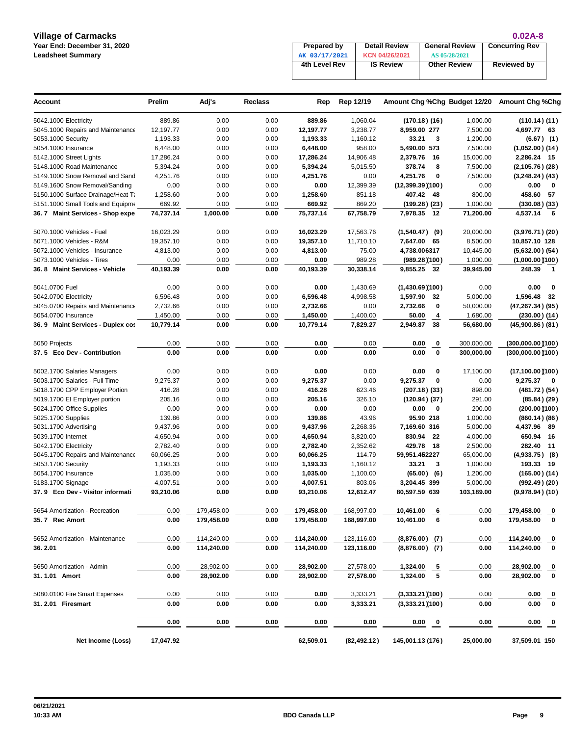**Village of Carmacks**
**Year End: December 31, 2020**
**Leadsheet Summary**

**0.02A-8**

| Prepared by | Detail Review | General Review | Concurring Rev |
|---|---|---|---|
| AK 03/17/2021 | KCN 04/26/2021 | AS 05/28/2021 | |
| **4th Level Rev** | **IS Review** | **Other Review** | **Reviewed by** |
| | | | |

| Account | Prelim | Adj's | Reclass | Rep | Rep 12/19 | Amount Chg | %Chg | Budget 12/20 | Amount Chg | %Chg |
|---|---|---|---|---|---|---|---|---|---|---|
| 5042.1000 Electricity | 889.86 | 0.00 | 0.00 | **889.86** | 1,060.04 | **(170.18)** | **(16)** | 1,000.00 | **(110.14)** | **(11)** |
| 5045.1000 Repairs and Maintenance | 12,197.77 | 0.00 | 0.00 | **12,197.77** | 3,238.77 | **8,959.00** | **277** | 7,500.00 | **4,697.77** | **63** |
| 5053.1000 Security | 1,193.33 | 0.00 | 0.00 | **1,193.33** | 1,160.12 | **33.21** | **3** | 1,200.00 | **(6.67)** | **(1)** |
| 5054.1000 Insurance | 6,448.00 | 0.00 | 0.00 | **6,448.00** | 958.00 | **5,490.00** | **573** | 7,500.00 | **(1,052.00)** | **(14)** |
| 5142.1000 Street Lights | 17,286.24 | 0.00 | 0.00 | **17,286.24** | 14,906.48 | **2,379.76** | **16** | 15,000.00 | **2,286.24** | **15** |
| 5148.1000 Road Maintenance | 5,394.24 | 0.00 | 0.00 | **5,394.24** | 5,015.50 | **378.74** | **8** | 7,500.00 | **(2,105.76)** | **(28)** |
| 5149.1000 Snow Removal and Sand | 4,251.76 | 0.00 | 0.00 | **4,251.76** | 0.00 | **4,251.76** | **0** | 7,500.00 | **(3,248.24)** | **(43)** |
| 5149.1600 Snow Removal/Sanding | 0.00 | 0.00 | 0.00 | **0.00** | 12,399.39 | **(12,399.39)** | **(100)** | 0.00 | **0.00** | **0** |
| 5150.1000 Surface Drainage/Heat Ta | 1,258.60 | 0.00 | 0.00 | **1,258.60** | 851.18 | **407.42** | **48** | 800.00 | **458.60** | **57** |
| 5151.1000 Small Tools and Equipme | 669.92 | 0.00 | 0.00 | **669.92** | 869.20 | **(199.28)** | **(23)** | 1,000.00 | **(330.08)** | **(33)** |
| **36. 7 Maint Services - Shop expe** | **74,737.14** | **1,000.00** | **0.00** | **75,737.14** | **67,758.79** | **7,978.35** | **12** | **71,200.00** | **4,537.14** | **6** |
| 5070.1000 Vehicles - Fuel | 16,023.29 | 0.00 | 0.00 | **16,023.29** | 17,563.76 | **(1,540.47)** | **(9)** | 20,000.00 | **(3,976.71)** | **(20)** |
| 5071.1000 Vehicles - R&M | 19,357.10 | 0.00 | 0.00 | **19,357.10** | 11,710.10 | **7,647.00** | **65** | 8,500.00 | **10,857.10** | **128** |
| 5072.1000 Vehicles - Insurance | 4,813.00 | 0.00 | 0.00 | **4,813.00** | 75.00 | **4,738.00** | **6317** | 10,445.00 | **(5,632.00)** | **(54)** |
| 5073.1000 Vehicles - Tires | 0.00 | 0.00 | 0.00 | **0.00** | 989.28 | **(989.28)** | **(100)** | 1,000.00 | **(1,000.00)** | **(100)** |
| **36. 8 Maint Services - Vehicle** | **40,193.39** | **0.00** | **0.00** | **40,193.39** | **30,338.14** | **9,855.25** | **32** | **39,945.00** | **248.39** | **1** |
| 5041.0700 Fuel | 0.00 | 0.00 | 0.00 | **0.00** | 1,430.69 | **(1,430.69)** | **(100)** | 0.00 | **0.00** | **0** |
| 5042.0700 Electricity | 6,596.48 | 0.00 | 0.00 | **6,596.48** | 4,998.58 | **1,597.90** | **32** | 5,000.00 | **1,596.48** | **32** |
| 5045.0700 Repairs and Maintenance | 2,732.66 | 0.00 | 0.00 | **2,732.66** | 0.00 | **2,732.66** | **0** | 50,000.00 | **(47,267.34)** | **(95)** |
| 5054.0700 Insurance | 1,450.00 | 0.00 | 0.00 | **1,450.00** | 1,400.00 | **50.00** | **4** | 1,680.00 | **(230.00)** | **(14)** |
| **36. 9 Maint Services - Duplex cos** | **10,779.14** | **0.00** | **0.00** | **10,779.14** | **7,829.27** | **2,949.87** | **38** | **56,680.00** | **(45,900.86)** | **(81)** |
| 5050 Projects | 0.00 | 0.00 | 0.00 | **0.00** | 0.00 | **0.00** | **0** | 300,000.00 | **(300,000.00)** | **(100)** |
| **37. 5 Eco Dev - Contribution** | **0.00** | **0.00** | **0.00** | **0.00** | **0.00** | **0.00** | **0** | **300,000.00** | **(300,000.00)** | **(100)** |
| 5002.1700 Salaries Managers | 0.00 | 0.00 | 0.00 | **0.00** | 0.00 | **0.00** | **0** | 17,100.00 | **(17,100.00)** | **(100)** |
| 5003.1700 Salaries - Full Time | 9,275.37 | 0.00 | 0.00 | **9,275.37** | 0.00 | **9,275.37** | **0** | 0.00 | **9,275.37** | **0** |
| 5018.1700 CPP Employer Portion | 416.28 | 0.00 | 0.00 | **416.28** | 623.46 | **(207.18)** | **(33)** | 898.00 | **(481.72)** | **(54)** |
| 5019.1700 EI Employer portion | 205.16 | 0.00 | 0.00 | **205.16** | 326.10 | **(120.94)** | **(37)** | 291.00 | **(85.84)** | **(29)** |
| 5024.1700 Office Supplies | 0.00 | 0.00 | 0.00 | **0.00** | 0.00 | **0.00** | **0** | 200.00 | **(200.00)** | **(100)** |
| 5025.1700 Supplies | 139.86 | 0.00 | 0.00 | **139.86** | 43.96 | **95.90** | **218** | 1,000.00 | **(860.14)** | **(86)** |
| 5031.1700 Advertising | 9,437.96 | 0.00 | 0.00 | **9,437.96** | 2,268.36 | **7,169.60** | **316** | 5,000.00 | **4,437.96** | **89** |
| 5039.1700 Internet | 4,650.94 | 0.00 | 0.00 | **4,650.94** | 3,820.00 | **830.94** | **22** | 4,000.00 | **650.94** | **16** |
| 5042.1700 Electricity | 2,782.40 | 0.00 | 0.00 | **2,782.40** | 2,352.62 | **429.78** | **18** | 2,500.00 | **282.40** | **11** |
| 5045.1700 Repairs and Maintenance | 60,066.25 | 0.00 | 0.00 | **60,066.25** | 114.79 | **59,951.46** | **52227** | 65,000.00 | **(4,933.75)** | **(8)** |
| 5053.1700 Security | 1,193.33 | 0.00 | 0.00 | **1,193.33** | 1,160.12 | **33.21** | **3** | 1,000.00 | **193.33** | **19** |
| 5054.1700 Insurance | 1,035.00 | 0.00 | 0.00 | **1,035.00** | 1,100.00 | **(65.00)** | **(6)** | 1,200.00 | **(165.00)** | **(14)** |
| 5183.1700 Signage | 4,007.51 | 0.00 | 0.00 | **4,007.51** | 803.06 | **3,204.45** | **399** | 5,000.00 | **(992.49)** | **(20)** |
| **37. 9 Eco Dev - Visitor informati** | **93,210.06** | **0.00** | **0.00** | **93,210.06** | **12,612.47** | **80,597.59** | **639** | **103,189.00** | **(9,978.94)** | **(10)** |
| 5654 Amortization - Recreation | 0.00 | 179,458.00 | 0.00 | **179,458.00** | 168,997.00 | **10,461.00** | **6** | 0.00 | **179,458.00** | **0** |
| **35. 7 Rec Amort** | **0.00** | **179,458.00** | **0.00** | **179,458.00** | **168,997.00** | **10,461.00** | **6** | **0.00** | **179,458.00** | **0** |
| 5652 Amortization - Maintenance | 0.00 | 114,240.00 | 0.00 | **114,240.00** | 123,116.00 | **(8,876.00)** | **(7)** | 0.00 | **114,240.00** | **0** |
| **36. 2.01** | **0.00** | **114,240.00** | **0.00** | **114,240.00** | **123,116.00** | **(8,876.00)** | **(7)** | **0.00** | **114,240.00** | **0** |
| 5650 Amortization - Admin | 0.00 | 28,902.00 | 0.00 | **28,902.00** | 27,578.00 | **1,324.00** | **5** | 0.00 | **28,902.00** | **0** |
| **31. 1.01 Amort** | **0.00** | **28,902.00** | **0.00** | **28,902.00** | **27,578.00** | **1,324.00** | **5** | **0.00** | **28,902.00** | **0** |
| 5080.0100 Fire Smart Expenses | 0.00 | 0.00 | 0.00 | **0.00** | 3,333.21 | **(3,333.21)** | **(100)** | 0.00 | **0.00** | **0** |
| **31. 2.01 Firesmart** | **0.00** | **0.00** | **0.00** | **0.00** | **3,333.21** | **(3,333.21)** | **(100)** | **0.00** | **0.00** | **0** |
| | **0.00** | **0.00** | **0.00** | **0.00** | **0.00** | **0.00** | **0** | **0.00** | **0.00** | **0** |
| **Net Income (Loss)** | **17,047.92** | | | **62,509.01** | **(82,492.12)** | **145,001.13** | **(176)** | **25,000.00** | **37,509.01** | **150** |

**06/21/2021**
**10:33 AM**

**BDO Canada LLP**